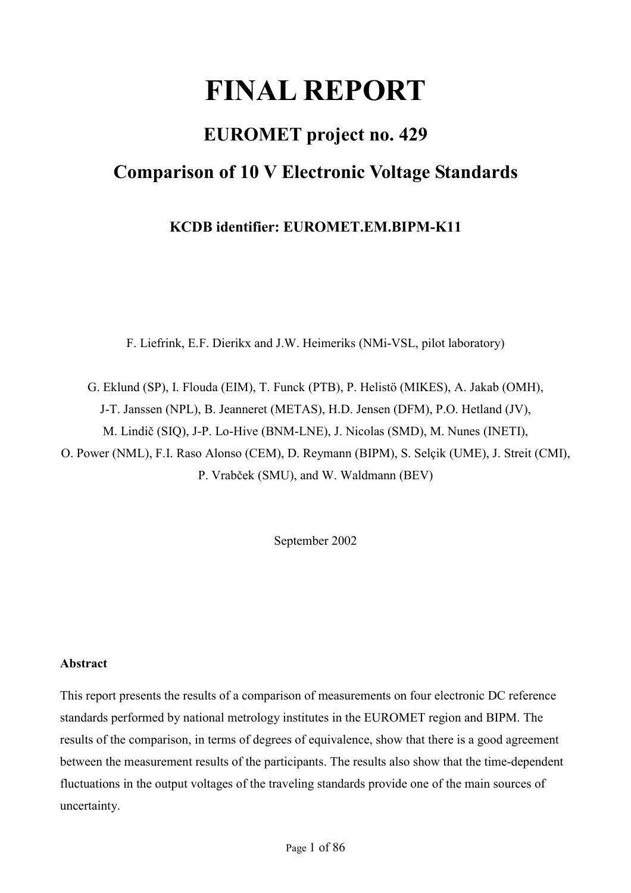# FINAL REPORT

## EUROMET project no. 429

## Comparison of 10 V Electronic Voltage Standards

### KCDB identifier: EUROMET.EM.BIPM-K11

F. Liefrink, E.F. Dierikx and J.W. Heimeriks (NMi-VSL, pilot laboratory)

G. Eklund (SP), I. Flouda (EIM), T. Funck (PTB), P. Helistö (MIKES), A. Jakab (OMH), J-T. Janssen (NPL), B. Jeanneret (METAS), H.D. Jensen (DFM), P.O. Hetland (JV), M. Lindič (SIQ), J-P. Lo-Hive (BNM-LNE), J. Nicolas (SMD), M. Nunes (INETI), O. Power (NML), F.I. Raso Alonso (CEM), D. Reymann (BIPM), S. Selçik (UME), J. Streit (CMI), P. Vrabček (SMU), and W. Waldmann (BEV)

September 2002

**Abstract**

This report presents the results of a comparison of measurements on four electronic DC reference standards performed by national metrology institutes in the EUROMET region and BIPM. The results of the comparison, in terms of degrees of equivalence, show that there is a good agreement between the measurement results of the participants. The results also show that the time-dependent fluctuations in the output voltages of the traveling standards provide one of the main sources of uncertainty.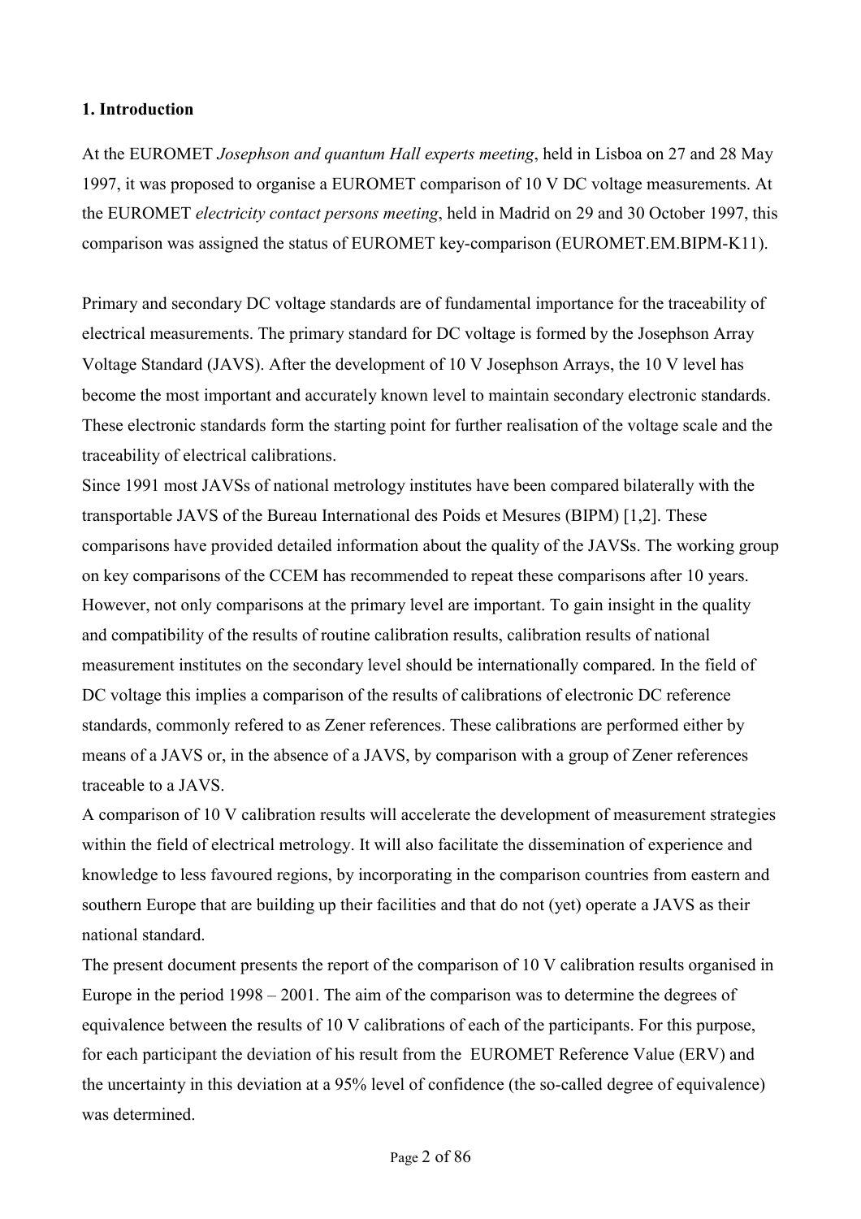## 1. Introduction

At the EUROMET *Josephson and quantum Hall experts meeting*, held in Lisboa on 27 and 28 May 1997, it was proposed to organise a EUROMET comparison of 10 V DC voltage measurements. At the EUROMET *electricity contact persons meeting*, held in Madrid on 29 and 30 October 1997, this comparison was assigned the status of EUROMET key-comparison (EUROMET.EM.BIPM-K11).

Primary and secondary DC voltage standards are of fundamental importance for the traceability of electrical measurements. The primary standard for DC voltage is formed by the Josephson Array Voltage Standard (JAVS). After the development of 10 V Josephson Arrays, the 10 V level has become the most important and accurately known level to maintain secondary electronic standards. These electronic standards form the starting point for further realisation of the voltage scale and the traceability of electrical calibrations.

Since 1991 most JAVSs of national metrology institutes have been compared bilaterally with the transportable JAVS of the Bureau International des Poids et Mesures (BIPM) [1,2]. These comparisons have provided detailed information about the quality of the JAVSs. The working group on key comparisons of the CCEM has recommended to repeat these comparisons after 10 years. However, not only comparisons at the primary level are important. To gain insight in the quality and compatibility of the results of routine calibration results, calibration results of national measurement institutes on the secondary level should be internationally compared. In the field of DC voltage this implies a comparison of the results of calibrations of electronic DC reference standards, commonly refered to as Zener references. These calibrations are performed either by means of a JAVS or, in the absence of a JAVS, by comparison with a group of Zener references traceable to a JAVS.

A comparison of 10 V calibration results will accelerate the development of measurement strategies within the field of electrical metrology. It will also facilitate the dissemination of experience and knowledge to less favoured regions, by incorporating in the comparison countries from eastern and southern Europe that are building up their facilities and that do not (yet) operate a JAVS as their national standard.

The present document presents the report of the comparison of 10 V calibration results organised in Europe in the period 1998 – 2001. The aim of the comparison was to determine the degrees of equivalence between the results of 10 V calibrations of each of the participants. For this purpose, for each participant the deviation of his result from the EUROMET Reference Value (ERV) and the uncertainty in this deviation at a 95% level of confidence (the so-called degree of equivalence) was determined.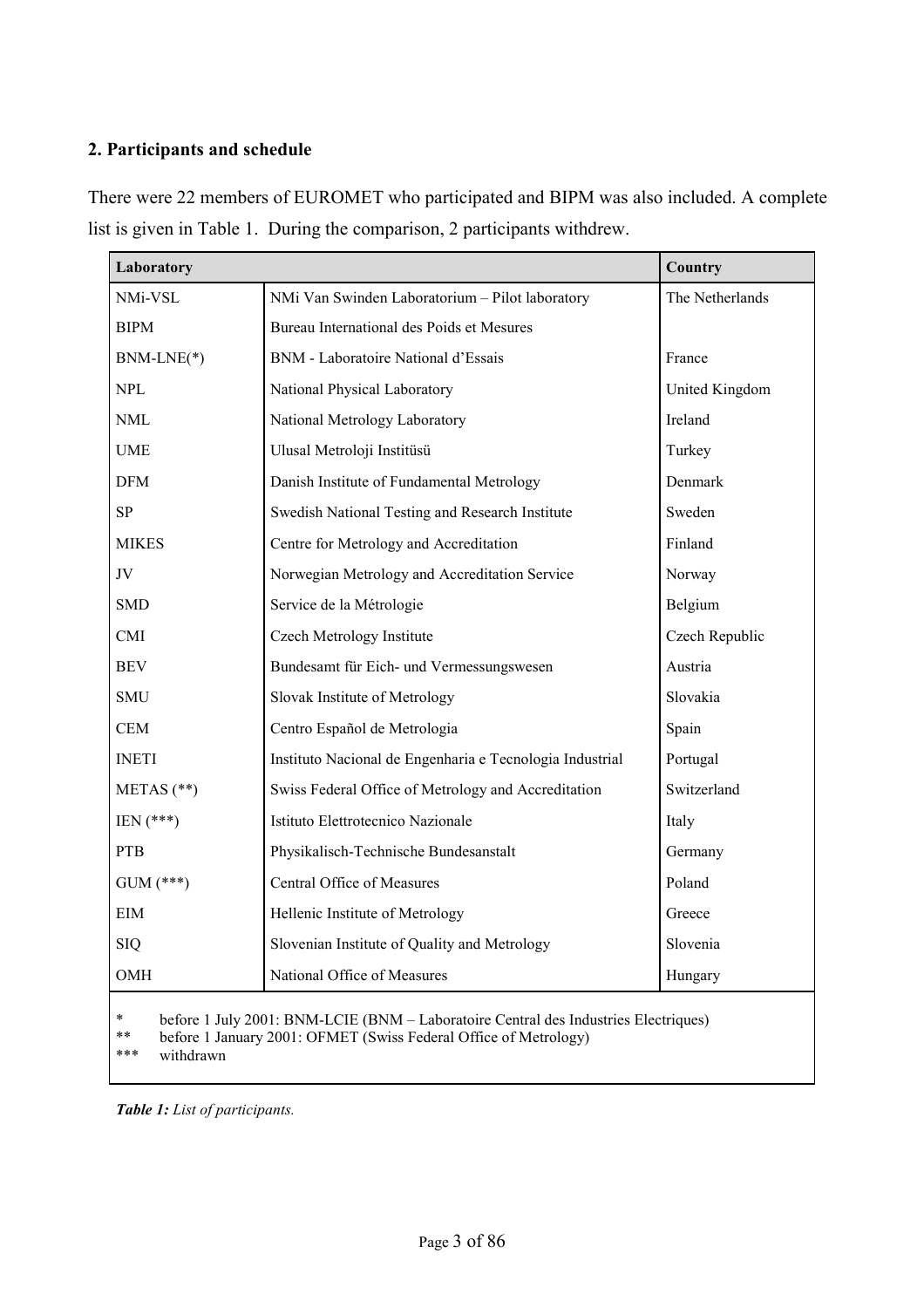## 2. Participants and schedule

There were 22 members of EUROMET who participated and BIPM was also included. A complete list is given in Table 1. During the comparison, 2 participants withdrew.

| Laboratory | | Country |
|---|---|---|
| NMi-VSL | NMi Van Swinden Laboratorium – Pilot laboratory | The Netherlands |
| BIPM | Bureau International des Poids et Mesures | |
| BNM-LNE(*) | BNM - Laboratoire National d'Essais | France |
| NPL | National Physical Laboratory | United Kingdom |
| NML | National Metrology Laboratory | Ireland |
| UME | Ulusal Metroloji Institüsü | Turkey |
| DFM | Danish Institute of Fundamental Metrology | Denmark |
| SP | Swedish National Testing and Research Institute | Sweden |
| MIKES | Centre for Metrology and Accreditation | Finland |
| JV | Norwegian Metrology and Accreditation Service | Norway |
| SMD | Service de la Métrologie | Belgium |
| CMI | Czech Metrology Institute | Czech Republic |
| BEV | Bundesamt für Eich- und Vermessungswesen | Austria |
| SMU | Slovak Institute of Metrology | Slovakia |
| CEM | Centro Español de Metrologia | Spain |
| INETI | Instituto Nacional de Engenharia e Tecnologia Industrial | Portugal |
| METAS (**) | Swiss Federal Office of Metrology and Accreditation | Switzerland |
| IEN (***) | Istituto Elettrotecnico Nazionale | Italy |
| PTB | Physikalisch-Technische Bundesanstalt | Germany |
| GUM (***) | Central Office of Measures | Poland |
| EIM | Hellenic Institute of Metrology | Greece |
| SIQ | Slovenian Institute of Quality and Metrology | Slovenia |
| OMH | National Office of Measures | Hungary |

\* before 1 July 2001: BNM-LCIE (BNM – Laboratoire Central des Industries Electriques)
** before 1 January 2001: OFMET (Swiss Federal Office of Metrology)
*** withdrawn

***Table 1:*** *List of participants.*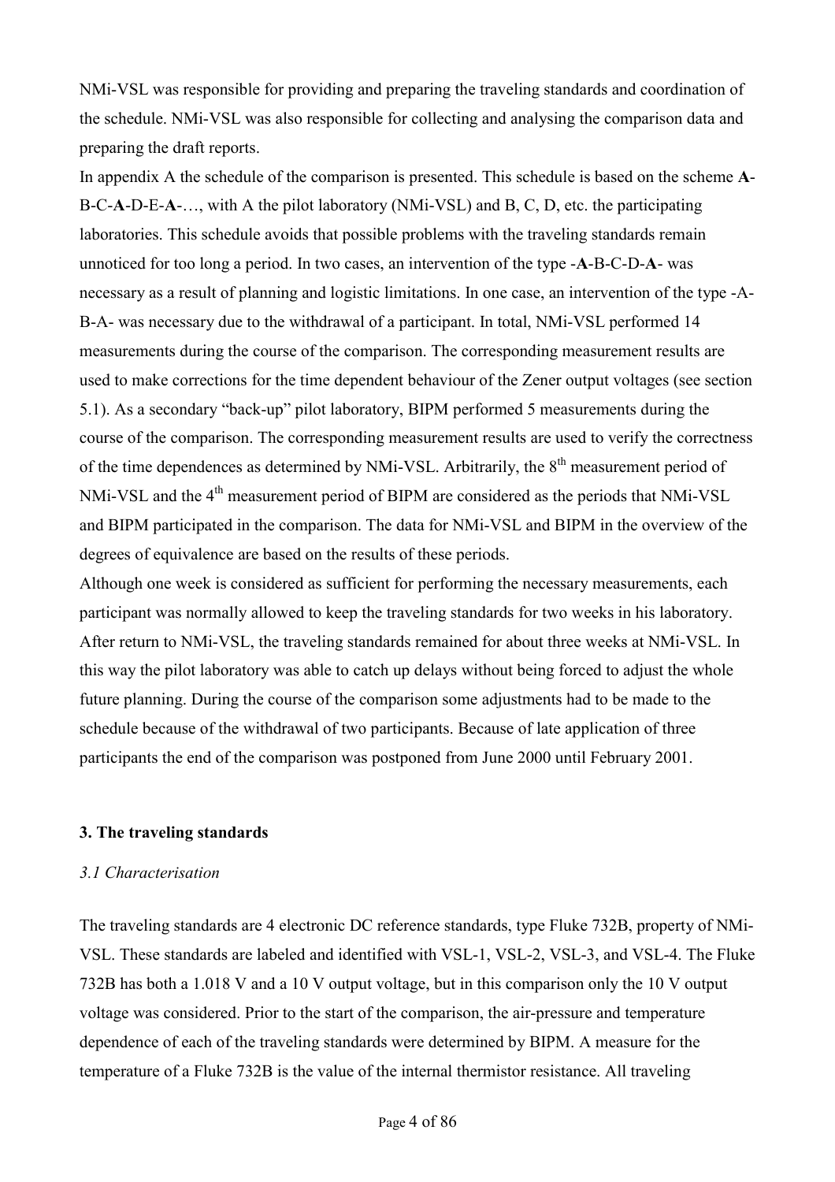NMi-VSL was responsible for providing and preparing the traveling standards and coordination of the schedule. NMi-VSL was also responsible for collecting and analysing the comparison data and preparing the draft reports.

In appendix A the schedule of the comparison is presented. This schedule is based on the scheme **A**-B-C-**A**-D-E-**A**-…, with A the pilot laboratory (NMi-VSL) and B, C, D, etc. the participating laboratories. This schedule avoids that possible problems with the traveling standards remain unnoticed for too long a period. In two cases, an intervention of the type -**A**-B-C-D-**A**- was necessary as a result of planning and logistic limitations. In one case, an intervention of the type -A-B-A- was necessary due to the withdrawal of a participant. In total, NMi-VSL performed 14 measurements during the course of the comparison. The corresponding measurement results are used to make corrections for the time dependent behaviour of the Zener output voltages (see section 5.1). As a secondary "back-up" pilot laboratory, BIPM performed 5 measurements during the course of the comparison. The corresponding measurement results are used to verify the correctness of the time dependences as determined by NMi-VSL. Arbitrarily, the 8$^{th}$ measurement period of NMi-VSL and the 4$^{th}$ measurement period of BIPM are considered as the periods that NMi-VSL and BIPM participated in the comparison. The data for NMi-VSL and BIPM in the overview of the degrees of equivalence are based on the results of these periods.

Although one week is considered as sufficient for performing the necessary measurements, each participant was normally allowed to keep the traveling standards for two weeks in his laboratory. After return to NMi-VSL, the traveling standards remained for about three weeks at NMi-VSL. In this way the pilot laboratory was able to catch up delays without being forced to adjust the whole future planning. During the course of the comparison some adjustments had to be made to the schedule because of the withdrawal of two participants. Because of late application of three participants the end of the comparison was postponed from June 2000 until February 2001.

## 3. The traveling standards

### *3.1 Characterisation*

The traveling standards are 4 electronic DC reference standards, type Fluke 732B, property of NMi-VSL. These standards are labeled and identified with VSL-1, VSL-2, VSL-3, and VSL-4. The Fluke 732B has both a 1.018 V and a 10 V output voltage, but in this comparison only the 10 V output voltage was considered. Prior to the start of the comparison, the air-pressure and temperature dependence of each of the traveling standards were determined by BIPM. A measure for the temperature of a Fluke 732B is the value of the internal thermistor resistance. All traveling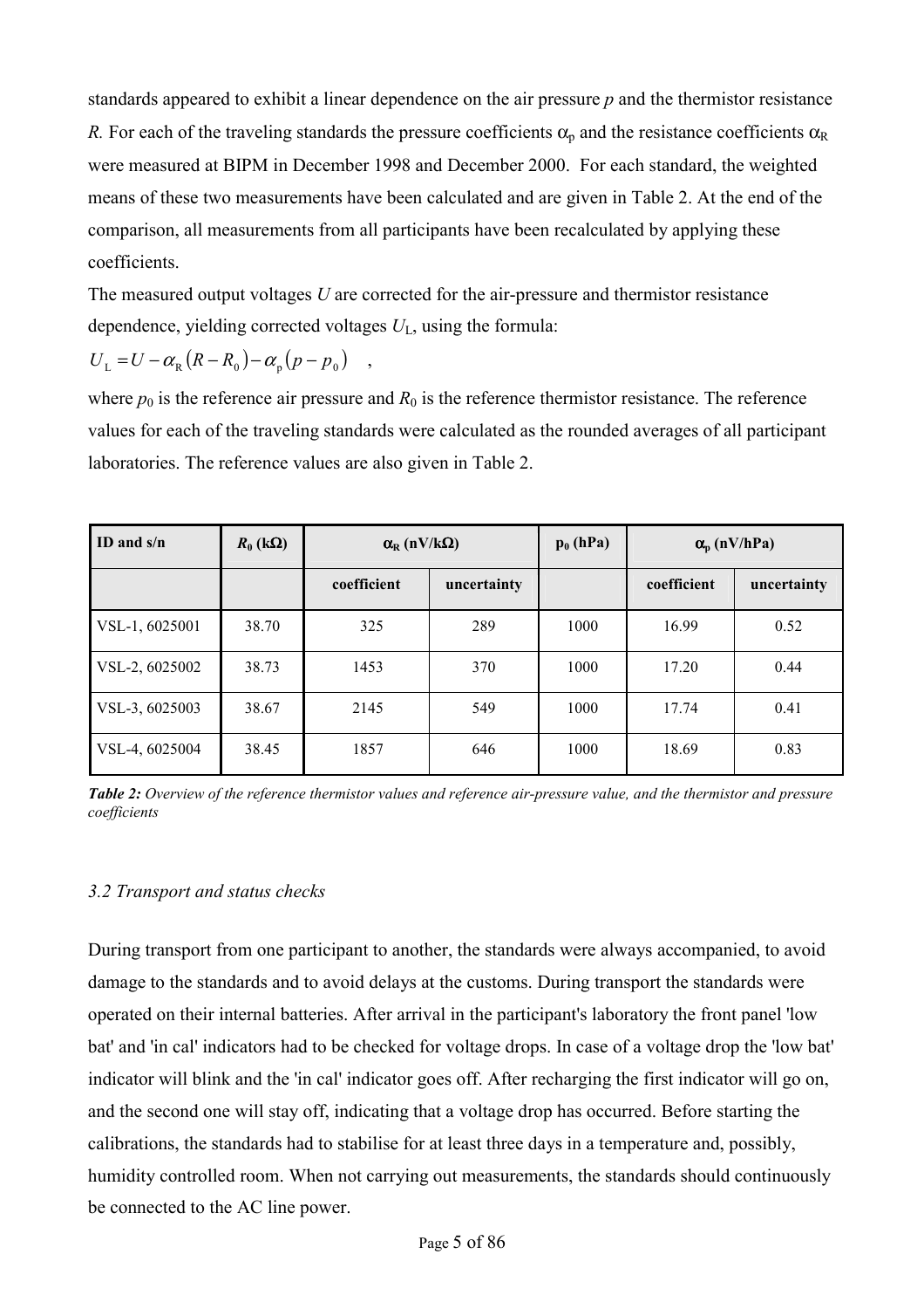standards appeared to exhibit a linear dependence on the air pressure $p$ and the thermistor resistance $R$. For each of the traveling standards the pressure coefficients $\alpha_p$ and the resistance coefficients $\alpha_R$ were measured at BIPM in December 1998 and December 2000. For each standard, the weighted means of these two measurements have been calculated and are given in Table 2. At the end of the comparison, all measurements from all participants have been recalculated by applying these coefficients.

The measured output voltages $U$ are corrected for the air-pressure and thermistor resistance dependence, yielding corrected voltages $U_L$, using the formula:

$$U_L = U - \alpha_R (R - R_0) - \alpha_p (p - p_0) \quad ,$$

where $p_0$ is the reference air pressure and $R_0$ is the reference thermistor resistance. The reference values for each of the traveling standards were calculated as the rounded averages of all participant laboratories. The reference values are also given in Table 2.

| **ID and s/n** | **$R_0$ (kΩ)** | **$\alpha_R$ (nV/kΩ)** | | **$p_0$ (hPa)** | **$\alpha_p$ (nV/hPa)** | |
|---|---|---|---|---|---|---|
| | | **coefficient** | **uncertainty** | | **coefficient** | **uncertainty** |
| VSL-1, 6025001 | 38.70 | 325 | 289 | 1000 | 16.99 | 0.52 |
| VSL-2, 6025002 | 38.73 | 1453 | 370 | 1000 | 17.20 | 0.44 |
| VSL-3, 6025003 | 38.67 | 2145 | 549 | 1000 | 17.74 | 0.41 |
| VSL-4, 6025004 | 38.45 | 1857 | 646 | 1000 | 18.69 | 0.83 |

***Table 2:*** *Overview of the reference thermistor values and reference air-pressure value, and the thermistor and pressure coefficients*

### *3.2 Transport and status checks*

During transport from one participant to another, the standards were always accompanied, to avoid damage to the standards and to avoid delays at the customs. During transport the standards were operated on their internal batteries. After arrival in the participant's laboratory the front panel 'low bat' and 'in cal' indicators had to be checked for voltage drops. In case of a voltage drop the 'low bat' indicator will blink and the 'in cal' indicator goes off. After recharging the first indicator will go on, and the second one will stay off, indicating that a voltage drop has occurred. Before starting the calibrations, the standards had to stabilise for at least three days in a temperature and, possibly, humidity controlled room. When not carrying out measurements, the standards should continuously be connected to the AC line power.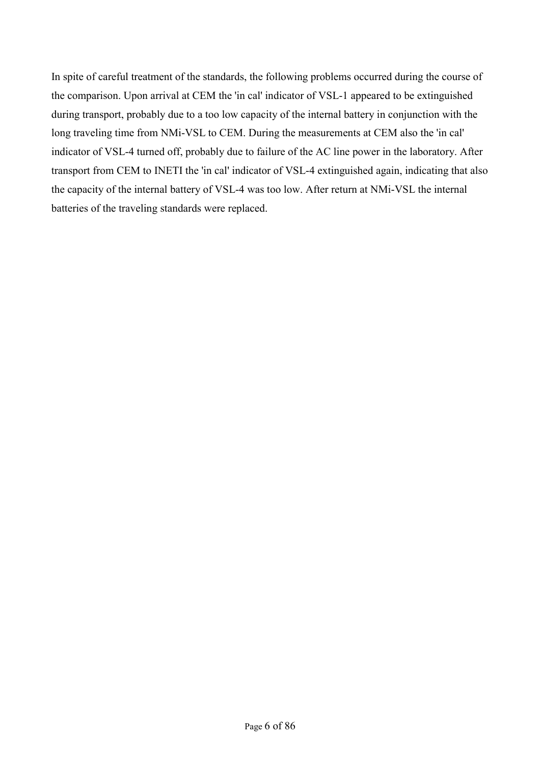In spite of careful treatment of the standards, the following problems occurred during the course of the comparison. Upon arrival at CEM the 'in cal' indicator of VSL-1 appeared to be extinguished during transport, probably due to a too low capacity of the internal battery in conjunction with the long traveling time from NMi-VSL to CEM. During the measurements at CEM also the 'in cal' indicator of VSL-4 turned off, probably due to failure of the AC line power in the laboratory. After transport from CEM to INETI the 'in cal' indicator of VSL-4 extinguished again, indicating that also the capacity of the internal battery of VSL-4 was too low. After return at NMi-VSL the internal batteries of the traveling standards were replaced.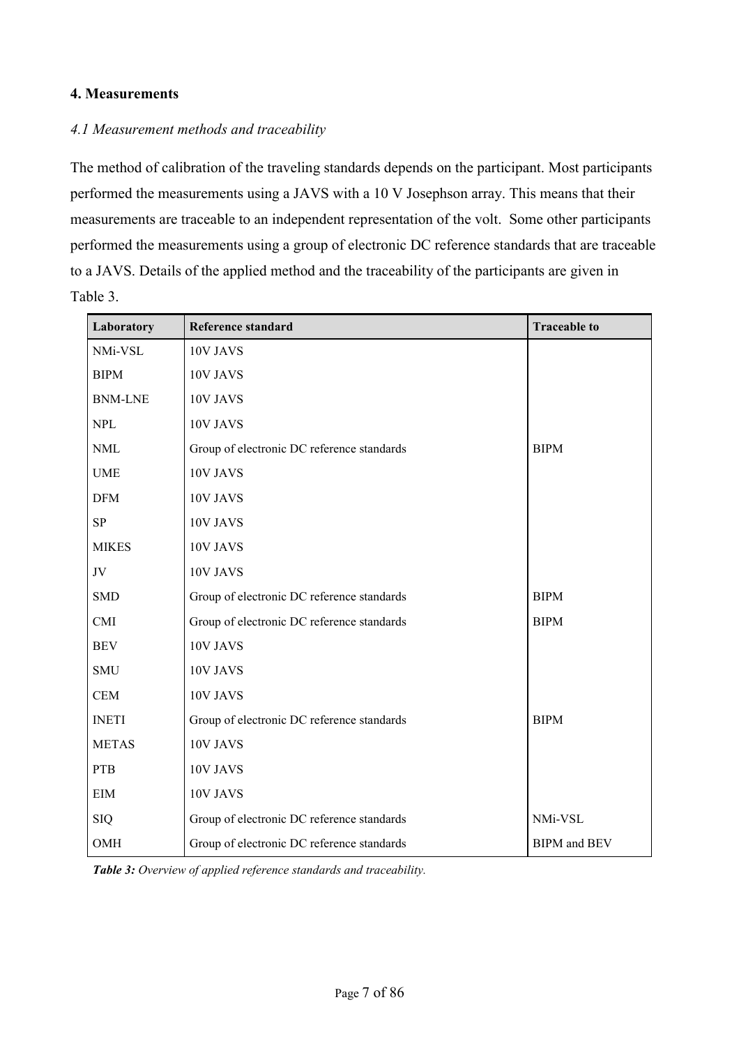## 4. Measurements

### *4.1 Measurement methods and traceability*

The method of calibration of the traveling standards depends on the participant. Most participants performed the measurements using a JAVS with a 10 V Josephson array. This means that their measurements are traceable to an independent representation of the volt. Some other participants performed the measurements using a group of electronic DC reference standards that are traceable to a JAVS. Details of the applied method and the traceability of the participants are given in Table 3.

| Laboratory | Reference standard | Traceable to |
|---|---|---|
| NMi-VSL | 10V JAVS | |
| BIPM | 10V JAVS | |
| BNM-LNE | 10V JAVS | |
| NPL | 10V JAVS | |
| NML | Group of electronic DC reference standards | BIPM |
| UME | 10V JAVS | |
| DFM | 10V JAVS | |
| SP | 10V JAVS | |
| MIKES | 10V JAVS | |
| JV | 10V JAVS | |
| SMD | Group of electronic DC reference standards | BIPM |
| CMI | Group of electronic DC reference standards | BIPM |
| BEV | 10V JAVS | |
| SMU | 10V JAVS | |
| CEM | 10V JAVS | |
| INETI | Group of electronic DC reference standards | BIPM |
| METAS | 10V JAVS | |
| PTB | 10V JAVS | |
| EIM | 10V JAVS | |
| SIQ | Group of electronic DC reference standards | NMi-VSL |
| OMH | Group of electronic DC reference standards | BIPM and BEV |

***Table 3:*** *Overview of applied reference standards and traceability.*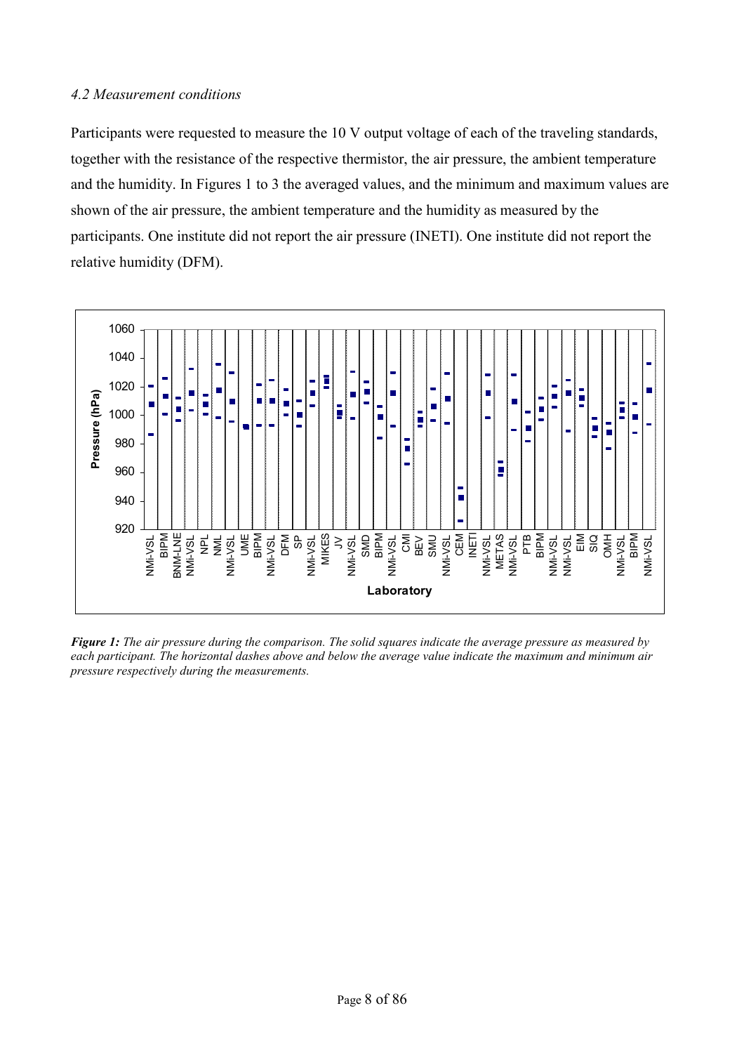*4.2 Measurement conditions*

Participants were requested to measure the 10 V output voltage of each of the traveling standards, together with the resistance of the respective thermistor, the air pressure, the ambient temperature and the humidity. In Figures 1 to 3 the averaged values, and the minimum and maximum values are shown of the air pressure, the ambient temperature and the humidity as measured by the participants. One institute did not report the air pressure (INETI). One institute did not report the relative humidity (DFM).

***Figure 1:*** *The air pressure during the comparison. The solid squares indicate the average pressure as measured by each participant. The horizontal dashes above and below the average value indicate the maximum and minimum air pressure respectively during the measurements.*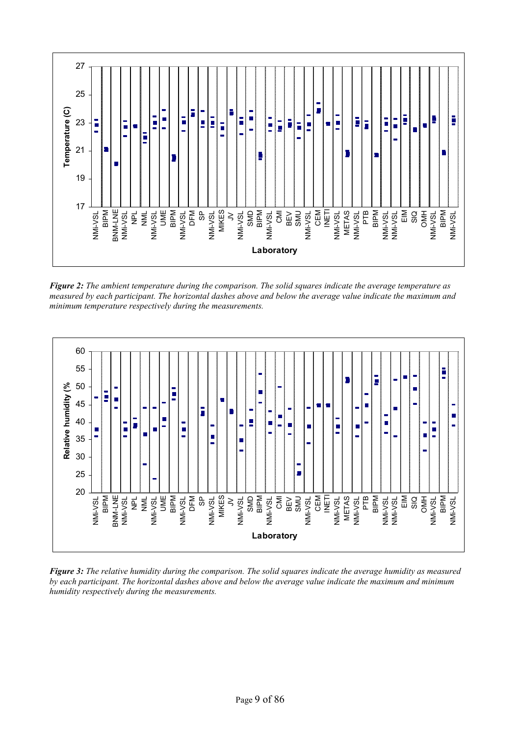*Figure 2:* *The ambient temperature during the comparison. The solid squares indicate the average temperature as measured by each participant. The horizontal dashes above and below the average value indicate the maximum and minimum temperature respectively during the measurements.*

*Figure 3:* *The relative humidity during the comparison. The solid squares indicate the average humidity as measured by each participant. The horizontal dashes above and below the average value indicate the maximum and minimum humidity respectively during the measurements.*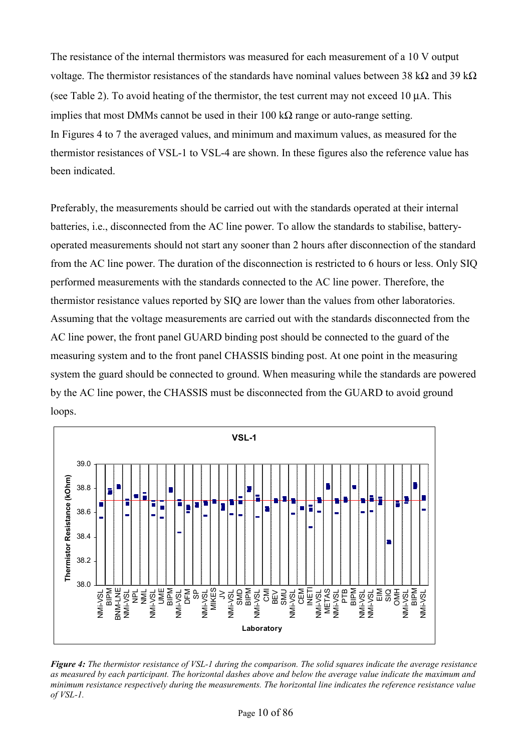The resistance of the internal thermistors was measured for each measurement of a 10 V output voltage. The thermistor resistances of the standards have nominal values between 38 kΩ and 39 kΩ (see Table 2). To avoid heating of the thermistor, the test current may not exceed 10 μA. This implies that most DMMs cannot be used in their 100 kΩ range or auto-range setting.
In Figures 4 to 7 the averaged values, and minimum and maximum values, as measured for the thermistor resistances of VSL-1 to VSL-4 are shown. In these figures also the reference value has been indicated.

Preferably, the measurements should be carried out with the standards operated at their internal batteries, i.e., disconnected from the AC line power. To allow the standards to stabilise, battery-operated measurements should not start any sooner than 2 hours after disconnection of the standard from the AC line power. The duration of the disconnection is restricted to 6 hours or less. Only SIQ performed measurements with the standards connected to the AC line power. Therefore, the thermistor resistance values reported by SIQ are lower than the values from other laboratories. Assuming that the voltage measurements are carried out with the standards disconnected from the AC line power, the front panel GUARD binding post should be connected to the guard of the measuring system and to the front panel CHASSIS binding post. At one point in the measuring system the guard should be connected to ground. When measuring while the standards are powered by the AC line power, the CHASSIS must be disconnected from the GUARD to avoid ground loops.

*__Figure 4:__ The thermistor resistance of VSL-1 during the comparison. The solid squares indicate the average resistance as measured by each participant. The horizontal dashes above and below the average value indicate the maximum and minimum resistance respectively during the measurements. The horizontal line indicates the reference resistance value of VSL-1.*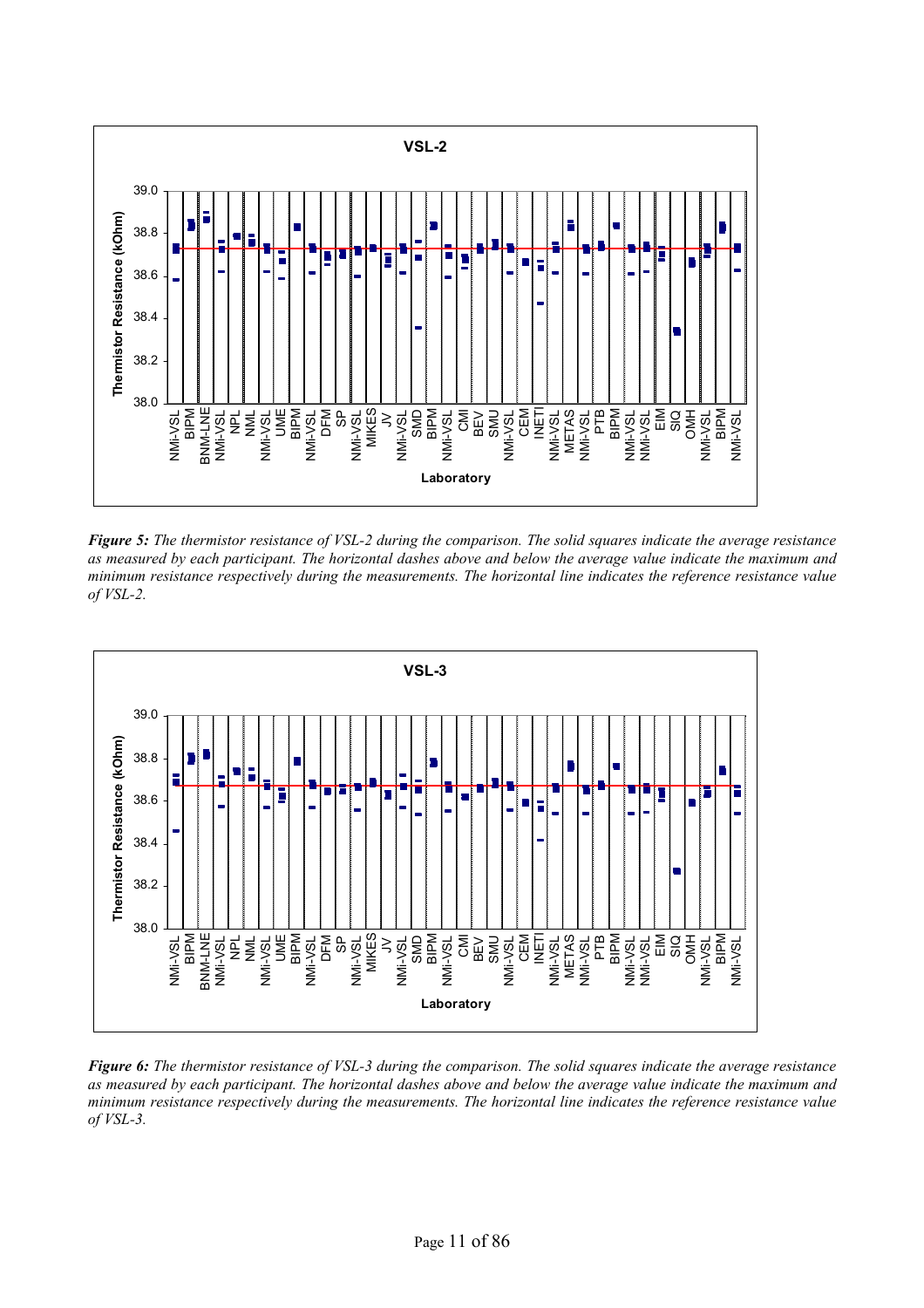*__Figure 5:__ The thermistor resistance of VSL-2 during the comparison. The solid squares indicate the average resistance as measured by each participant. The horizontal dashes above and below the average value indicate the maximum and minimum resistance respectively during the measurements. The horizontal line indicates the reference resistance value of VSL-2.*

*__Figure 6:__ The thermistor resistance of VSL-3 during the comparison. The solid squares indicate the average resistance as measured by each participant. The horizontal dashes above and below the average value indicate the maximum and minimum resistance respectively during the measurements. The horizontal line indicates the reference resistance value of VSL-3.*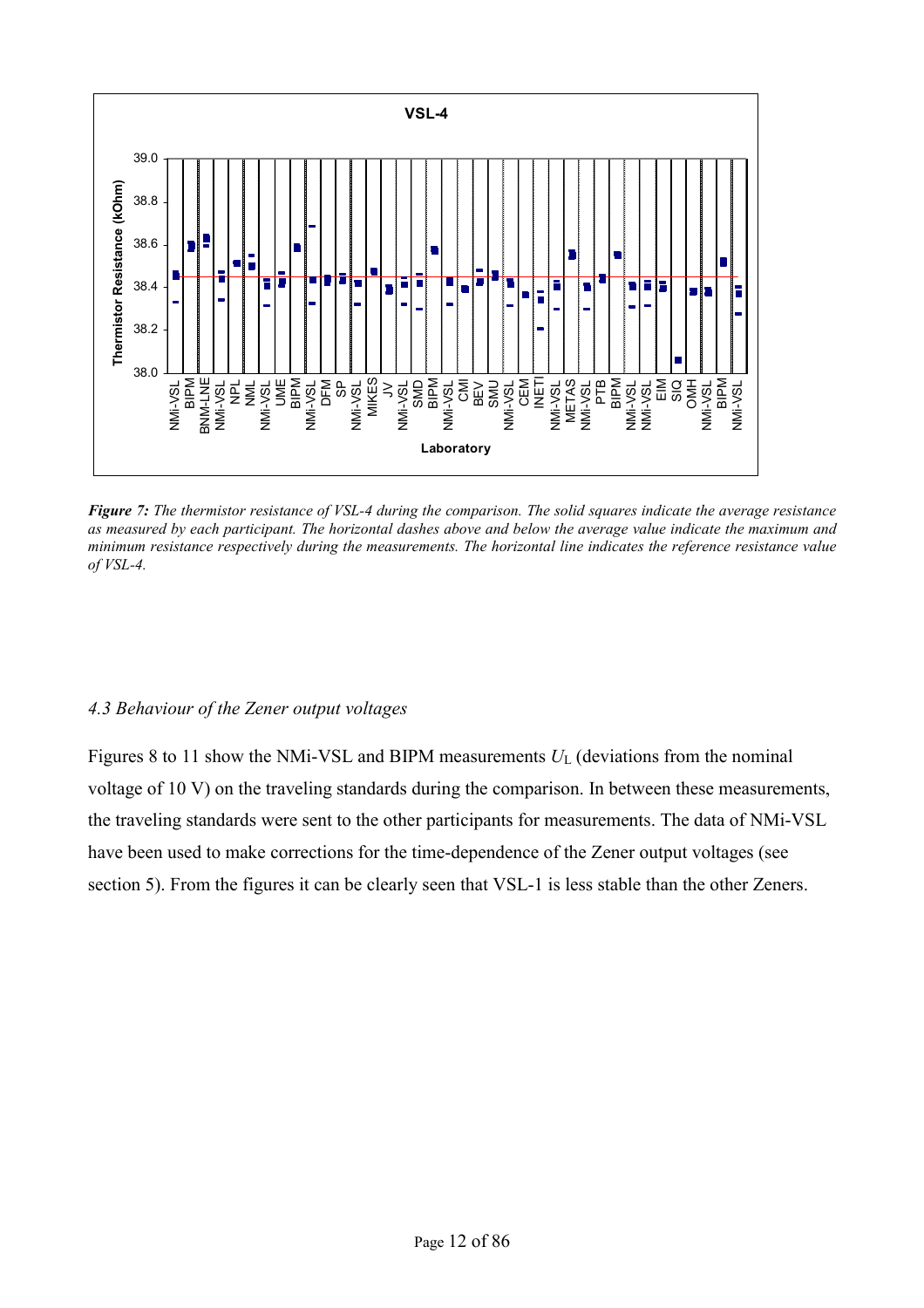*__Figure 7:__ The thermistor resistance of VSL-4 during the comparison. The solid squares indicate the average resistance as measured by each participant. The horizontal dashes above and below the average value indicate the maximum and minimum resistance respectively during the measurements. The horizontal line indicates the reference resistance value of VSL-4.*

### *4.3 Behaviour of the Zener output voltages*

Figures 8 to 11 show the NMi-VSL and BIPM measurements $U_L$ (deviations from the nominal voltage of 10 V) on the traveling standards during the comparison. In between these measurements, the traveling standards were sent to the other participants for measurements. The data of NMi-VSL have been used to make corrections for the time-dependence of the Zener output voltages (see section 5). From the figures it can be clearly seen that VSL-1 is less stable than the other Zeners.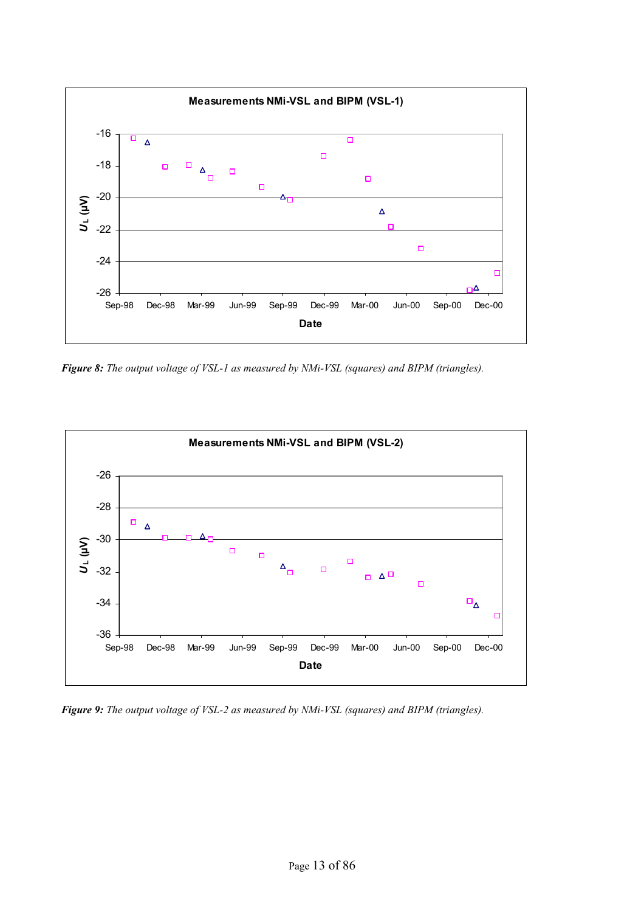**Figure 8:** *The output voltage of VSL-1 as measured by NMi-VSL (squares) and BIPM (triangles).*

**Figure 9:** *The output voltage of VSL-2 as measured by NMi-VSL (squares) and BIPM (triangles).*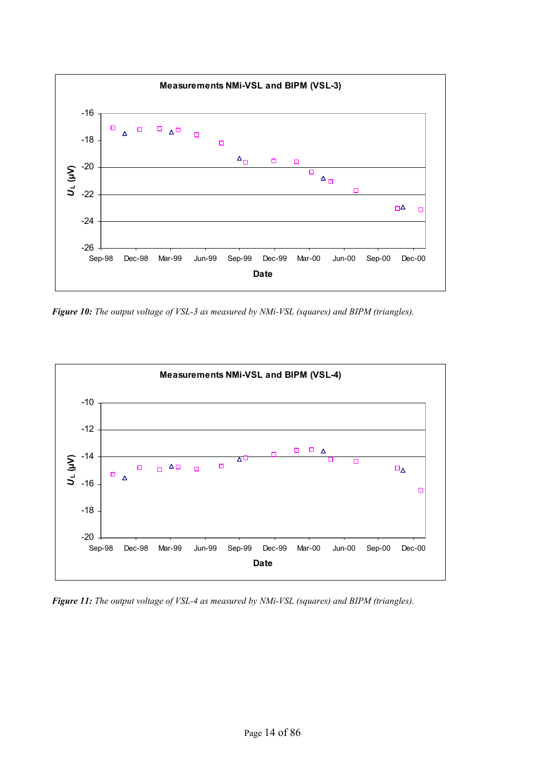***Figure 10:*** *The output voltage of VSL-3 as measured by NMi-VSL (squares) and BIPM (triangles).*

***Figure 11:*** *The output voltage of VSL-4 as measured by NMi-VSL (squares) and BIPM (triangles).*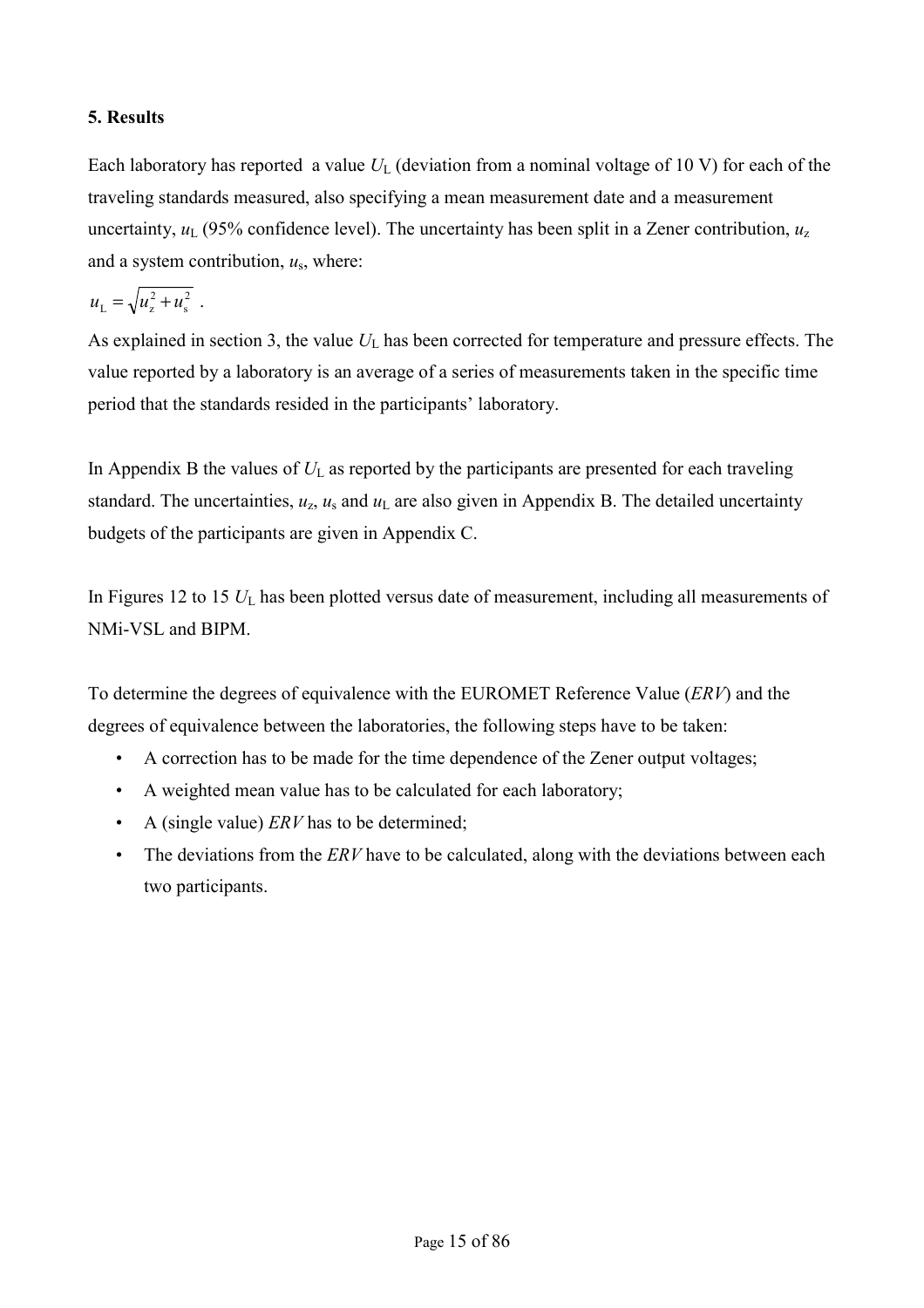## 5. Results

Each laboratory has reported a value $U_L$ (deviation from a nominal voltage of 10 V) for each of the traveling standards measured, also specifying a mean measurement date and a measurement uncertainty, $u_L$ (95% confidence level). The uncertainty has been split in a Zener contribution, $u_z$ and a system contribution, $u_s$, where:

$$u_L = \sqrt{u_z^2 + u_s^2} \ .$$

As explained in section 3, the value $U_L$ has been corrected for temperature and pressure effects. The value reported by a laboratory is an average of a series of measurements taken in the specific time period that the standards resided in the participants' laboratory.

In Appendix B the values of $U_L$ as reported by the participants are presented for each traveling standard. The uncertainties, $u_z$, $u_s$ and $u_L$ are also given in Appendix B. The detailed uncertainty budgets of the participants are given in Appendix C.

In Figures 12 to 15 $U_L$ has been plotted versus date of measurement, including all measurements of NMi-VSL and BIPM.

To determine the degrees of equivalence with the EUROMET Reference Value (*ERV*) and the degrees of equivalence between the laboratories, the following steps have to be taken:

- A correction has to be made for the time dependence of the Zener output voltages;
- A weighted mean value has to be calculated for each laboratory;
- A (single value) *ERV* has to be determined;
- The deviations from the *ERV* have to be calculated, along with the deviations between each two participants.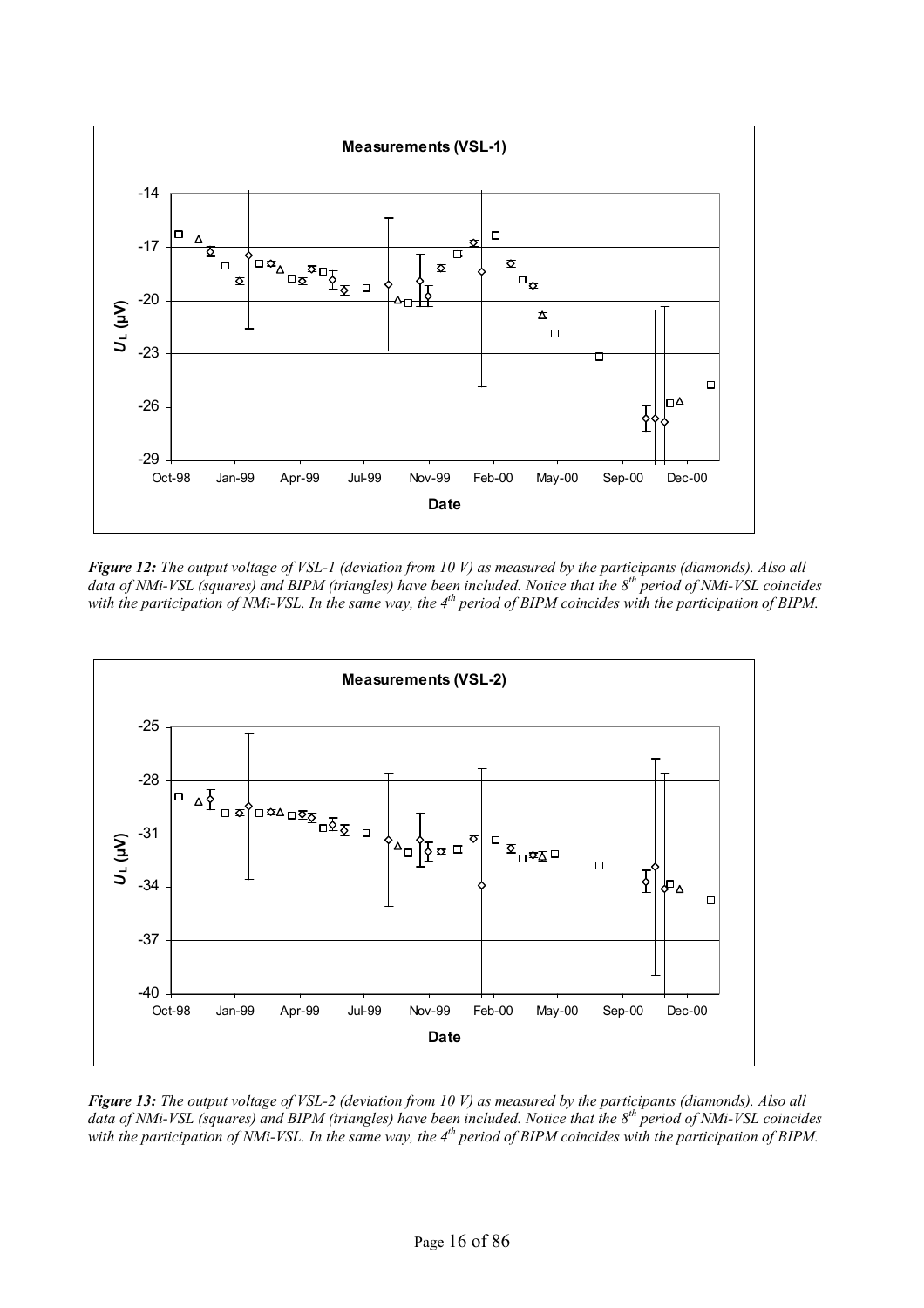***Figure 12:*** *The output voltage of VSL-1 (deviation from 10 V) as measured by the participants (diamonds). Also all data of NMi-VSL (squares) and BIPM (triangles) have been included. Notice that the 8th period of NMi-VSL coincides with the participation of NMi-VSL. In the same way, the 4th period of BIPM coincides with the participation of BIPM.*

***Figure 13:*** *The output voltage of VSL-2 (deviation from 10 V) as measured by the participants (diamonds). Also all data of NMi-VSL (squares) and BIPM (triangles) have been included. Notice that the 8th period of NMi-VSL coincides with the participation of NMi-VSL. In the same way, the 4th period of BIPM coincides with the participation of BIPM.*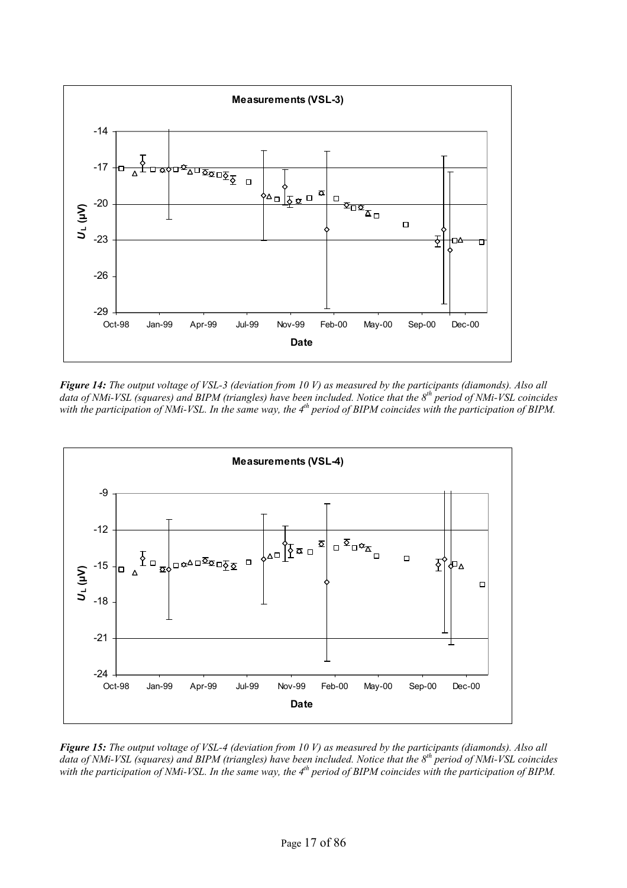**Measurements (VSL-3)**

***Figure 14:** The output voltage of VSL-3 (deviation from 10 V) as measured by the participants (diamonds). Also all data of NMi-VSL (squares) and BIPM (triangles) have been included. Notice that the 8th period of NMi-VSL coincides with the participation of NMi-VSL. In the same way, the 4th period of BIPM coincides with the participation of BIPM.*

**Measurements (VSL-4)**

***Figure 15:** The output voltage of VSL-4 (deviation from 10 V) as measured by the participants (diamonds). Also all data of NMi-VSL (squares) and BIPM (triangles) have been included. Notice that the 8th period of NMi-VSL coincides with the participation of NMi-VSL. In the same way, the 4th period of BIPM coincides with the participation of BIPM.*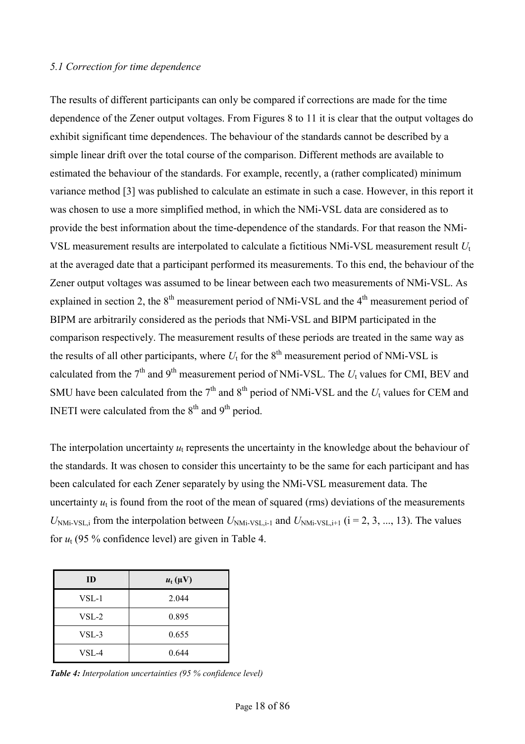*5.1 Correction for time dependence*

The results of different participants can only be compared if corrections are made for the time dependence of the Zener output voltages. From Figures 8 to 11 it is clear that the output voltages do exhibit significant time dependences. The behaviour of the standards cannot be described by a simple linear drift over the total course of the comparison. Different methods are available to estimated the behaviour of the standards. For example, recently, a (rather complicated) minimum variance method [3] was published to calculate an estimate in such a case. However, in this report it was chosen to use a more simplified method, in which the NMi-VSL data are considered as to provide the best information about the time-dependence of the standards. For that reason the NMi-VSL measurement results are interpolated to calculate a fictitious NMi-VSL measurement result $U_t$ at the averaged date that a participant performed its measurements. To this end, the behaviour of the Zener output voltages was assumed to be linear between each two measurements of NMi-VSL. As explained in section 2, the 8$^{th}$ measurement period of NMi-VSL and the 4$^{th}$ measurement period of BIPM are arbitrarily considered as the periods that NMi-VSL and BIPM participated in the comparison respectively. The measurement results of these periods are treated in the same way as the results of all other participants, where $U_t$ for the 8$^{th}$ measurement period of NMi-VSL is calculated from the 7$^{th}$ and 9$^{th}$ measurement period of NMi-VSL. The $U_t$ values for CMI, BEV and SMU have been calculated from the 7$^{th}$ and 8$^{th}$ period of NMi-VSL and the $U_t$ values for CEM and INETI were calculated from the 8$^{th}$ and 9$^{th}$ period.

The interpolation uncertainty $u_t$ represents the uncertainty in the knowledge about the behaviour of the standards. It was chosen to consider this uncertainty to be the same for each participant and has been calculated for each Zener separately by using the NMi-VSL measurement data. The uncertainty $u_t$ is found from the root of the mean of squared (rms) deviations of the measurements $U_{\text{NMi-VSL},i}$ from the interpolation between $U_{\text{NMi-VSL},i-1}$ and $U_{\text{NMi-VSL},i+1}$ (i = 2, 3, ..., 13). The values for $u_t$ (95 % confidence level) are given in Table 4.

| ID | $u_t$ (µV) |
|---|---|
| VSL-1 | 2.044 |
| VSL-2 | 0.895 |
| VSL-3 | 0.655 |
| VSL-4 | 0.644 |

***Table 4:*** *Interpolation uncertainties (95 % confidence level)*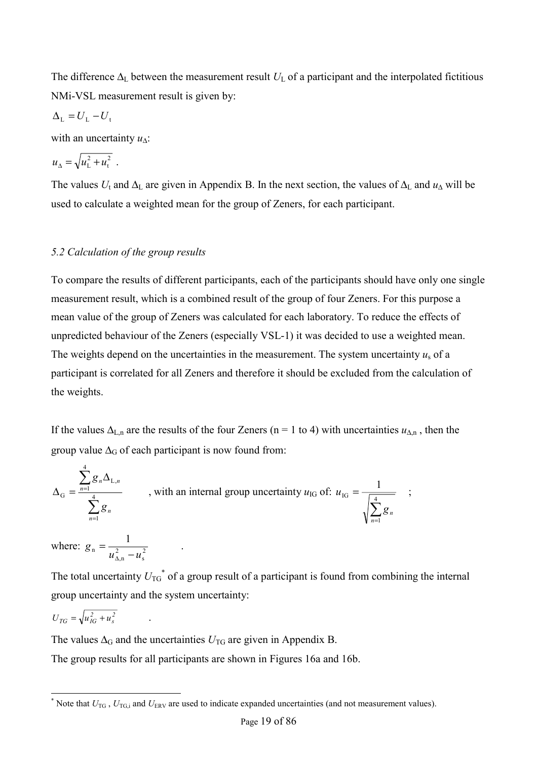The difference $\Delta_L$ between the measurement result $U_L$ of a participant and the interpolated fictitious NMi-VSL measurement result is given by:

$$\Delta_L = U_L - U_t$$

with an uncertainty $u_\Delta$:

$$u_\Delta = \sqrt{u_L^2 + u_t^2} \ .$$

The values $U_t$ and $\Delta_L$ are given in Appendix B. In the next section, the values of $\Delta_L$ and $u_\Delta$ will be used to calculate a weighted mean for the group of Zeners, for each participant.

### *5.2 Calculation of the group results*

To compare the results of different participants, each of the participants should have only one single measurement result, which is a combined result of the group of four Zeners. For this purpose a mean value of the group of Zeners was calculated for each laboratory. To reduce the effects of unpredicted behaviour of the Zeners (especially VSL-1) it was decided to use a weighted mean. The weights depend on the uncertainties in the measurement. The system uncertainty $u_s$ of a participant is correlated for all Zeners and therefore it should be excluded from the calculation of the weights.

If the values $\Delta_{L,n}$ are the results of the four Zeners (n = 1 to 4) with uncertainties $u_{\Delta,n}$ , then the group value $\Delta_G$ of each participant is now found from:

$$\Delta_G = \frac{\sum_{n=1}^{4} g_n \Delta_{L,n}}{\sum_{n=1}^{4} g_n}$$

, with an internal group uncertainty $u_{IG}$ of: $u_{IG} = \dfrac{1}{\sqrt{\sum_{n=1}^{4} g_n}}$ ;

where: $g_n = \dfrac{1}{u_{\Delta,n}^2 - u_s^2}$ .

The total uncertainty $U_{TG}$* of a group result of a participant is found from combining the internal group uncertainty and the system uncertainty:

$$U_{TG} = \sqrt{u_{IG}^2 + u_s^2} \ .$$

The values $\Delta_G$ and the uncertainties $U_{TG}$ are given in Appendix B.

The group results for all participants are shown in Figures 16a and 16b.

* Note that $U_{TG}$ , $U_{TG,i}$ and $U_{ERV}$ are used to indicate expanded uncertainties (and not measurement values).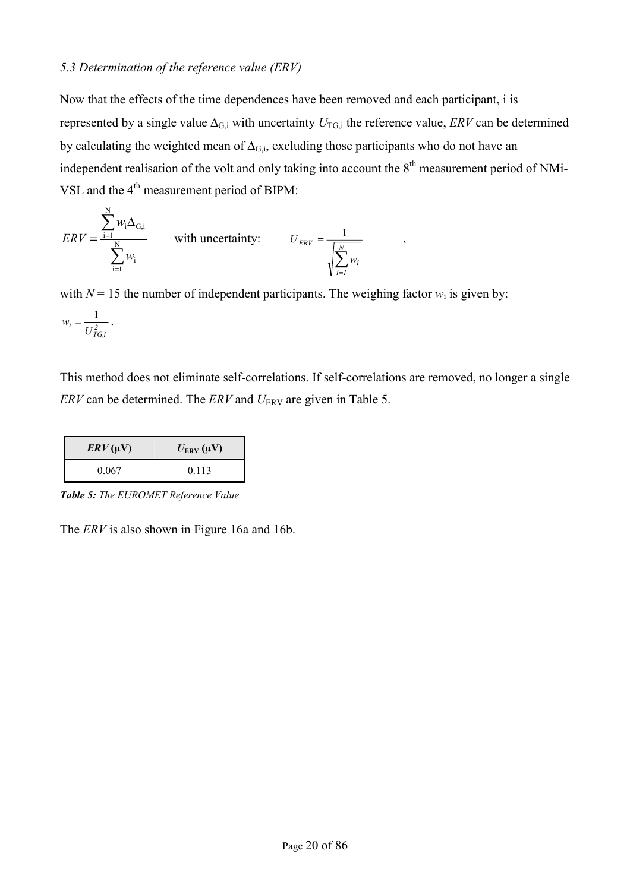### 5.3 Determination of the reference value (ERV)

Now that the effects of the time dependences have been removed and each participant, i is represented by a single value $\Delta_{G,i}$ with uncertainty $U_{TG,i}$ the reference value, *ERV* can be determined by calculating the weighted mean of $\Delta_{G,i}$, excluding those participants who do not have an independent realisation of the volt and only taking into account the 8th measurement period of NMi-VSL and the 4th measurement period of BIPM:

$$ERV = \frac{\sum_{i=1}^{N} w_i \Delta_{G,i}}{\sum_{i=1}^{N} w_i} \qquad \text{with uncertainty:} \qquad U_{ERV} = \frac{1}{\sqrt{\sum_{i=1}^{N} w_i}} \quad ,$$

with $N = 15$ the number of independent participants. The weighing factor $w_i$ is given by:

$$w_i = \frac{1}{U_{TG,i}^2} .$$

This method does not eliminate self-correlations. If self-correlations are removed, no longer a single *ERV* can be determined. The *ERV* and $U_{ERV}$ are given in Table 5.

| ***ERV* (µV)** | **$U_{ERV}$ (µV)** |
|---|---|
| 0.067 | 0.113 |

***Table 5:*** *The EUROMET Reference Value*

The *ERV* is also shown in Figure 16a and 16b.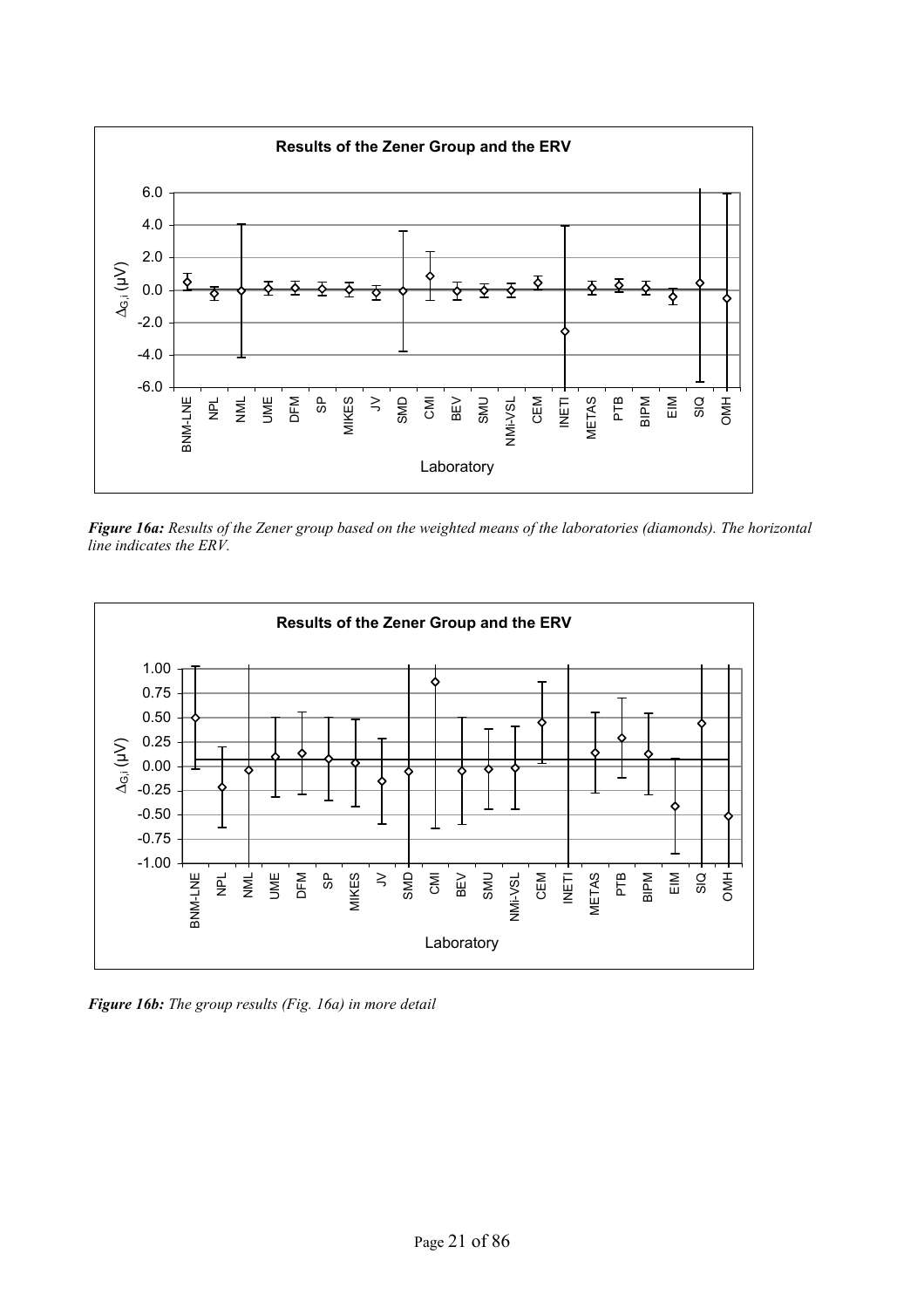***Figure 16a:*** *Results of the Zener group based on the weighted means of the laboratories (diamonds). The horizontal line indicates the ERV.*

***Figure 16b:*** *The group results (Fig. 16a) in more detail*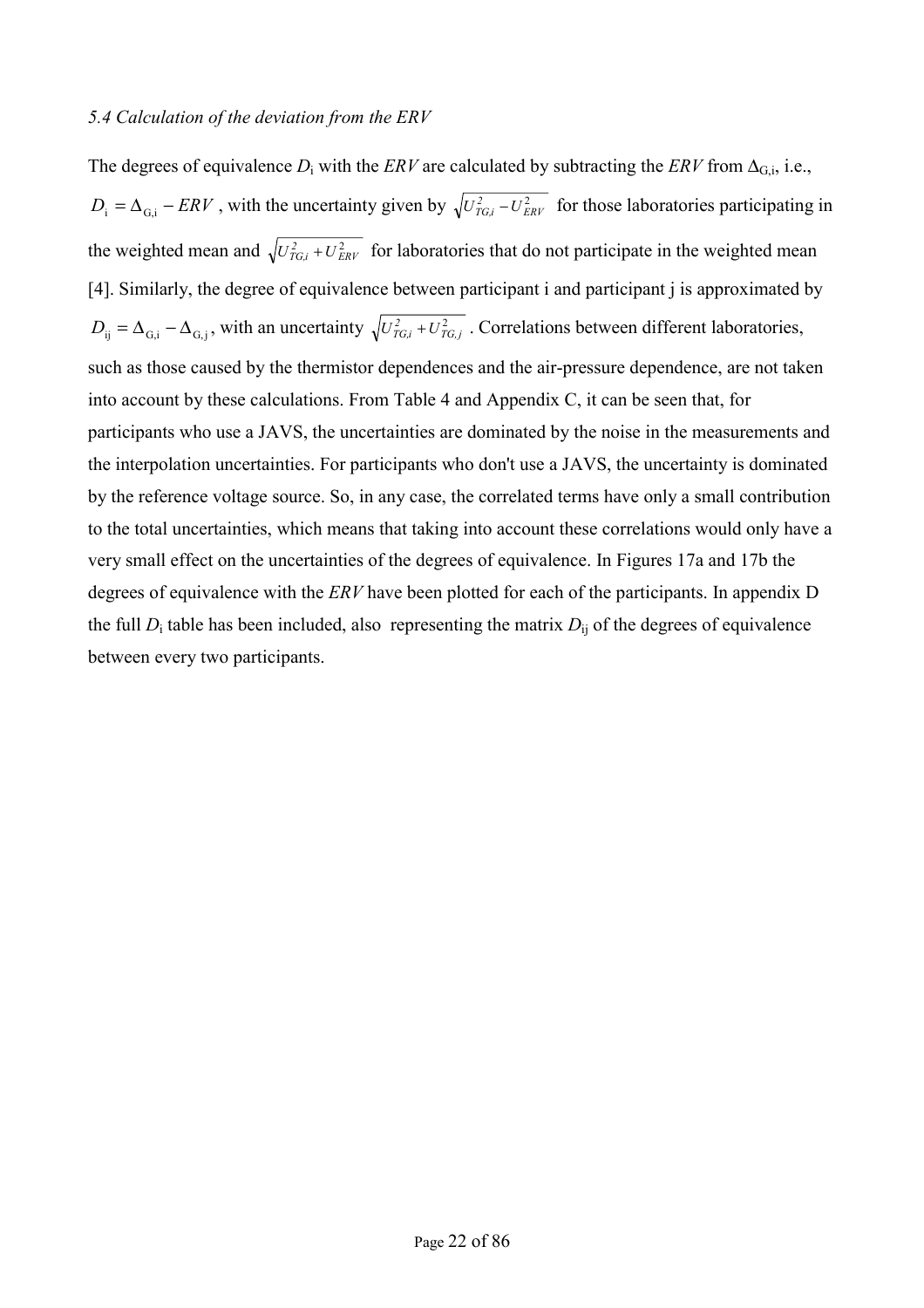*5.4 Calculation of the deviation from the ERV*

The degrees of equivalence $D_i$ with the *ERV* are calculated by subtracting the *ERV* from $\Delta_{G,i}$, i.e., $D_i = \Delta_{G,i} - ERV$ , with the uncertainty given by $\sqrt{U_{TG,i}^2 - U_{ERV}^2}$ for those laboratories participating in the weighted mean and $\sqrt{U_{TG,i}^2 + U_{ERV}^2}$ for laboratories that do not participate in the weighted mean [4]. Similarly, the degree of equivalence between participant i and participant j is approximated by $D_{ij} = \Delta_{G,i} - \Delta_{G,j}$, with an uncertainty $\sqrt{U_{TG,i}^2 + U_{TG,j}^2}$ . Correlations between different laboratories, such as those caused by the thermistor dependences and the air-pressure dependence, are not taken into account by these calculations. From Table 4 and Appendix C, it can be seen that, for participants who use a JAVS, the uncertainties are dominated by the noise in the measurements and the interpolation uncertainties. For participants who don't use a JAVS, the uncertainty is dominated by the reference voltage source. So, in any case, the correlated terms have only a small contribution to the total uncertainties, which means that taking into account these correlations would only have a very small effect on the uncertainties of the degrees of equivalence. In Figures 17a and 17b the degrees of equivalence with the *ERV* have been plotted for each of the participants. In appendix D the full $D_i$ table has been included, also representing the matrix $D_{ij}$ of the degrees of equivalence between every two participants.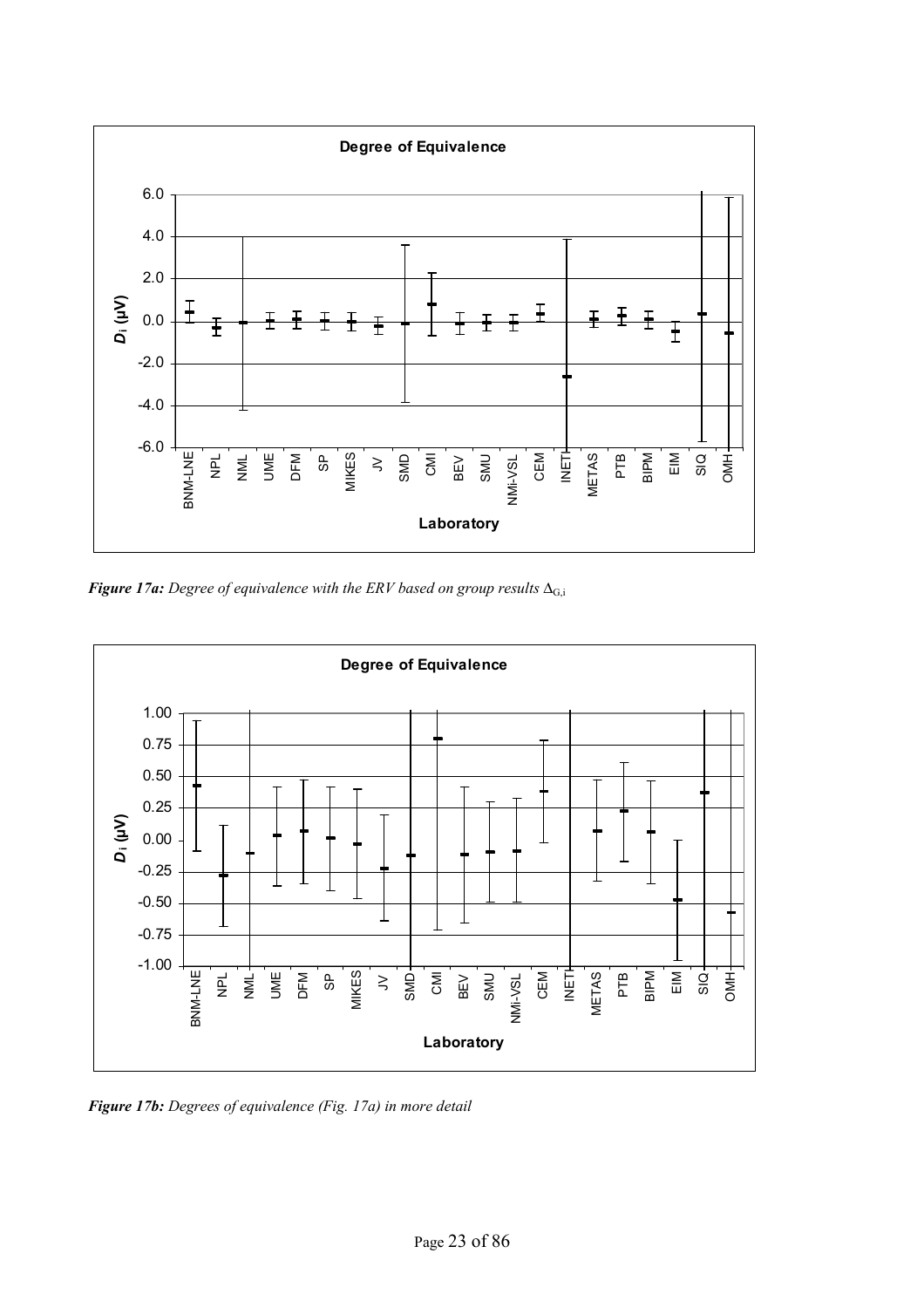***Figure 17a:*** *Degree of equivalence with the ERV based on group results* $\Delta_{G,i}$

***Figure 17b:*** *Degrees of equivalence (Fig. 17a) in more detail*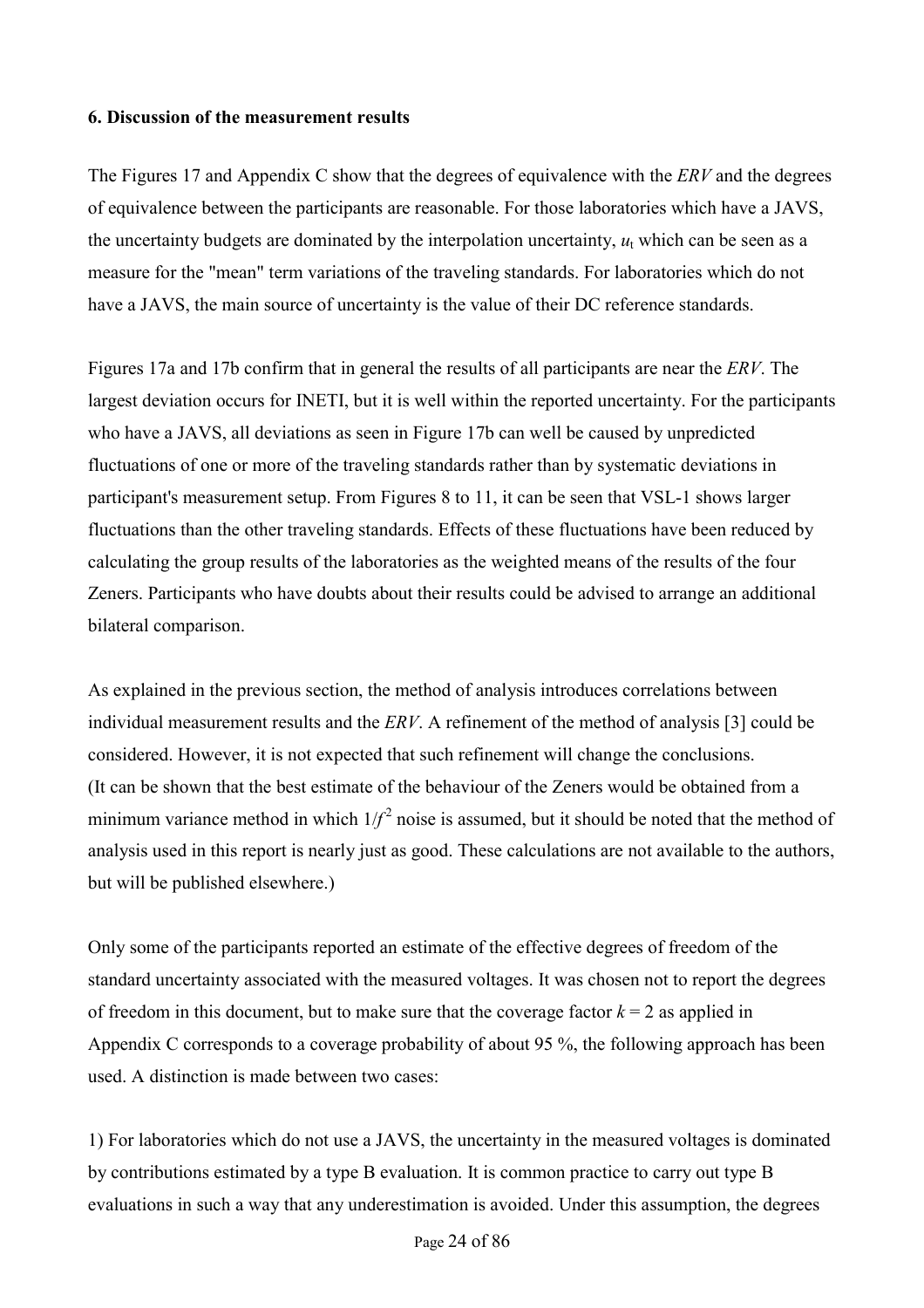**6. Discussion of the measurement results**

The Figures 17 and Appendix C show that the degrees of equivalence with the *ERV* and the degrees of equivalence between the participants are reasonable. For those laboratories which have a JAVS, the uncertainty budgets are dominated by the interpolation uncertainty, $u_t$ which can be seen as a measure for the "mean" term variations of the traveling standards. For laboratories which do not have a JAVS, the main source of uncertainty is the value of their DC reference standards.

Figures 17a and 17b confirm that in general the results of all participants are near the *ERV*. The largest deviation occurs for INETI, but it is well within the reported uncertainty. For the participants who have a JAVS, all deviations as seen in Figure 17b can well be caused by unpredicted fluctuations of one or more of the traveling standards rather than by systematic deviations in participant's measurement setup. From Figures 8 to 11, it can be seen that VSL-1 shows larger fluctuations than the other traveling standards. Effects of these fluctuations have been reduced by calculating the group results of the laboratories as the weighted means of the results of the four Zeners. Participants who have doubts about their results could be advised to arrange an additional bilateral comparison.

As explained in the previous section, the method of analysis introduces correlations between individual measurement results and the *ERV*. A refinement of the method of analysis [3] could be considered. However, it is not expected that such refinement will change the conclusions. (It can be shown that the best estimate of the behaviour of the Zeners would be obtained from a minimum variance method in which $1/f^2$ noise is assumed, but it should be noted that the method of analysis used in this report is nearly just as good. These calculations are not available to the authors, but will be published elsewhere.)

Only some of the participants reported an estimate of the effective degrees of freedom of the standard uncertainty associated with the measured voltages. It was chosen not to report the degrees of freedom in this document, but to make sure that the coverage factor $k = 2$ as applied in Appendix C corresponds to a coverage probability of about 95 %, the following approach has been used. A distinction is made between two cases:

1) For laboratories which do not use a JAVS, the uncertainty in the measured voltages is dominated by contributions estimated by a type B evaluation. It is common practice to carry out type B evaluations in such a way that any underestimation is avoided. Under this assumption, the degrees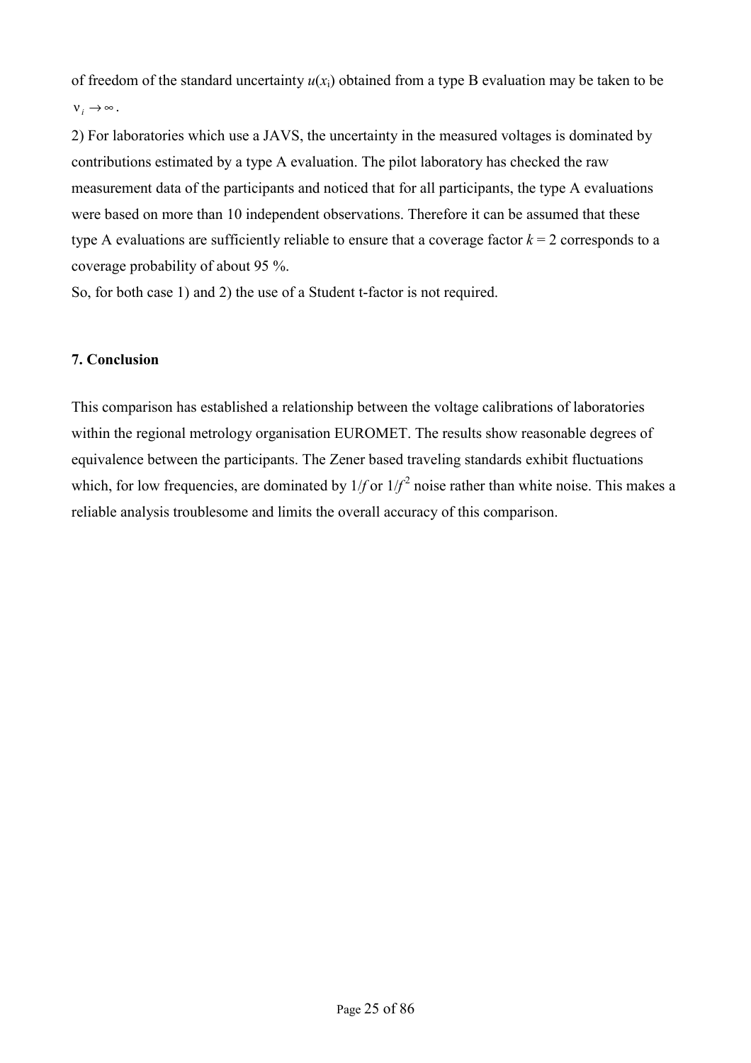of freedom of the standard uncertainty $u(x_i)$ obtained from a type B evaluation may be taken to be $\nu_i \rightarrow \infty$.

2) For laboratories which use a JAVS, the uncertainty in the measured voltages is dominated by contributions estimated by a type A evaluation. The pilot laboratory has checked the raw measurement data of the participants and noticed that for all participants, the type A evaluations were based on more than 10 independent observations. Therefore it can be assumed that these type A evaluations are sufficiently reliable to ensure that a coverage factor $k = 2$ corresponds to a coverage probability of about 95 %.

So, for both case 1) and 2) the use of a Student t-factor is not required.

**7. Conclusion**

This comparison has established a relationship between the voltage calibrations of laboratories within the regional metrology organisation EUROMET. The results show reasonable degrees of equivalence between the participants. The Zener based traveling standards exhibit fluctuations which, for low frequencies, are dominated by $1/f$ or $1/f^2$ noise rather than white noise. This makes a reliable analysis troublesome and limits the overall accuracy of this comparison.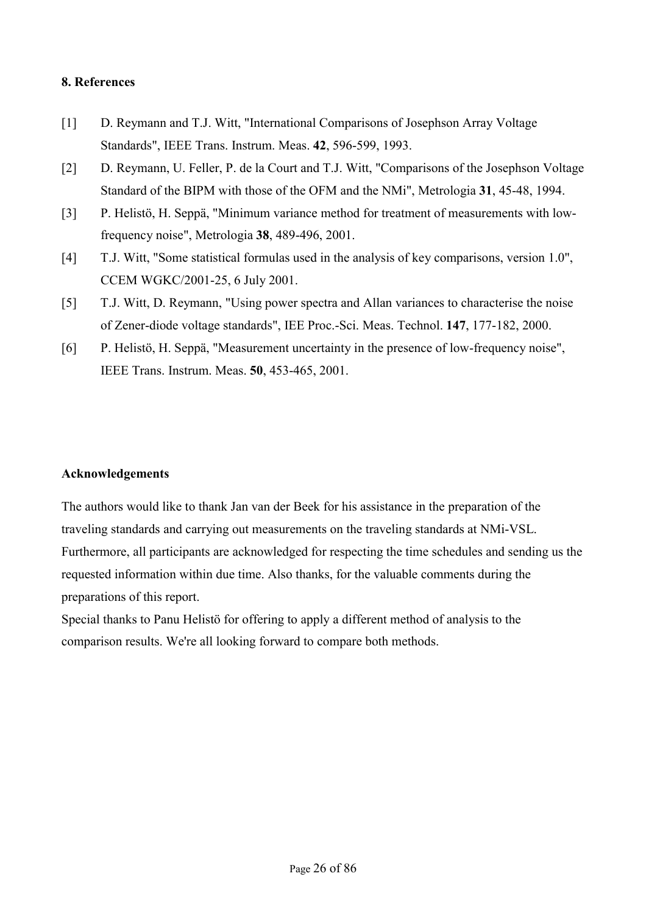## 8. References

[1] D. Reymann and T.J. Witt, "International Comparisons of Josephson Array Voltage Standards", IEEE Trans. Instrum. Meas. **42**, 596-599, 1993.

[2] D. Reymann, U. Feller, P. de la Court and T.J. Witt, "Comparisons of the Josephson Voltage Standard of the BIPM with those of the OFM and the NMi", Metrologia **31**, 45-48, 1994.

[3] P. Helistö, H. Seppä, "Minimum variance method for treatment of measurements with low-frequency noise", Metrologia **38**, 489-496, 2001.

[4] T.J. Witt, "Some statistical formulas used in the analysis of key comparisons, version 1.0", CCEM WGKC/2001-25, 6 July 2001.

[5] T.J. Witt, D. Reymann, "Using power spectra and Allan variances to characterise the noise of Zener-diode voltage standards", IEE Proc.-Sci. Meas. Technol. **147**, 177-182, 2000.

[6] P. Helistö, H. Seppä, "Measurement uncertainty in the presence of low-frequency noise", IEEE Trans. Instrum. Meas. **50**, 453-465, 2001.

## Acknowledgements

The authors would like to thank Jan van der Beek for his assistance in the preparation of the traveling standards and carrying out measurements on the traveling standards at NMi-VSL. Furthermore, all participants are acknowledged for respecting the time schedules and sending us the requested information within due time. Also thanks, for the valuable comments during the preparations of this report.

Special thanks to Panu Helistö for offering to apply a different method of analysis to the comparison results. We're all looking forward to compare both methods.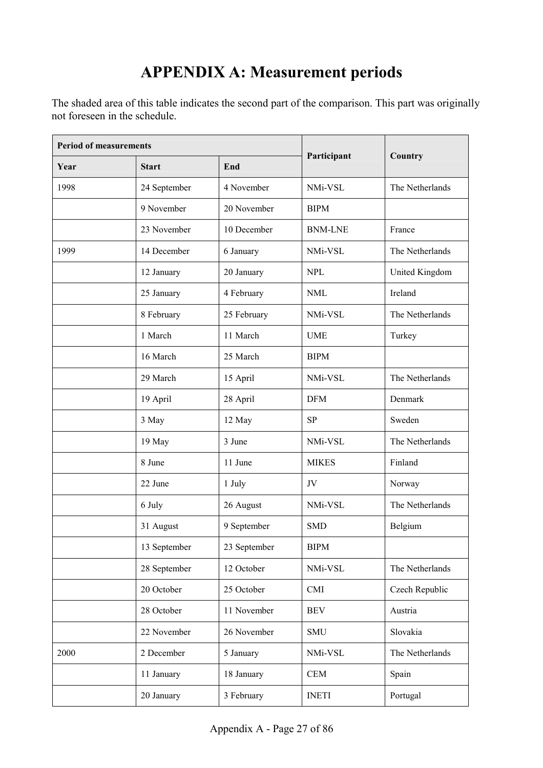# APPENDIX A: Measurement periods

The shaded area of this table indicates the second part of the comparison. This part was originally not foreseen in the schedule.

| Period of measurements | | | Participant | Country |
|---|---|---|---|---|
| Year | Start | End | | |
| 1998 | 24 September | 4 November | NMi-VSL | The Netherlands |
| | 9 November | 20 November | BIPM | |
| | 23 November | 10 December | BNM-LNE | France |
| 1999 | 14 December | 6 January | NMi-VSL | The Netherlands |
| | 12 January | 20 January | NPL | United Kingdom |
| | 25 January | 4 February | NML | Ireland |
| | 8 February | 25 February | NMi-VSL | The Netherlands |
| | 1 March | 11 March | UME | Turkey |
| | 16 March | 25 March | BIPM | |
| | 29 March | 15 April | NMi-VSL | The Netherlands |
| | 19 April | 28 April | DFM | Denmark |
| | 3 May | 12 May | SP | Sweden |
| | 19 May | 3 June | NMi-VSL | The Netherlands |
| | 8 June | 11 June | MIKES | Finland |
| | 22 June | 1 July | JV | Norway |
| | 6 July | 26 August | NMi-VSL | The Netherlands |
| | 31 August | 9 September | SMD | Belgium |
| | 13 September | 23 September | BIPM | |
| | 28 September | 12 October | NMi-VSL | The Netherlands |
| | 20 October | 25 October | CMI | Czech Republic |
| | 28 October | 11 November | BEV | Austria |
| | 22 November | 26 November | SMU | Slovakia |
| 2000 | 2 December | 5 January | NMi-VSL | The Netherlands |
| | 11 January | 18 January | CEM | Spain |
| | 20 January | 3 February | INETI | Portugal |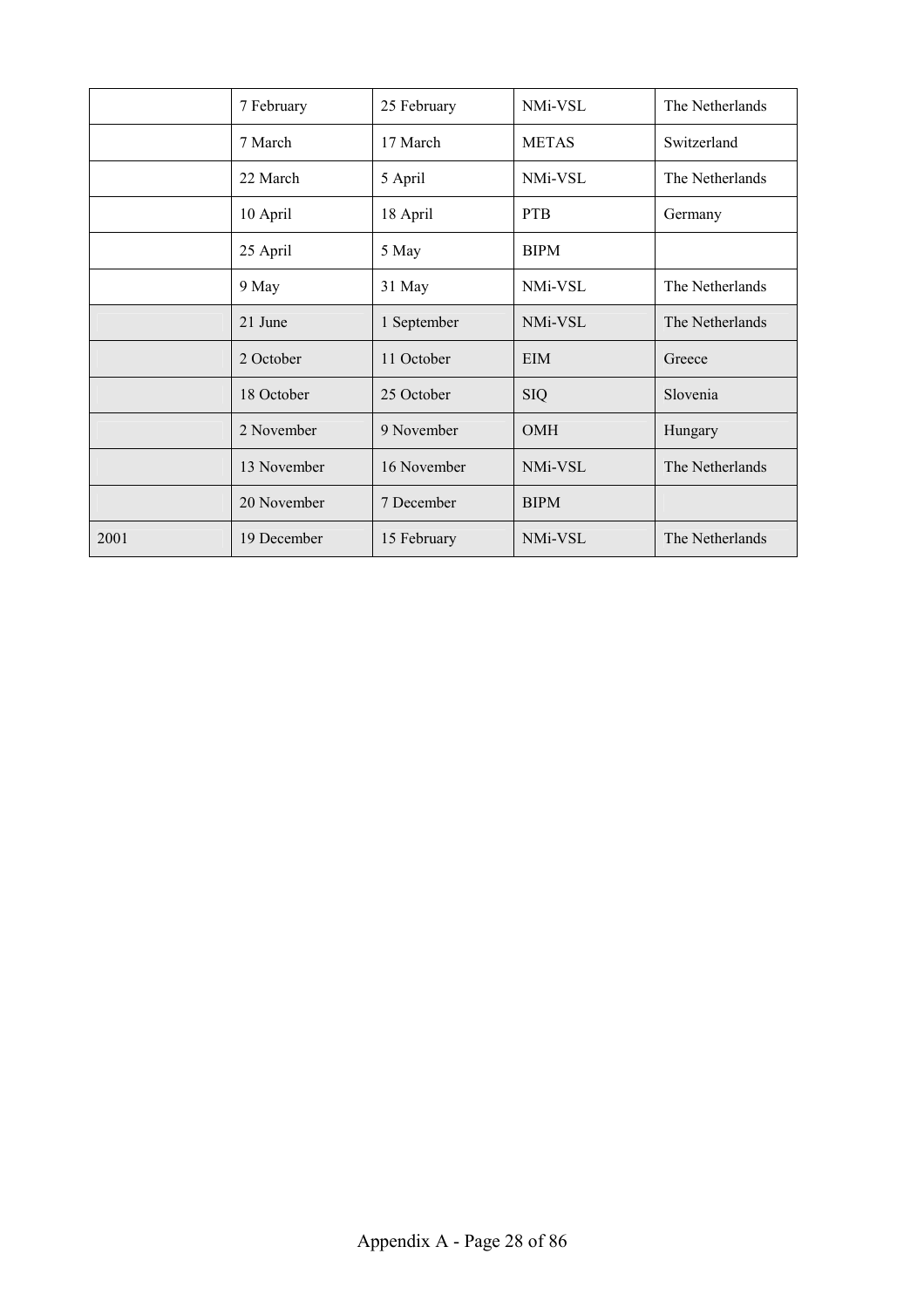| | | | | |
|---|---|---|---|---|
| | 7 February | 25 February | NMi-VSL | The Netherlands |
| | 7 March | 17 March | METAS | Switzerland |
| | 22 March | 5 April | NMi-VSL | The Netherlands |
| | 10 April | 18 April | PTB | Germany |
| | 25 April | 5 May | BIPM | |
| | 9 May | 31 May | NMi-VSL | The Netherlands |
| | 21 June | 1 September | NMi-VSL | The Netherlands |
| | 2 October | 11 October | EIM | Greece |
| | 18 October | 25 October | SIQ | Slovenia |
| | 2 November | 9 November | OMH | Hungary |
| | 13 November | 16 November | NMi-VSL | The Netherlands |
| | 20 November | 7 December | BIPM | |
| 2001 | 19 December | 15 February | NMi-VSL | The Netherlands |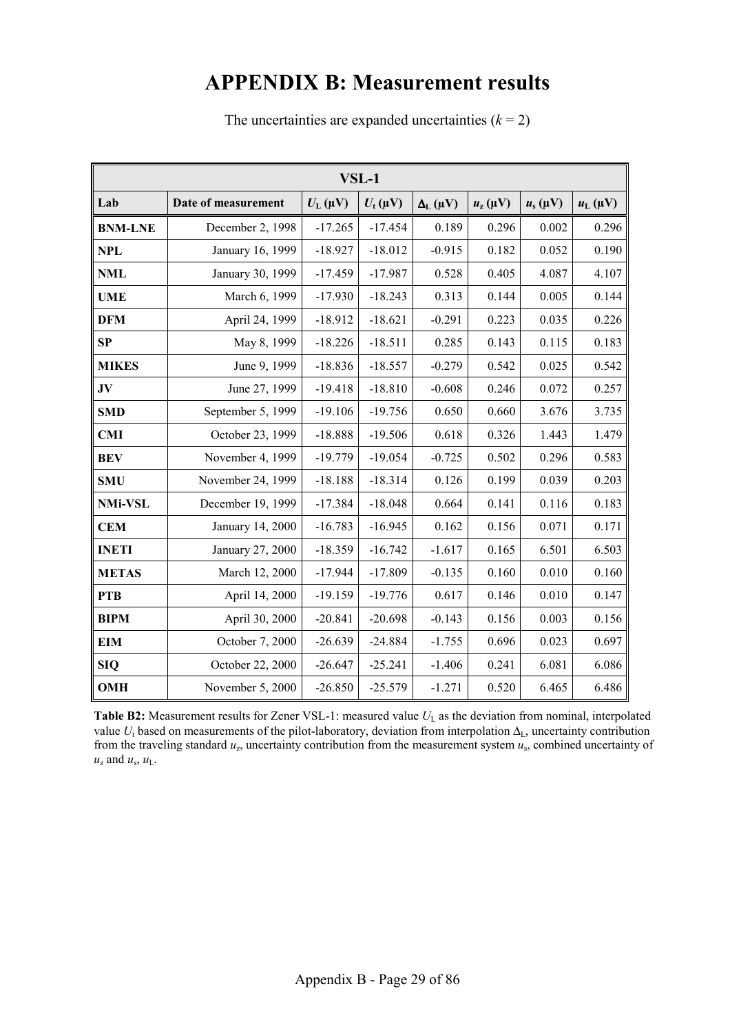# APPENDIX B: Measurement results

The uncertainties are expanded uncertainties ($k = 2$)

| VSL-1 | | | | | | | |
|---|---|---|---|---|---|---|---|
| **Lab** | **Date of measurement** | $U_L$ (μV) | $U_t$ (μV) | $\Delta_L$ (μV) | $u_z$ (μV) | $u_s$ (μV) | $u_L$ (μV) |
| **BNM-LNE** | December 2, 1998 | -17.265 | -17.454 | 0.189 | 0.296 | 0.002 | 0.296 |
| **NPL** | January 16, 1999 | -18.927 | -18.012 | -0.915 | 0.182 | 0.052 | 0.190 |
| **NML** | January 30, 1999 | -17.459 | -17.987 | 0.528 | 0.405 | 4.087 | 4.107 |
| **UME** | March 6, 1999 | -17.930 | -18.243 | 0.313 | 0.144 | 0.005 | 0.144 |
| **DFM** | April 24, 1999 | -18.912 | -18.621 | -0.291 | 0.223 | 0.035 | 0.226 |
| **SP** | May 8, 1999 | -18.226 | -18.511 | 0.285 | 0.143 | 0.115 | 0.183 |
| **MIKES** | June 9, 1999 | -18.836 | -18.557 | -0.279 | 0.542 | 0.025 | 0.542 |
| **JV** | June 27, 1999 | -19.418 | -18.810 | -0.608 | 0.246 | 0.072 | 0.257 |
| **SMD** | September 5, 1999 | -19.106 | -19.756 | 0.650 | 0.660 | 3.676 | 3.735 |
| **CMI** | October 23, 1999 | -18.888 | -19.506 | 0.618 | 0.326 | 1.443 | 1.479 |
| **BEV** | November 4, 1999 | -19.779 | -19.054 | -0.725 | 0.502 | 0.296 | 0.583 |
| **SMU** | November 24, 1999 | -18.188 | -18.314 | 0.126 | 0.199 | 0.039 | 0.203 |
| **NMi-VSL** | December 19, 1999 | -17.384 | -18.048 | 0.664 | 0.141 | 0.116 | 0.183 |
| **CEM** | January 14, 2000 | -16.783 | -16.945 | 0.162 | 0.156 | 0.071 | 0.171 |
| **INETI** | January 27, 2000 | -18.359 | -16.742 | -1.617 | 0.165 | 6.501 | 6.503 |
| **METAS** | March 12, 2000 | -17.944 | -17.809 | -0.135 | 0.160 | 0.010 | 0.160 |
| **PTB** | April 14, 2000 | -19.159 | -19.776 | 0.617 | 0.146 | 0.010 | 0.147 |
| **BIPM** | April 30, 2000 | -20.841 | -20.698 | -0.143 | 0.156 | 0.003 | 0.156 |
| **EIM** | October 7, 2000 | -26.639 | -24.884 | -1.755 | 0.696 | 0.023 | 0.697 |
| **SIQ** | October 22, 2000 | -26.647 | -25.241 | -1.406 | 0.241 | 6.081 | 6.086 |
| **OMH** | November 5, 2000 | -26.850 | -25.579 | -1.271 | 0.520 | 6.465 | 6.486 |

**Table B2:** Measurement results for Zener VSL-1: measured value $U_L$ as the deviation from nominal, interpolated value $U_t$ based on measurements of the pilot-laboratory, deviation from interpolation $\Delta_L$, uncertainty contribution from the traveling standard $u_z$, uncertainty contribution from the measurement system $u_s$, combined uncertainty of $u_z$ and $u_s$, $u_L$.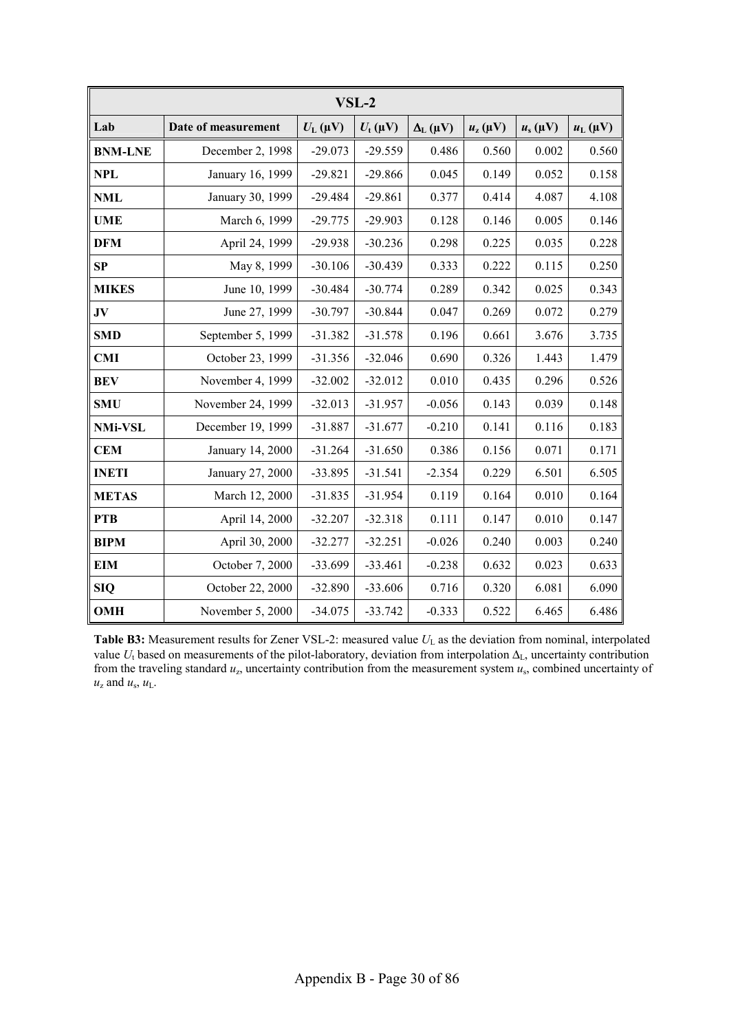| VSL-2 | | | | | | | |
|---|---|---|---|---|---|---|---|
| **Lab** | **Date of measurement** | $U_L$ (μV) | $U_t$ (μV) | $\Delta_L$ (μV) | $u_z$ (μV) | $u_s$ (μV) | $u_L$ (μV) |
| **BNM-LNE** | December 2, 1998 | -29.073 | -29.559 | 0.486 | 0.560 | 0.002 | 0.560 |
| **NPL** | January 16, 1999 | -29.821 | -29.866 | 0.045 | 0.149 | 0.052 | 0.158 |
| **NML** | January 30, 1999 | -29.484 | -29.861 | 0.377 | 0.414 | 4.087 | 4.108 |
| **UME** | March 6, 1999 | -29.775 | -29.903 | 0.128 | 0.146 | 0.005 | 0.146 |
| **DFM** | April 24, 1999 | -29.938 | -30.236 | 0.298 | 0.225 | 0.035 | 0.228 |
| **SP** | May 8, 1999 | -30.106 | -30.439 | 0.333 | 0.222 | 0.115 | 0.250 |
| **MIKES** | June 10, 1999 | -30.484 | -30.774 | 0.289 | 0.342 | 0.025 | 0.343 |
| **JV** | June 27, 1999 | -30.797 | -30.844 | 0.047 | 0.269 | 0.072 | 0.279 |
| **SMD** | September 5, 1999 | -31.382 | -31.578 | 0.196 | 0.661 | 3.676 | 3.735 |
| **CMI** | October 23, 1999 | -31.356 | -32.046 | 0.690 | 0.326 | 1.443 | 1.479 |
| **BEV** | November 4, 1999 | -32.002 | -32.012 | 0.010 | 0.435 | 0.296 | 0.526 |
| **SMU** | November 24, 1999 | -32.013 | -31.957 | -0.056 | 0.143 | 0.039 | 0.148 |
| **NMi-VSL** | December 19, 1999 | -31.887 | -31.677 | -0.210 | 0.141 | 0.116 | 0.183 |
| **CEM** | January 14, 2000 | -31.264 | -31.650 | 0.386 | 0.156 | 0.071 | 0.171 |
| **INETI** | January 27, 2000 | -33.895 | -31.541 | -2.354 | 0.229 | 6.501 | 6.505 |
| **METAS** | March 12, 2000 | -31.835 | -31.954 | 0.119 | 0.164 | 0.010 | 0.164 |
| **PTB** | April 14, 2000 | -32.207 | -32.318 | 0.111 | 0.147 | 0.010 | 0.147 |
| **BIPM** | April 30, 2000 | -32.277 | -32.251 | -0.026 | 0.240 | 0.003 | 0.240 |
| **EIM** | October 7, 2000 | -33.699 | -33.461 | -0.238 | 0.632 | 0.023 | 0.633 |
| **SIQ** | October 22, 2000 | -32.890 | -33.606 | 0.716 | 0.320 | 6.081 | 6.090 |
| **OMH** | November 5, 2000 | -34.075 | -33.742 | -0.333 | 0.522 | 6.465 | 6.486 |

**Table B3:** Measurement results for Zener VSL-2: measured value $U_L$ as the deviation from nominal, interpolated value $U_t$ based on measurements of the pilot-laboratory, deviation from interpolation $\Delta_L$, uncertainty contribution from the traveling standard $u_z$, uncertainty contribution from the measurement system $u_s$, combined uncertainty of $u_z$ and $u_s$, $u_L$.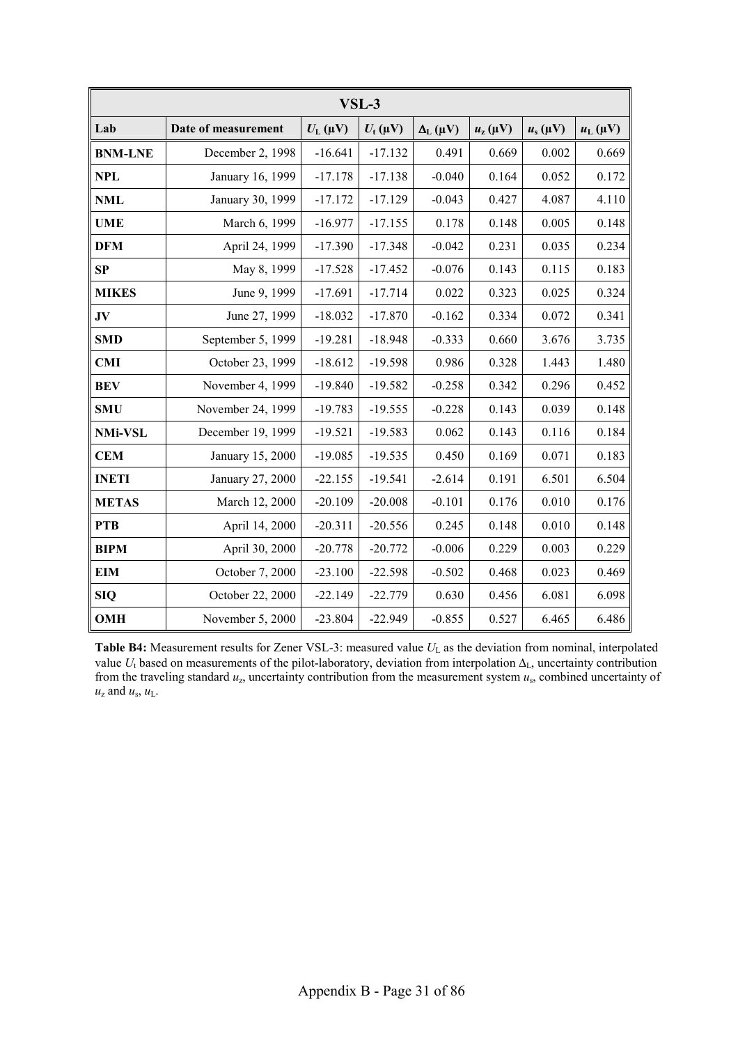| VSL-3 | | | | | | | |
|---|---|---|---|---|---|---|---|
| Lab | Date of measurement | $U_L$ (μV) | $U_t$ (μV) | $\Delta_L$ (μV) | $u_z$ (μV) | $u_s$ (μV) | $u_L$ (μV) |
| **BNM-LNE** | December 2, 1998 | -16.641 | -17.132 | 0.491 | 0.669 | 0.002 | 0.669 |
| **NPL** | January 16, 1999 | -17.178 | -17.138 | -0.040 | 0.164 | 0.052 | 0.172 |
| **NML** | January 30, 1999 | -17.172 | -17.129 | -0.043 | 0.427 | 4.087 | 4.110 |
| **UME** | March 6, 1999 | -16.977 | -17.155 | 0.178 | 0.148 | 0.005 | 0.148 |
| **DFM** | April 24, 1999 | -17.390 | -17.348 | -0.042 | 0.231 | 0.035 | 0.234 |
| **SP** | May 8, 1999 | -17.528 | -17.452 | -0.076 | 0.143 | 0.115 | 0.183 |
| **MIKES** | June 9, 1999 | -17.691 | -17.714 | 0.022 | 0.323 | 0.025 | 0.324 |
| **JV** | June 27, 1999 | -18.032 | -17.870 | -0.162 | 0.334 | 0.072 | 0.341 |
| **SMD** | September 5, 1999 | -19.281 | -18.948 | -0.333 | 0.660 | 3.676 | 3.735 |
| **CMI** | October 23, 1999 | -18.612 | -19.598 | 0.986 | 0.328 | 1.443 | 1.480 |
| **BEV** | November 4, 1999 | -19.840 | -19.582 | -0.258 | 0.342 | 0.296 | 0.452 |
| **SMU** | November 24, 1999 | -19.783 | -19.555 | -0.228 | 0.143 | 0.039 | 0.148 |
| **NMi-VSL** | December 19, 1999 | -19.521 | -19.583 | 0.062 | 0.143 | 0.116 | 0.184 |
| **CEM** | January 15, 2000 | -19.085 | -19.535 | 0.450 | 0.169 | 0.071 | 0.183 |
| **INETI** | January 27, 2000 | -22.155 | -19.541 | -2.614 | 0.191 | 6.501 | 6.504 |
| **METAS** | March 12, 2000 | -20.109 | -20.008 | -0.101 | 0.176 | 0.010 | 0.176 |
| **PTB** | April 14, 2000 | -20.311 | -20.556 | 0.245 | 0.148 | 0.010 | 0.148 |
| **BIPM** | April 30, 2000 | -20.778 | -20.772 | -0.006 | 0.229 | 0.003 | 0.229 |
| **EIM** | October 7, 2000 | -23.100 | -22.598 | -0.502 | 0.468 | 0.023 | 0.469 |
| **SIQ** | October 22, 2000 | -22.149 | -22.779 | 0.630 | 0.456 | 6.081 | 6.098 |
| **OMH** | November 5, 2000 | -23.804 | -22.949 | -0.855 | 0.527 | 6.465 | 6.486 |

**Table B4:** Measurement results for Zener VSL-3: measured value $U_L$ as the deviation from nominal, interpolated value $U_t$ based on measurements of the pilot-laboratory, deviation from interpolation $\Delta_L$, uncertainty contribution from the traveling standard $u_z$, uncertainty contribution from the measurement system $u_s$, combined uncertainty of $u_z$ and $u_s$, $u_L$.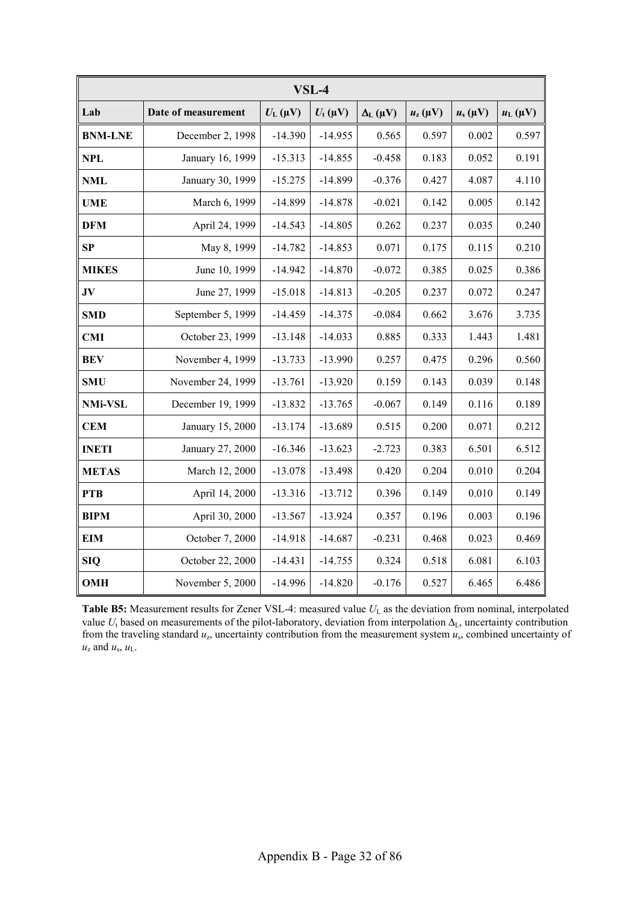| VSL-4 | | | | | | | |
|---|---|---|---|---|---|---|---|
| **Lab** | **Date of measurement** | $U_L$ (μV) | $U_t$ (μV) | $\Delta_L$ (μV) | $u_z$ (μV) | $u_s$ (μV) | $u_L$ (μV) |
| **BNM-LNE** | December 2, 1998 | -14.390 | -14.955 | 0.565 | 0.597 | 0.002 | 0.597 |
| **NPL** | January 16, 1999 | -15.313 | -14.855 | -0.458 | 0.183 | 0.052 | 0.191 |
| **NML** | January 30, 1999 | -15.275 | -14.899 | -0.376 | 0.427 | 4.087 | 4.110 |
| **UME** | March 6, 1999 | -14.899 | -14.878 | -0.021 | 0.142 | 0.005 | 0.142 |
| **DFM** | April 24, 1999 | -14.543 | -14.805 | 0.262 | 0.237 | 0.035 | 0.240 |
| **SP** | May 8, 1999 | -14.782 | -14.853 | 0.071 | 0.175 | 0.115 | 0.210 |
| **MIKES** | June 10, 1999 | -14.942 | -14.870 | -0.072 | 0.385 | 0.025 | 0.386 |
| **JV** | June 27, 1999 | -15.018 | -14.813 | -0.205 | 0.237 | 0.072 | 0.247 |
| **SMD** | September 5, 1999 | -14.459 | -14.375 | -0.084 | 0.662 | 3.676 | 3.735 |
| **CMI** | October 23, 1999 | -13.148 | -14.033 | 0.885 | 0.333 | 1.443 | 1.481 |
| **BEV** | November 4, 1999 | -13.733 | -13.990 | 0.257 | 0.475 | 0.296 | 0.560 |
| **SMU** | November 24, 1999 | -13.761 | -13.920 | 0.159 | 0.143 | 0.039 | 0.148 |
| **NMi-VSL** | December 19, 1999 | -13.832 | -13.765 | -0.067 | 0.149 | 0.116 | 0.189 |
| **CEM** | January 15, 2000 | -13.174 | -13.689 | 0.515 | 0.200 | 0.071 | 0.212 |
| **INETI** | January 27, 2000 | -16.346 | -13.623 | -2.723 | 0.383 | 6.501 | 6.512 |
| **METAS** | March 12, 2000 | -13.078 | -13.498 | 0.420 | 0.204 | 0.010 | 0.204 |
| **PTB** | April 14, 2000 | -13.316 | -13.712 | 0.396 | 0.149 | 0.010 | 0.149 |
| **BIPM** | April 30, 2000 | -13.567 | -13.924 | 0.357 | 0.196 | 0.003 | 0.196 |
| **EIM** | October 7, 2000 | -14.918 | -14.687 | -0.231 | 0.468 | 0.023 | 0.469 |
| **SIQ** | October 22, 2000 | -14.431 | -14.755 | 0.324 | 0.518 | 6.081 | 6.103 |
| **OMH** | November 5, 2000 | -14.996 | -14.820 | -0.176 | 0.527 | 6.465 | 6.486 |

**Table B5:** Measurement results for Zener VSL-4: measured value $U_L$ as the deviation from nominal, interpolated value $U_t$ based on measurements of the pilot-laboratory, deviation from interpolation $\Delta_L$, uncertainty contribution from the traveling standard $u_z$, uncertainty contribution from the measurement system $u_s$, combined uncertainty of $u_z$ and $u_s$, $u_L$.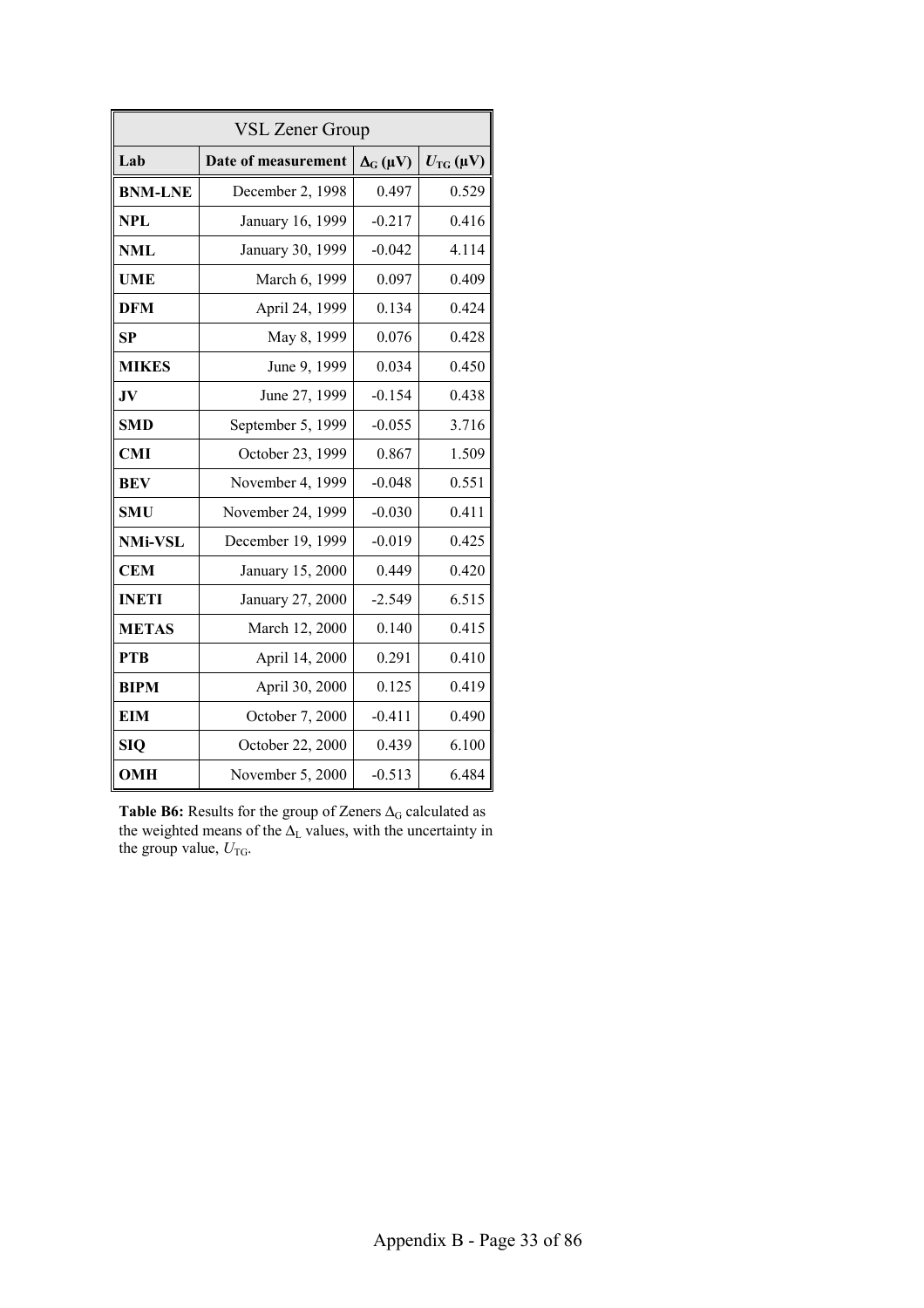| VSL Zener Group | | | |
|---|---|---|---|
| **Lab** | **Date of measurement** | **$\Delta_G$ (μV)** | **$U_{TG}$ (μV)** |
| **BNM-LNE** | December 2, 1998 | 0.497 | 0.529 |
| **NPL** | January 16, 1999 | -0.217 | 0.416 |
| **NML** | January 30, 1999 | -0.042 | 4.114 |
| **UME** | March 6, 1999 | 0.097 | 0.409 |
| **DFM** | April 24, 1999 | 0.134 | 0.424 |
| **SP** | May 8, 1999 | 0.076 | 0.428 |
| **MIKES** | June 9, 1999 | 0.034 | 0.450 |
| **JV** | June 27, 1999 | -0.154 | 0.438 |
| **SMD** | September 5, 1999 | -0.055 | 3.716 |
| **CMI** | October 23, 1999 | 0.867 | 1.509 |
| **BEV** | November 4, 1999 | -0.048 | 0.551 |
| **SMU** | November 24, 1999 | -0.030 | 0.411 |
| **NMi-VSL** | December 19, 1999 | -0.019 | 0.425 |
| **CEM** | January 15, 2000 | 0.449 | 0.420 |
| **INETI** | January 27, 2000 | -2.549 | 6.515 |
| **METAS** | March 12, 2000 | 0.140 | 0.415 |
| **PTB** | April 14, 2000 | 0.291 | 0.410 |
| **BIPM** | April 30, 2000 | 0.125 | 0.419 |
| **EIM** | October 7, 2000 | -0.411 | 0.490 |
| **SIQ** | October 22, 2000 | 0.439 | 6.100 |
| **OMH** | November 5, 2000 | -0.513 | 6.484 |

**Table B6:** Results for the group of Zeners $\Delta_G$ calculated as the weighted means of the $\Delta_L$ values, with the uncertainty in the group value, $U_{TG}$.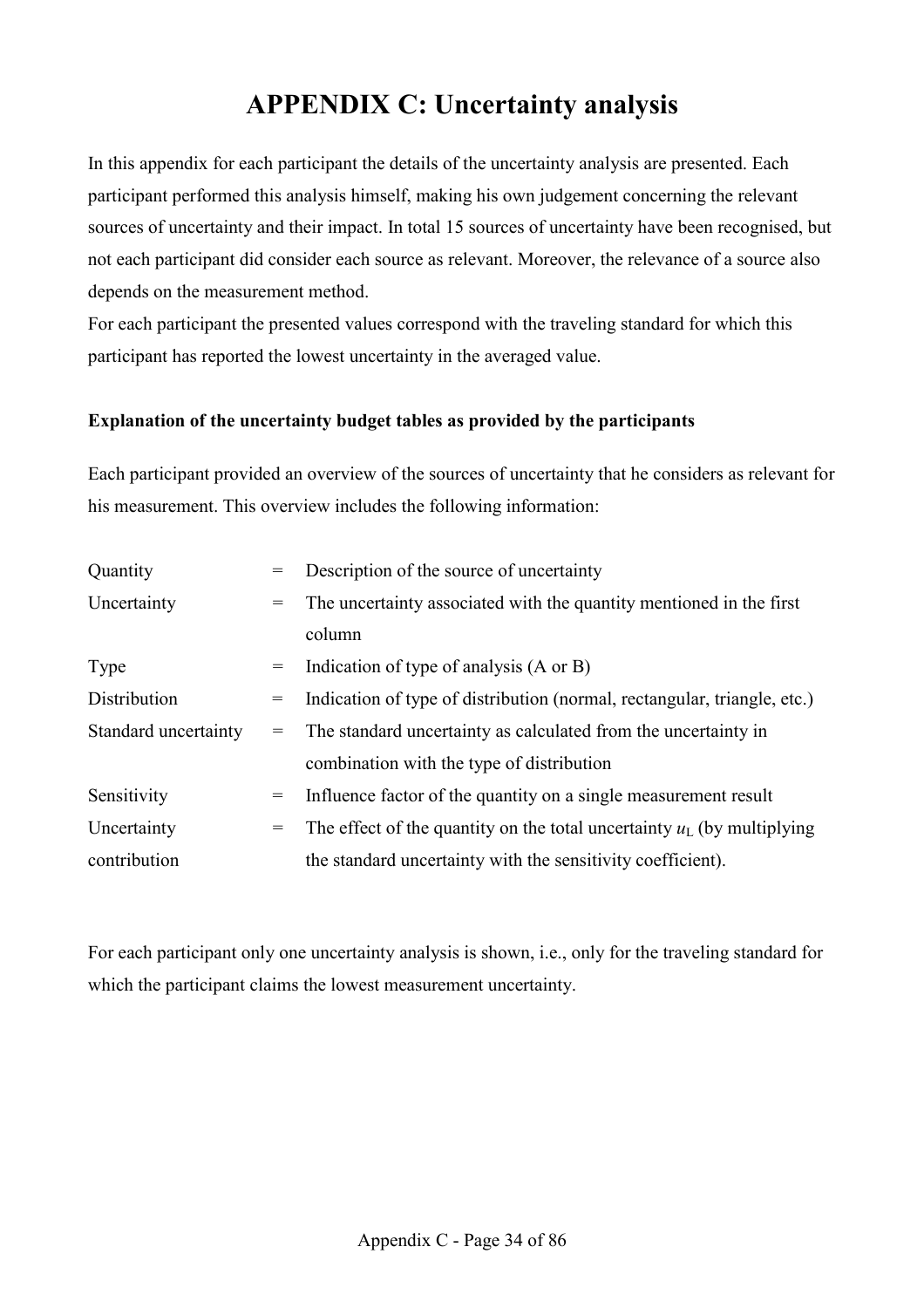# APPENDIX C: Uncertainty analysis

In this appendix for each participant the details of the uncertainty analysis are presented. Each participant performed this analysis himself, making his own judgement concerning the relevant sources of uncertainty and their impact. In total 15 sources of uncertainty have been recognised, but not each participant did consider each source as relevant. Moreover, the relevance of a source also depends on the measurement method.

For each participant the presented values correspond with the traveling standard for which this participant has reported the lowest uncertainty in the averaged value.

**Explanation of the uncertainty budget tables as provided by the participants**

Each participant provided an overview of the sources of uncertainty that he considers as relevant for his measurement. This overview includes the following information:

| | | |
|---|---|---|
| Quantity | = | Description of the source of uncertainty |
| Uncertainty | = | The uncertainty associated with the quantity mentioned in the first column |
| Type | = | Indication of type of analysis (A or B) |
| Distribution | = | Indication of type of distribution (normal, rectangular, triangle, etc.) |
| Standard uncertainty | = | The standard uncertainty as calculated from the uncertainty in combination with the type of distribution |
| Sensitivity | = | Influence factor of the quantity on a single measurement result |
| Uncertainty contribution | = | The effect of the quantity on the total uncertainty $u_L$ (by multiplying the standard uncertainty with the sensitivity coefficient). |

For each participant only one uncertainty analysis is shown, i.e., only for the traveling standard for which the participant claims the lowest measurement uncertainty.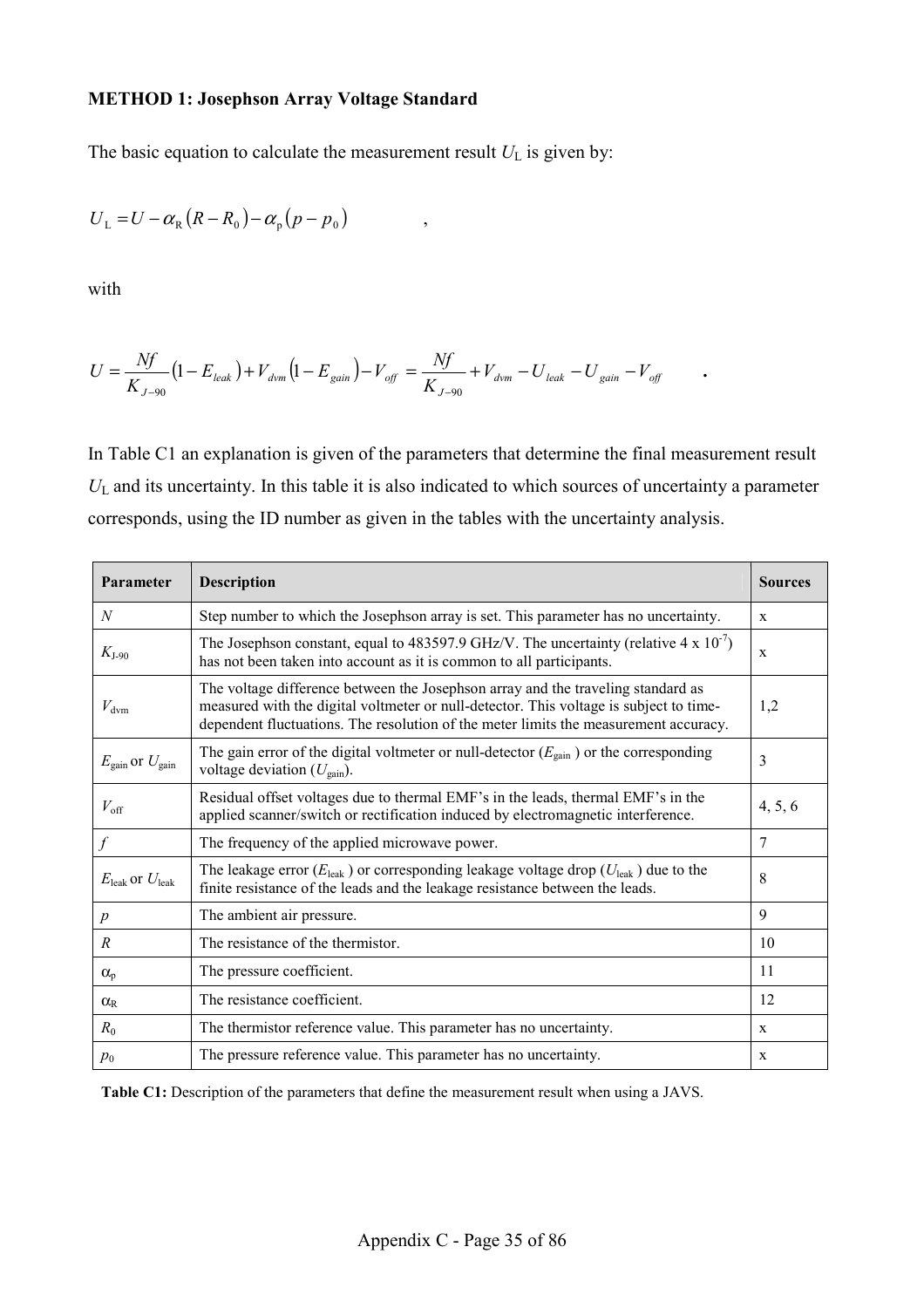**METHOD 1: Josephson Array Voltage Standard**

The basic equation to calculate the measurement result $U_L$ is given by:

$$U_L = U - \alpha_R (R - R_0) - \alpha_p (p - p_0) \quad ,$$

with

$$U = \frac{Nf}{K_{J-90}}(1 - E_{leak}) + V_{dvm}(1 - E_{gain}) - V_{off} = \frac{Nf}{K_{J-90}} + V_{dvm} - U_{leak} - U_{gain} - V_{off} \quad .$$

In Table C1 an explanation is given of the parameters that determine the final measurement result $U_L$ and its uncertainty. In this table it is also indicated to which sources of uncertainty a parameter corresponds, using the ID number as given in the tables with the uncertainty analysis.

| Parameter | Description | Sources |
|---|---|---|
| $N$ | Step number to which the Josephson array is set. This parameter has no uncertainty. | x |
| $K_{J-90}$ | The Josephson constant, equal to 483597.9 GHz/V. The uncertainty (relative $4 \times 10^{-7}$) has not been taken into account as it is common to all participants. | x |
| $V_{dvm}$ | The voltage difference between the Josephson array and the traveling standard as measured with the digital voltmeter or null-detector. This voltage is subject to time-dependent fluctuations. The resolution of the meter limits the measurement accuracy. | 1,2 |
| $E_{gain}$ or $U_{gain}$ | The gain error of the digital voltmeter or null-detector ($E_{gain}$) or the corresponding voltage deviation ($U_{gain}$). | 3 |
| $V_{off}$ | Residual offset voltages due to thermal EMF's in the leads, thermal EMF's in the applied scanner/switch or rectification induced by electromagnetic interference. | 4, 5, 6 |
| $f$ | The frequency of the applied microwave power. | 7 |
| $E_{leak}$ or $U_{leak}$ | The leakage error ($E_{leak}$) or corresponding leakage voltage drop ($U_{leak}$) due to the finite resistance of the leads and the leakage resistance between the leads. | 8 |
| $p$ | The ambient air pressure. | 9 |
| $R$ | The resistance of the thermistor. | 10 |
| $\alpha_p$ | The pressure coefficient. | 11 |
| $\alpha_R$ | The resistance coefficient. | 12 |
| $R_0$ | The thermistor reference value. This parameter has no uncertainty. | x |
| $p_0$ | The pressure reference value. This parameter has no uncertainty. | x |

**Table C1:** Description of the parameters that define the measurement result when using a JAVS.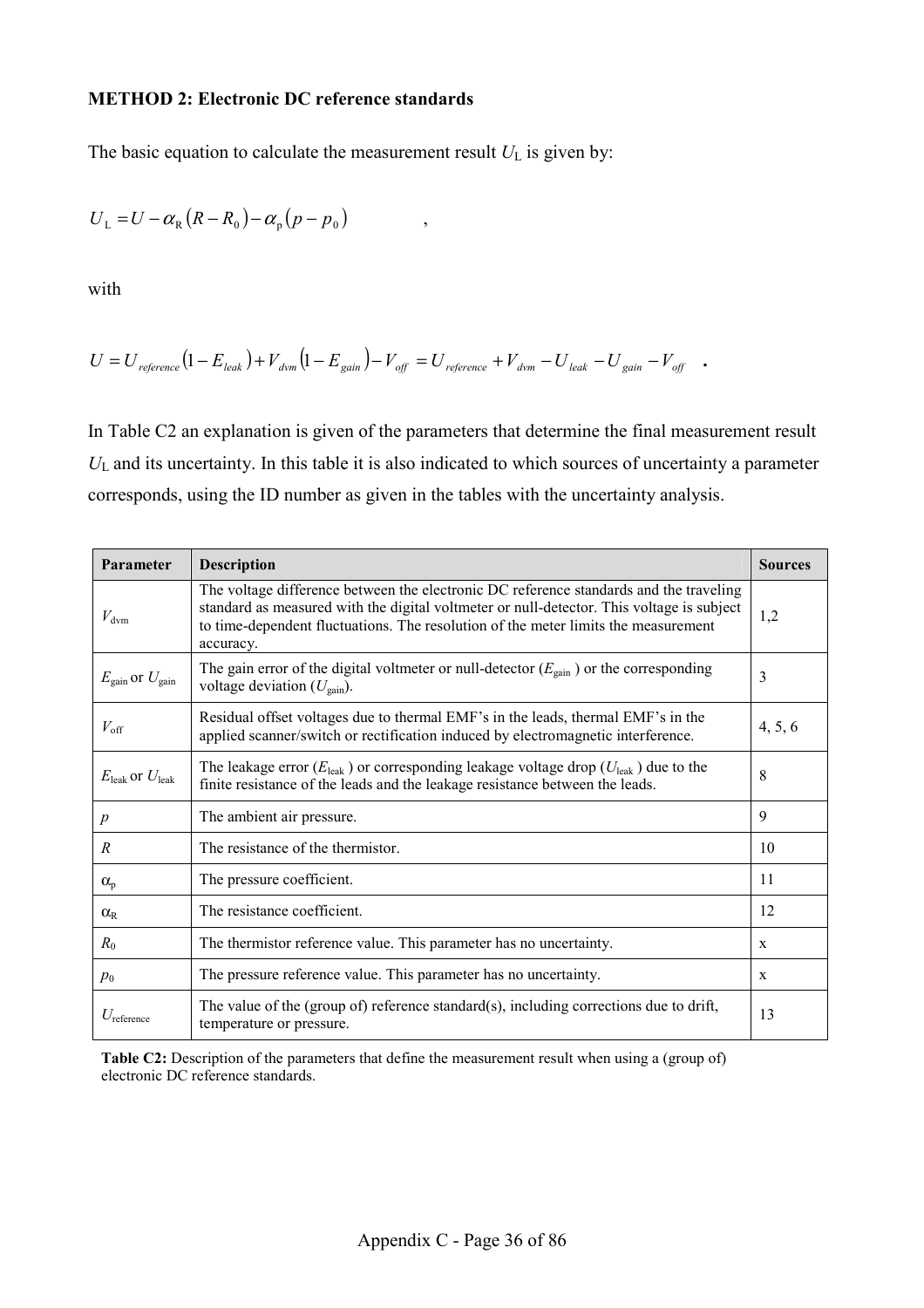**METHOD 2: Electronic DC reference standards**

The basic equation to calculate the measurement result $U_L$ is given by:

$$U_L = U - \alpha_R (R - R_0) - \alpha_p (p - p_0) \quad ,$$

with

$$U = U_{reference}(1 - E_{leak}) + V_{dvm}(1 - E_{gain}) - V_{off} = U_{reference} + V_{dvm} - U_{leak} - U_{gain} - V_{off} \quad .$$

In Table C2 an explanation is given of the parameters that determine the final measurement result $U_L$ and its uncertainty. In this table it is also indicated to which sources of uncertainty a parameter corresponds, using the ID number as given in the tables with the uncertainty analysis.

| Parameter | Description | Sources |
|---|---|---|
| $V_{dvm}$ | The voltage difference between the electronic DC reference standards and the traveling standard as measured with the digital voltmeter or null-detector. This voltage is subject to time-dependent fluctuations. The resolution of the meter limits the measurement accuracy. | 1,2 |
| $E_{gain}$ or $U_{gain}$ | The gain error of the digital voltmeter or null-detector ($E_{gain}$ ) or the corresponding voltage deviation ($U_{gain}$). | 3 |
| $V_{off}$ | Residual offset voltages due to thermal EMF's in the leads, thermal EMF's in the applied scanner/switch or rectification induced by electromagnetic interference. | 4, 5, 6 |
| $E_{leak}$ or $U_{leak}$ | The leakage error ($E_{leak}$ ) or corresponding leakage voltage drop ($U_{leak}$ ) due to the finite resistance of the leads and the leakage resistance between the leads. | 8 |
| $p$ | The ambient air pressure. | 9 |
| $R$ | The resistance of the thermistor. | 10 |
| $\alpha_p$ | The pressure coefficient. | 11 |
| $\alpha_R$ | The resistance coefficient. | 12 |
| $R_0$ | The thermistor reference value. This parameter has no uncertainty. | x |
| $p_0$ | The pressure reference value. This parameter has no uncertainty. | x |
| $U_{reference}$ | The value of the (group of) reference standard(s), including corrections due to drift, temperature or pressure. | 13 |

**Table C2:** Description of the parameters that define the measurement result when using a (group of) electronic DC reference standards.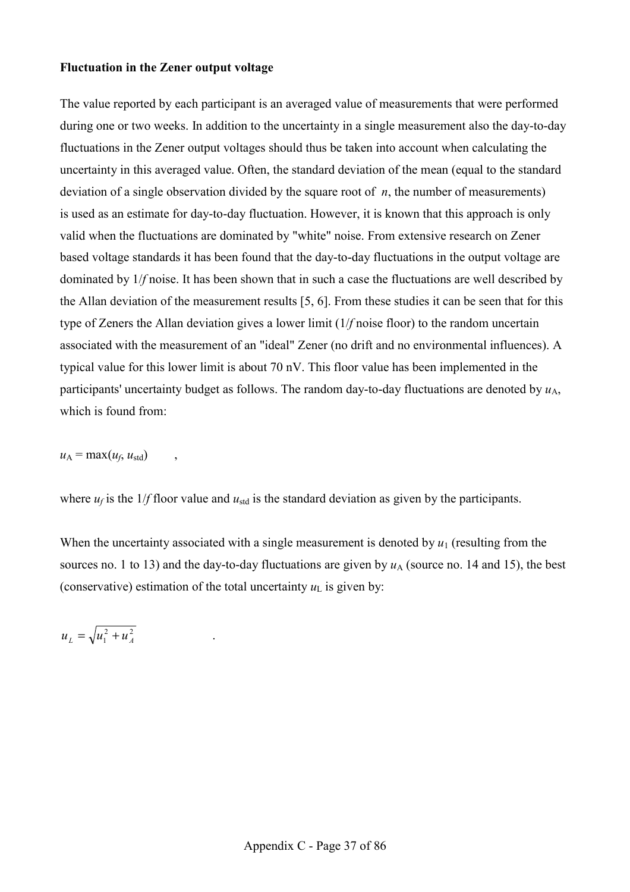**Fluctuation in the Zener output voltage**

The value reported by each participant is an averaged value of measurements that were performed during one or two weeks. In addition to the uncertainty in a single measurement also the day-to-day fluctuations in the Zener output voltages should thus be taken into account when calculating the uncertainty in this averaged value. Often, the standard deviation of the mean (equal to the standard deviation of a single observation divided by the square root of $n$, the number of measurements) is used as an estimate for day-to-day fluctuation. However, it is known that this approach is only valid when the fluctuations are dominated by "white" noise. From extensive research on Zener based voltage standards it has been found that the day-to-day fluctuations in the output voltage are dominated by $1/f$ noise. It has been shown that in such a case the fluctuations are well described by the Allan deviation of the measurement results [5, 6]. From these studies it can be seen that for this type of Zeners the Allan deviation gives a lower limit ($1/f$ noise floor) to the random uncertain associated with the measurement of an "ideal" Zener (no drift and no environmental influences). A typical value for this lower limit is about 70 nV. This floor value has been implemented in the participants' uncertainty budget as follows. The random day-to-day fluctuations are denoted by $u_A$, which is found from:

$$u_A = \max(u_f, u_{std}) \quad ,$$

where $u_f$ is the $1/f$ floor value and $u_{std}$ is the standard deviation as given by the participants.

When the uncertainty associated with a single measurement is denoted by $u_1$ (resulting from the sources no. 1 to 13) and the day-to-day fluctuations are given by $u_A$ (source no. 14 and 15), the best (conservative) estimation of the total uncertainty $u_L$ is given by:

$$u_L = \sqrt{u_1^2 + u_A^2} \quad .$$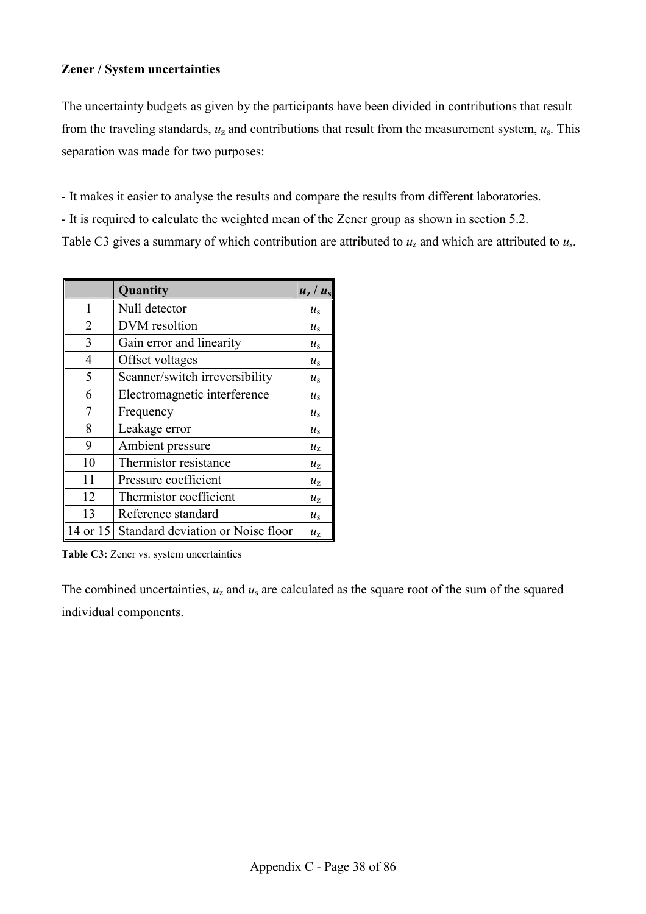**Zener / System uncertainties**

The uncertainty budgets as given by the participants have been divided in contributions that result from the traveling standards, $u_z$ and contributions that result from the measurement system, $u_s$. This separation was made for two purposes:

- It makes it easier to analyse the results and compare the results from different laboratories.
- It is required to calculate the weighted mean of the Zener group as shown in section 5.2.

Table C3 gives a summary of which contribution are attributed to $u_z$ and which are attributed to $u_s$.

| | **Quantity** | $u_z$ / $u_s$ |
|---|---|---|
| 1 | Null detector | $u_s$ |
| 2 | DVM resoltion | $u_s$ |
| 3 | Gain error and linearity | $u_s$ |
| 4 | Offset voltages | $u_s$ |
| 5 | Scanner/switch irreversibility | $u_s$ |
| 6 | Electromagnetic interference | $u_s$ |
| 7 | Frequency | $u_s$ |
| 8 | Leakage error | $u_s$ |
| 9 | Ambient pressure | $u_z$ |
| 10 | Thermistor resistance | $u_z$ |
| 11 | Pressure coefficient | $u_z$ |
| 12 | Thermistor coefficient | $u_z$ |
| 13 | Reference standard | $u_s$ |
| 14 or 15 | Standard deviation or Noise floor | $u_z$ |

**Table C3:** Zener vs. system uncertainties

The combined uncertainties, $u_z$ and $u_s$ are calculated as the square root of the sum of the squared individual components.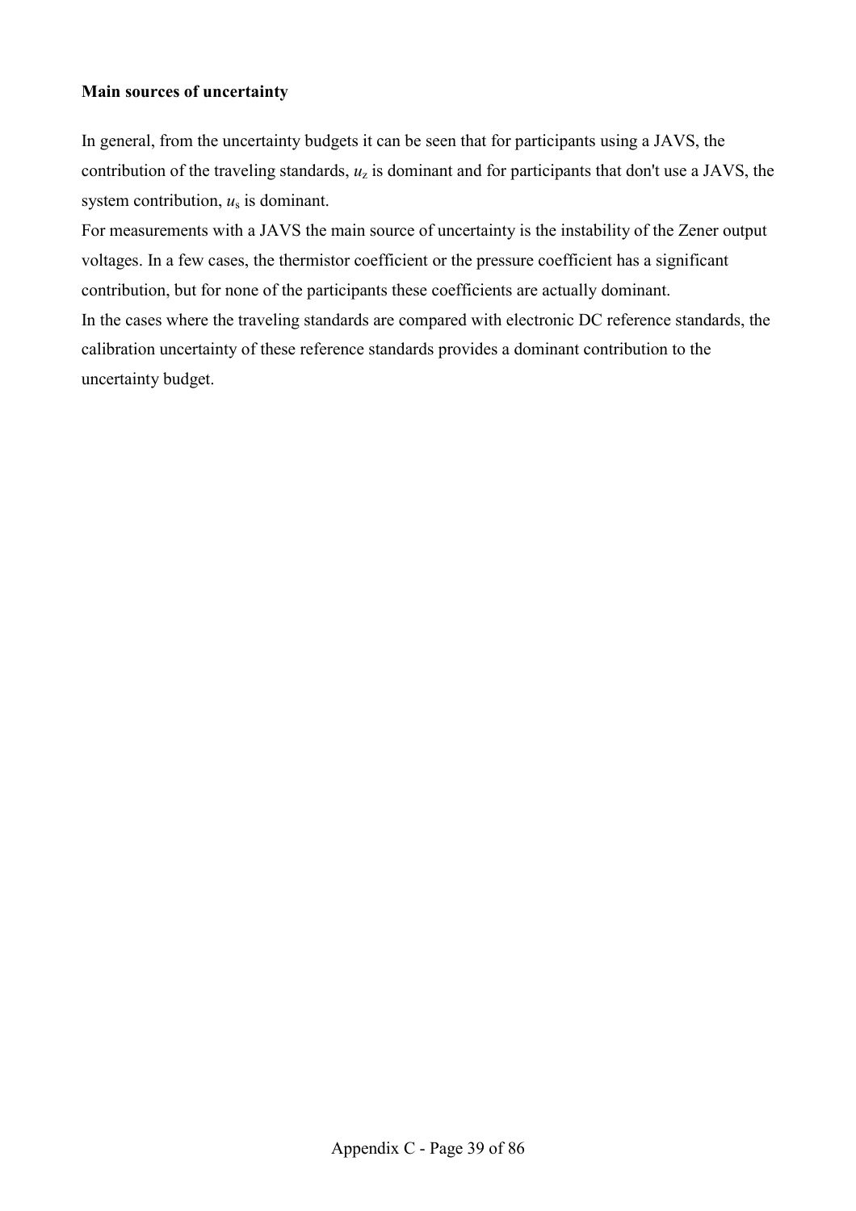**Main sources of uncertainty**

In general, from the uncertainty budgets it can be seen that for participants using a JAVS, the contribution of the traveling standards, $u_z$ is dominant and for participants that don't use a JAVS, the system contribution, $u_s$ is dominant.

For measurements with a JAVS the main source of uncertainty is the instability of the Zener output voltages. In a few cases, the thermistor coefficient or the pressure coefficient has a significant contribution, but for none of the participants these coefficients are actually dominant.

In the cases where the traveling standards are compared with electronic DC reference standards, the calibration uncertainty of these reference standards provides a dominant contribution to the uncertainty budget.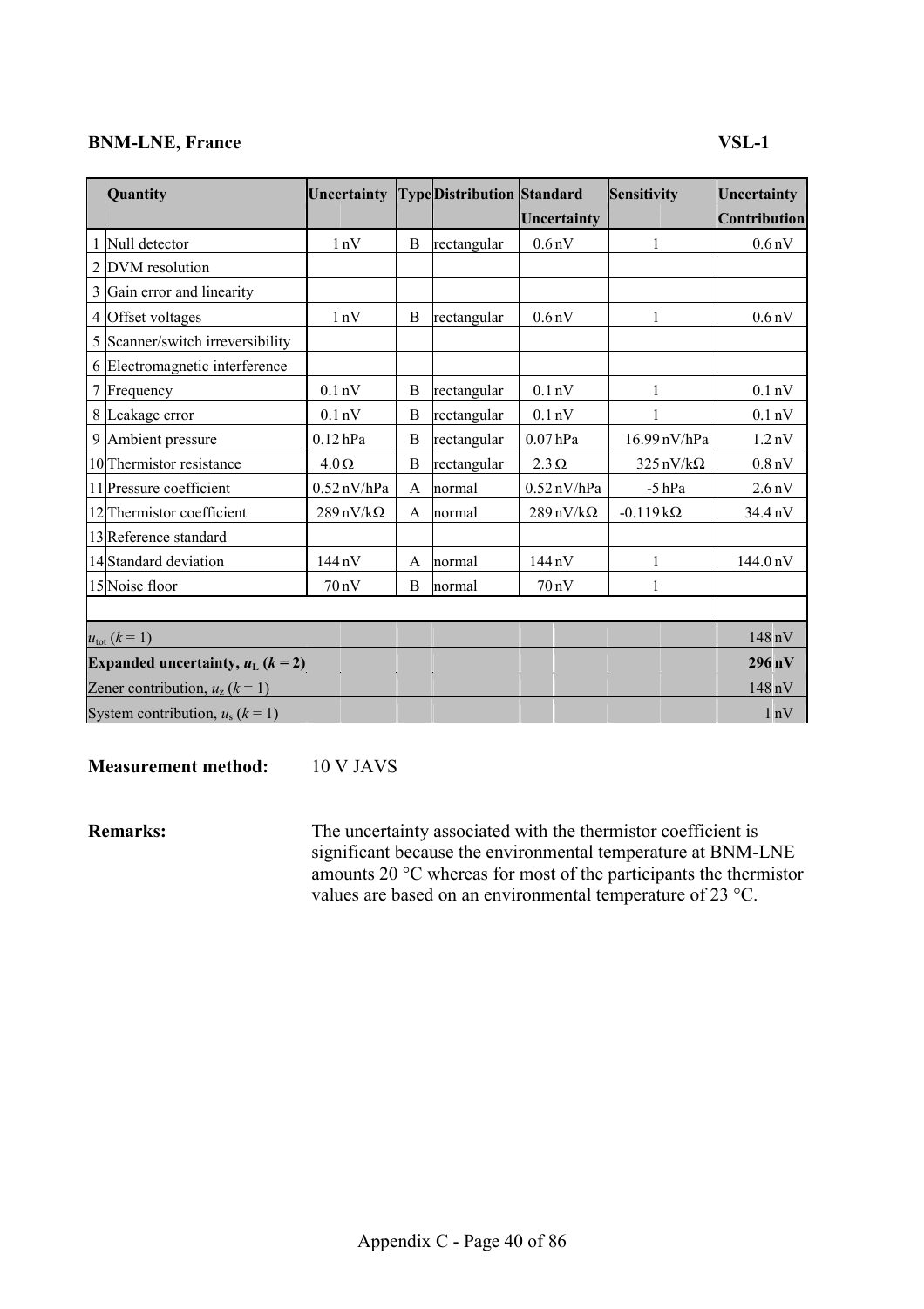**BNM-LNE, France** **VSL-1**

| | Quantity | Uncertainty | Type | Distribution | Standard Uncertainty | Sensitivity | Uncertainty Contribution |
|---|---|---|---|---|---|---|---|
| 1 | Null detector | 1 nV | B | rectangular | 0.6 nV | 1 | 0.6 nV |
| 2 | DVM resolution | | | | | | |
| 3 | Gain error and linearity | | | | | | |
| 4 | Offset voltages | 1 nV | B | rectangular | 0.6 nV | 1 | 0.6 nV |
| 5 | Scanner/switch irreversibility | | | | | | |
| 6 | Electromagnetic interference | | | | | | |
| 7 | Frequency | 0.1 nV | B | rectangular | 0.1 nV | 1 | 0.1 nV |
| 8 | Leakage error | 0.1 nV | B | rectangular | 0.1 nV | 1 | 0.1 nV |
| 9 | Ambient pressure | 0.12 hPa | B | rectangular | 0.07 hPa | 16.99 nV/hPa | 1.2 nV |
| 10 | Thermistor resistance | 4.0 Ω | B | rectangular | 2.3 Ω | 325 nV/kΩ | 0.8 nV |
| 11 | Pressure coefficient | 0.52 nV/hPa | A | normal | 0.52 nV/hPa | -5 hPa | 2.6 nV |
| 12 | Thermistor coefficient | 289 nV/kΩ | A | normal | 289 nV/kΩ | -0.119 kΩ | 34.4 nV |
| 13 | Reference standard | | | | | | |
| 14 | Standard deviation | 144 nV | A | normal | 144 nV | 1 | 144.0 nV |
| 15 | Noise floor | 70 nV | B | normal | 70 nV | 1 | |
| | | | | | | | |
| $u_{tot}$ ($k = 1$) | | | | | | | 148 nV |
| **Expanded uncertainty, $u_L$ ($k = 2$)** | | | | | | | **296 nV** |
| Zener contribution, $u_z$ ($k = 1$) | | | | | | | 148 nV |
| System contribution, $u_s$ ($k = 1$) | | | | | | | 1 nV |

**Measurement method:** 10 V JAVS

**Remarks:** The uncertainty associated with the thermistor coefficient is significant because the environmental temperature at BNM-LNE amounts 20 °C whereas for most of the participants the thermistor values are based on an environmental temperature of 23 °C.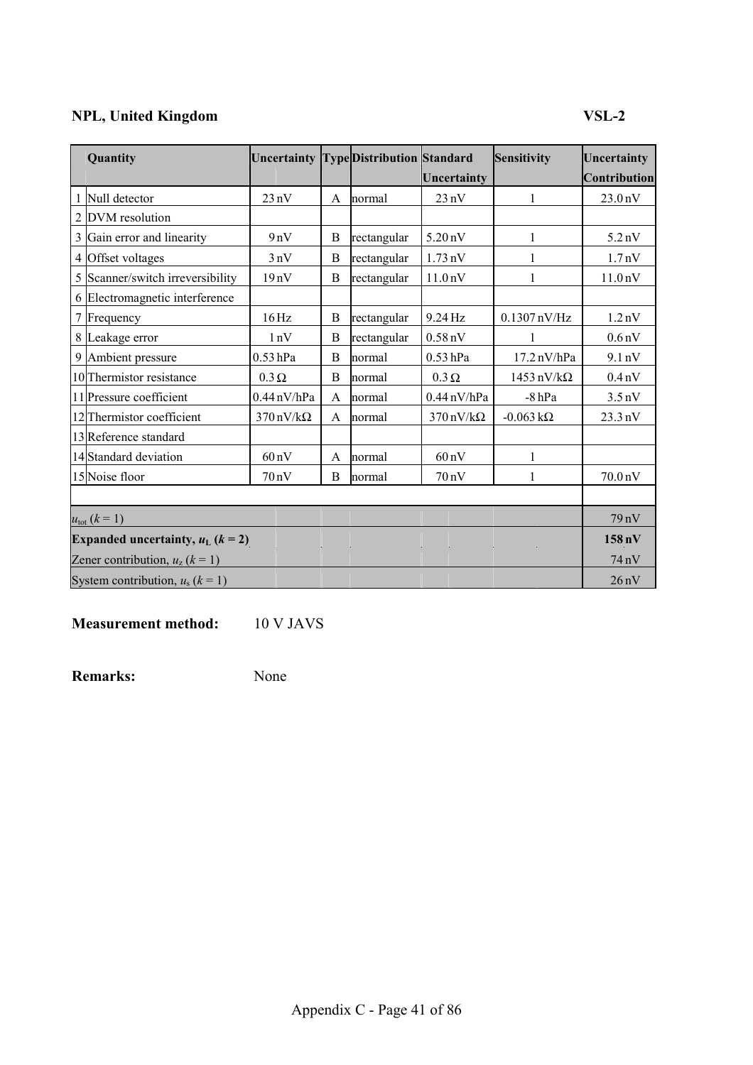**NPL, United Kingdom** **VSL-2**

| | Quantity | Uncertainty | Type | Distribution | Standard Uncertainty | Sensitivity | Uncertainty Contribution |
|---|---|---|---|---|---|---|---|
| 1 | Null detector | 23 nV | A | normal | 23 nV | 1 | 23.0 nV |
| 2 | DVM resolution | | | | | | |
| 3 | Gain error and linearity | 9 nV | B | rectangular | 5.20 nV | 1 | 5.2 nV |
| 4 | Offset voltages | 3 nV | B | rectangular | 1.73 nV | 1 | 1.7 nV |
| 5 | Scanner/switch irreversibility | 19 nV | B | rectangular | 11.0 nV | 1 | 11.0 nV |
| 6 | Electromagnetic interference | | | | | | |
| 7 | Frequency | 16 Hz | B | rectangular | 9.24 Hz | 0.1307 nV/Hz | 1.2 nV |
| 8 | Leakage error | 1 nV | B | rectangular | 0.58 nV | 1 | 0.6 nV |
| 9 | Ambient pressure | 0.53 hPa | B | normal | 0.53 hPa | 17.2 nV/hPa | 9.1 nV |
| 10 | Thermistor resistance | 0.3 Ω | B | normal | 0.3 Ω | 1453 nV/kΩ | 0.4 nV |
| 11 | Pressure coefficient | 0.44 nV/hPa | A | normal | 0.44 nV/hPa | -8 hPa | 3.5 nV |
| 12 | Thermistor coefficient | 370 nV/kΩ | A | normal | 370 nV/kΩ | -0.063 kΩ | 23.3 nV |
| 13 | Reference standard | | | | | | |
| 14 | Standard deviation | 60 nV | A | normal | 60 nV | 1 | |
| 15 | Noise floor | 70 nV | B | normal | 70 nV | 1 | 70.0 nV |
| | | | | | | | |
| $u_{tot}$ ($k$ = 1) | | | | | | | 79 nV |
| **Expanded uncertainty, $u_L$ ($k$ = 2)** | | | | | | | **158 nV** |
| Zener contribution, $u_z$ ($k$ = 1) | | | | | | | 74 nV |
| System contribution, $u_s$ ($k$ = 1) | | | | | | | 26 nV |

**Measurement method:** 10 V JAVS

**Remarks:** None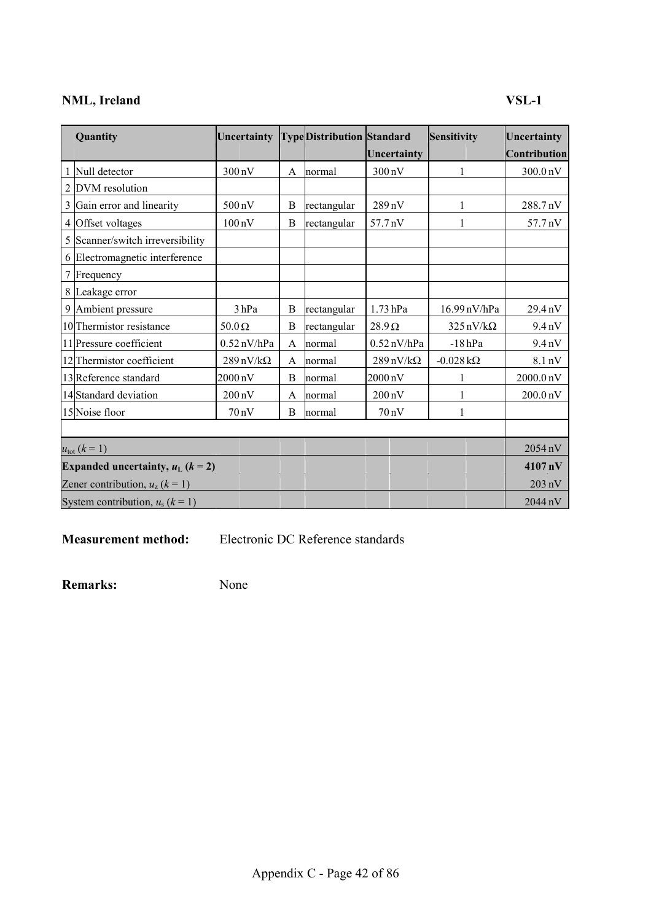**NML, Ireland** **VSL-1**

| | Quantity | Uncertainty | Type | Distribution | Standard Uncertainty | Sensitivity | Uncertainty Contribution |
|---|---|---|---|---|---|---|---|
| 1 | Null detector | 300 nV | A | normal | 300 nV | 1 | 300.0 nV |
| 2 | DVM resolution | | | | | | |
| 3 | Gain error and linearity | 500 nV | B | rectangular | 289 nV | 1 | 288.7 nV |
| 4 | Offset voltages | 100 nV | B | rectangular | 57.7 nV | 1 | 57.7 nV |
| 5 | Scanner/switch irreversibility | | | | | | |
| 6 | Electromagnetic interference | | | | | | |
| 7 | Frequency | | | | | | |
| 8 | Leakage error | | | | | | |
| 9 | Ambient pressure | 3 hPa | B | rectangular | 1.73 hPa | 16.99 nV/hPa | 29.4 nV |
| 10 | Thermistor resistance | 50.0 Ω | B | rectangular | 28.9 Ω | 325 nV/kΩ | 9.4 nV |
| 11 | Pressure coefficient | 0.52 nV/hPa | A | normal | 0.52 nV/hPa | -18 hPa | 9.4 nV |
| 12 | Thermistor coefficient | 289 nV/kΩ | A | normal | 289 nV/kΩ | -0.028 kΩ | 8.1 nV |
| 13 | Reference standard | 2000 nV | B | normal | 2000 nV | 1 | 2000.0 nV |
| 14 | Standard deviation | 200 nV | A | normal | 200 nV | 1 | 200.0 nV |
| 15 | Noise floor | 70 nV | B | normal | 70 nV | 1 | |
| | | | | | | | |
| $u_{tot}$ ($k$ = 1) | | | | | | | 2054 nV |
| **Expanded uncertainty, $u_L$ ($k$ = 2)** | | | | | | | **4107 nV** |
| Zener contribution, $u_z$ ($k$ = 1) | | | | | | | 203 nV |
| System contribution, $u_s$ ($k$ = 1) | | | | | | | 2044 nV |

**Measurement method:** Electronic DC Reference standards

**Remarks:** None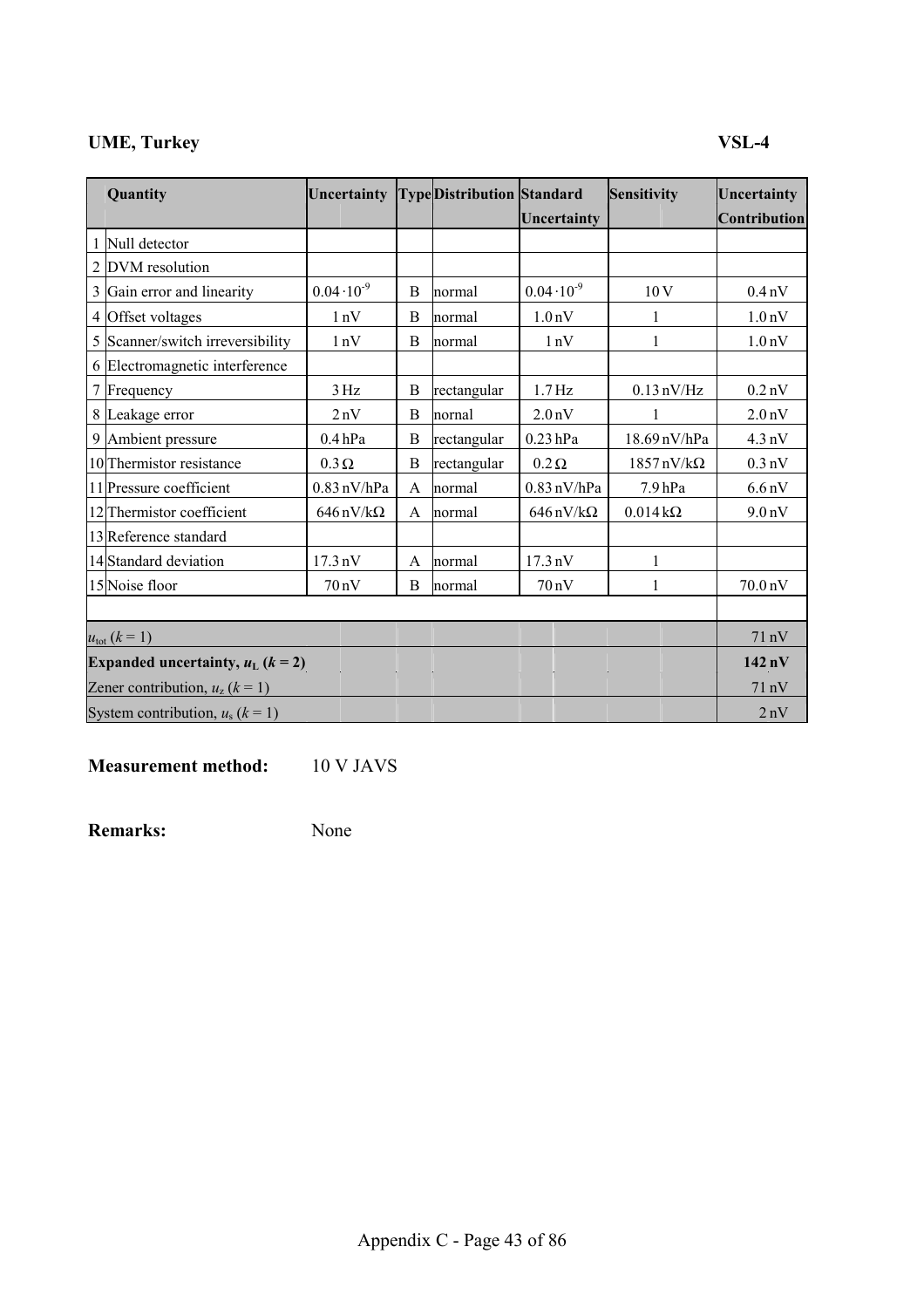**UME, Turkey** **VSL-4**

| | Quantity | Uncertainty | Type | Distribution | Standard Uncertainty | Sensitivity | Uncertainty Contribution |
|---|---|---|---|---|---|---|---|
| 1 | Null detector | | | | | | |
| 2 | DVM resolution | | | | | | |
| 3 | Gain error and linearity | $0.04 \cdot 10^{-9}$ | B | normal | $0.04 \cdot 10^{-9}$ | 10 V | 0.4 nV |
| 4 | Offset voltages | 1 nV | B | normal | 1.0 nV | 1 | 1.0 nV |
| 5 | Scanner/switch irreversibility | 1 nV | B | normal | 1 nV | 1 | 1.0 nV |
| 6 | Electromagnetic interference | | | | | | |
| 7 | Frequency | 3 Hz | B | rectangular | 1.7 Hz | 0.13 nV/Hz | 0.2 nV |
| 8 | Leakage error | 2 nV | B | nornal | 2.0 nV | 1 | 2.0 nV |
| 9 | Ambient pressure | 0.4 hPa | B | rectangular | 0.23 hPa | 18.69 nV/hPa | 4.3 nV |
| 10 | Thermistor resistance | 0.3 Ω | B | rectangular | 0.2 Ω | 1857 nV/kΩ | 0.3 nV |
| 11 | Pressure coefficient | 0.83 nV/hPa | A | normal | 0.83 nV/hPa | 7.9 hPa | 6.6 nV |
| 12 | Thermistor coefficient | 646 nV/kΩ | A | normal | 646 nV/kΩ | 0.014 kΩ | 9.0 nV |
| 13 | Reference standard | | | | | | |
| 14 | Standard deviation | 17.3 nV | A | normal | 17.3 nV | 1 | |
| 15 | Noise floor | 70 nV | B | normal | 70 nV | 1 | 70.0 nV |
| | | | | | | | |
| $u_{tot}$ ($k$ = 1) | | | | | | | 71 nV |
| **Expanded uncertainty, $u_L$ ($k$ = 2)** | | | | | | | **142 nV** |
| Zener contribution, $u_z$ ($k$ = 1) | | | | | | | 71 nV |
| System contribution, $u_s$ ($k$ = 1) | | | | | | | 2 nV |

**Measurement method:** 10 V JAVS

**Remarks:** None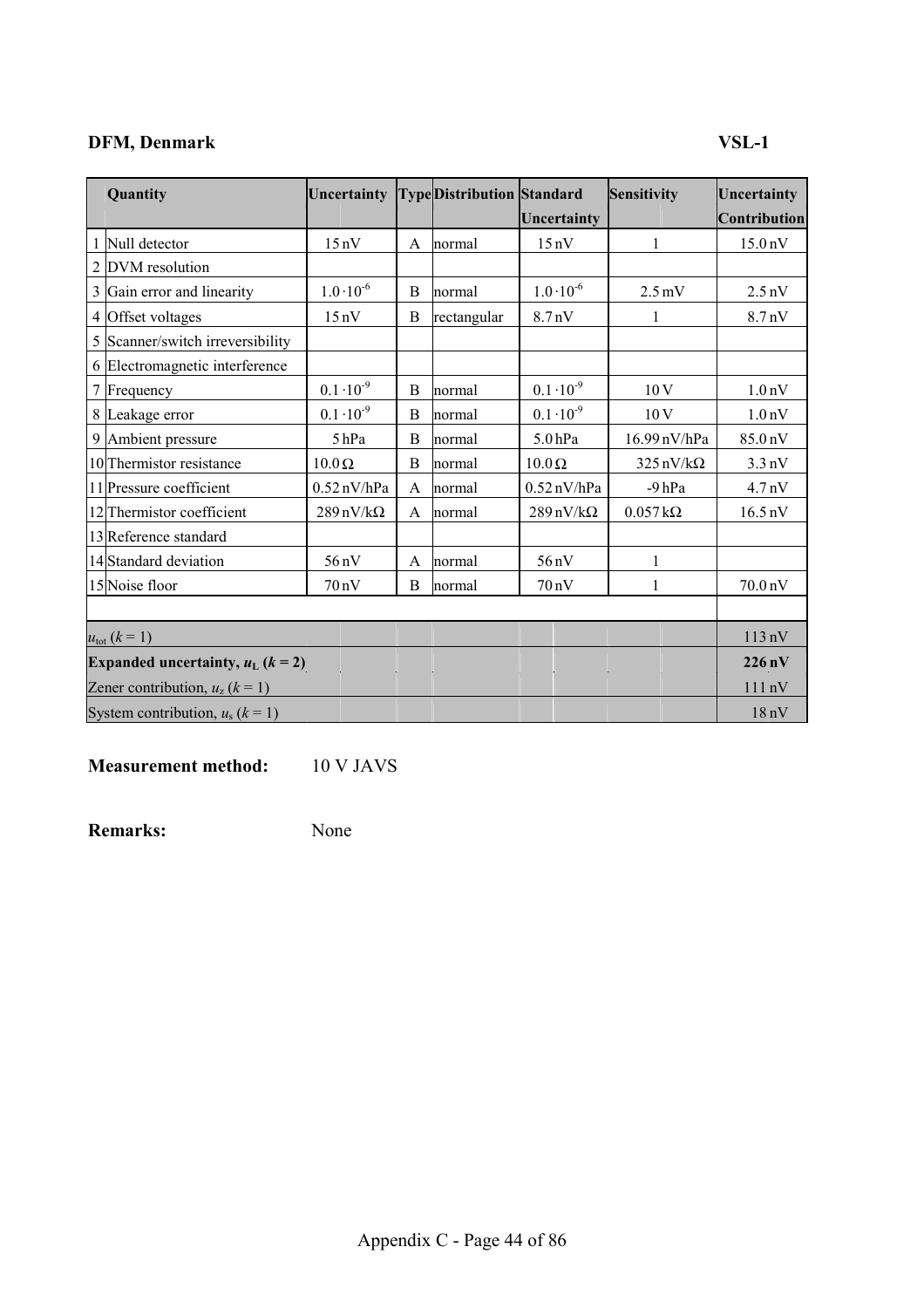**DFM, Denmark** **VSL-1**

| | Quantity | Uncertainty | Type | Distribution | Standard Uncertainty | Sensitivity | Uncertainty Contribution |
|---|---|---|---|---|---|---|---|
| 1 | Null detector | 15 nV | A | normal | 15 nV | 1 | 15.0 nV |
| 2 | DVM resolution | | | | | | |
| 3 | Gain error and linearity | $1.0 \cdot 10^{-6}$ | B | normal | $1.0 \cdot 10^{-6}$ | 2.5 mV | 2.5 nV |
| 4 | Offset voltages | 15 nV | B | rectangular | 8.7 nV | 1 | 8.7 nV |
| 5 | Scanner/switch irreversibility | | | | | | |
| 6 | Electromagnetic interference | | | | | | |
| 7 | Frequency | $0.1 \cdot 10^{-9}$ | B | normal | $0.1 \cdot 10^{-9}$ | 10 V | 1.0 nV |
| 8 | Leakage error | $0.1 \cdot 10^{-9}$ | B | normal | $0.1 \cdot 10^{-9}$ | 10 V | 1.0 nV |
| 9 | Ambient pressure | 5 hPa | B | normal | 5.0 hPa | 16.99 nV/hPa | 85.0 nV |
| 10 | Thermistor resistance | 10.0 Ω | B | normal | 10.0 Ω | 325 nV/kΩ | 3.3 nV |
| 11 | Pressure coefficient | 0.52 nV/hPa | A | normal | 0.52 nV/hPa | -9 hPa | 4.7 nV |
| 12 | Thermistor coefficient | 289 nV/kΩ | A | normal | 289 nV/kΩ | 0.057 kΩ | 16.5 nV |
| 13 | Reference standard | | | | | | |
| 14 | Standard deviation | 56 nV | A | normal | 56 nV | 1 | |
| 15 | Noise floor | 70 nV | B | normal | 70 nV | 1 | 70.0 nV |
| | | | | | | | |
| $u_{tot}$ ($k$ = 1) | | | | | | | 113 nV |
| **Expanded uncertainty, $u_L$ ($k$ = 2)** | | | | | | | **226 nV** |
| Zener contribution, $u_z$ ($k$ = 1) | | | | | | | 111 nV |
| System contribution, $u_s$ ($k$ = 1) | | | | | | | 18 nV |

**Measurement method:** 10 V JAVS

**Remarks:** None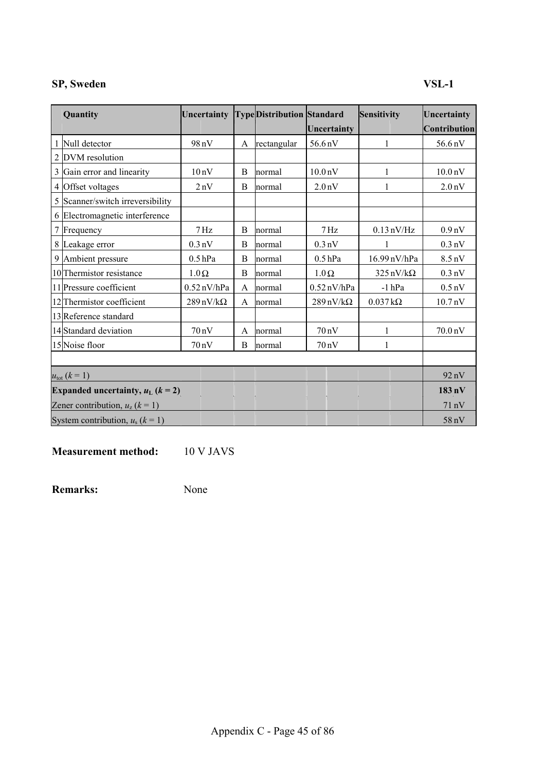**SP, Sweden** **VSL-1**

| | Quantity | Uncertainty | Type | Distribution | Standard Uncertainty | Sensitivity | Uncertainty Contribution |
|---|---|---|---|---|---|---|---|
| 1 | Null detector | 98 nV | A | rectangular | 56.6 nV | 1 | 56.6 nV |
| 2 | DVM resolution | | | | | | |
| 3 | Gain error and linearity | 10 nV | B | normal | 10.0 nV | 1 | 10.0 nV |
| 4 | Offset voltages | 2 nV | B | normal | 2.0 nV | 1 | 2.0 nV |
| 5 | Scanner/switch irreversibility | | | | | | |
| 6 | Electromagnetic interference | | | | | | |
| 7 | Frequency | 7 Hz | B | normal | 7 Hz | 0.13 nV/Hz | 0.9 nV |
| 8 | Leakage error | 0.3 nV | B | normal | 0.3 nV | 1 | 0.3 nV |
| 9 | Ambient pressure | 0.5 hPa | B | normal | 0.5 hPa | 16.99 nV/hPa | 8.5 nV |
| 10 | Thermistor resistance | 1.0 Ω | B | normal | 1.0 Ω | 325 nV/kΩ | 0.3 nV |
| 11 | Pressure coefficient | 0.52 nV/hPa | A | normal | 0.52 nV/hPa | -1 hPa | 0.5 nV |
| 12 | Thermistor coefficient | 289 nV/kΩ | A | normal | 289 nV/kΩ | 0.037 kΩ | 10.7 nV |
| 13 | Reference standard | | | | | | |
| 14 | Standard deviation | 70 nV | A | normal | 70 nV | 1 | 70.0 nV |
| 15 | Noise floor | 70 nV | B | normal | 70 nV | 1 | |
| | | | | | | | |
| $u_{tot}$ ($k$ = 1) | | | | | | | 92 nV |
| **Expanded uncertainty, $u_L$ ($k$ = 2)** | | | | | | | **183 nV** |
| Zener contribution, $u_z$ ($k$ = 1) | | | | | | | 71 nV |
| System contribution, $u_s$ ($k$ = 1) | | | | | | | 58 nV |

**Measurement method:** 10 V JAVS

**Remarks:** None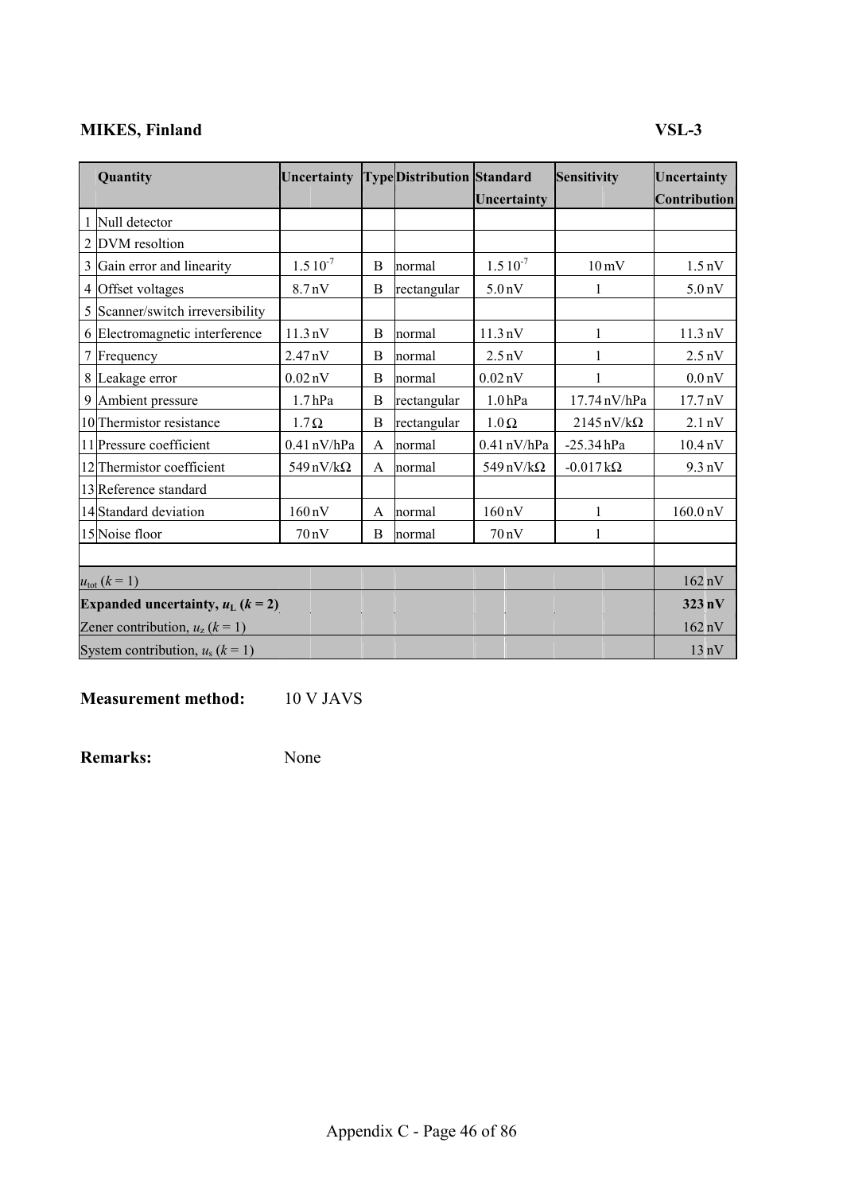**MIKES, Finland** **VSL-3**

| | Quantity | Uncertainty | Type | Distribution | Standard Uncertainty | Sensitivity | Uncertainty Contribution |
|---|---|---|---|---|---|---|---|
| 1 | Null detector | | | | | | |
| 2 | DVM resoltion | | | | | | |
| 3 | Gain error and linearity | $1.5\ 10^{-7}$ | B | normal | $1.5\ 10^{-7}$ | 10 mV | 1.5 nV |
| 4 | Offset voltages | 8.7 nV | B | rectangular | 5.0 nV | 1 | 5.0 nV |
| 5 | Scanner/switch irreversibility | | | | | | |
| 6 | Electromagnetic interference | 11.3 nV | B | normal | 11.3 nV | 1 | 11.3 nV |
| 7 | Frequency | 2.47 nV | B | normal | 2.5 nV | 1 | 2.5 nV |
| 8 | Leakage error | 0.02 nV | B | normal | 0.02 nV | 1 | 0.0 nV |
| 9 | Ambient pressure | 1.7 hPa | B | rectangular | 1.0 hPa | 17.74 nV/hPa | 17.7 nV |
| 10 | Thermistor resistance | 1.7 Ω | B | rectangular | 1.0 Ω | 2145 nV/kΩ | 2.1 nV |
| 11 | Pressure coefficient | 0.41 nV/hPa | A | normal | 0.41 nV/hPa | -25.34 hPa | 10.4 nV |
| 12 | Thermistor coefficient | 549 nV/kΩ | A | normal | 549 nV/kΩ | -0.017 kΩ | 9.3 nV |
| 13 | Reference standard | | | | | | |
| 14 | Standard deviation | 160 nV | A | normal | 160 nV | 1 | 160.0 nV |
| 15 | Noise floor | 70 nV | B | normal | 70 nV | 1 | |
| | | | | | | | |
| $u_{tot}$ ($k$ = 1) | | | | | | | 162 nV |
| **Expanded uncertainty, $u_L$ ($k$ = 2)** | | | | | | | **323 nV** |
| Zener contribution, $u_z$ ($k$ = 1) | | | | | | | 162 nV |
| System contribution, $u_s$ ($k$ = 1) | | | | | | | 13 nV |

**Measurement method:** 10 V JAVS

**Remarks:** None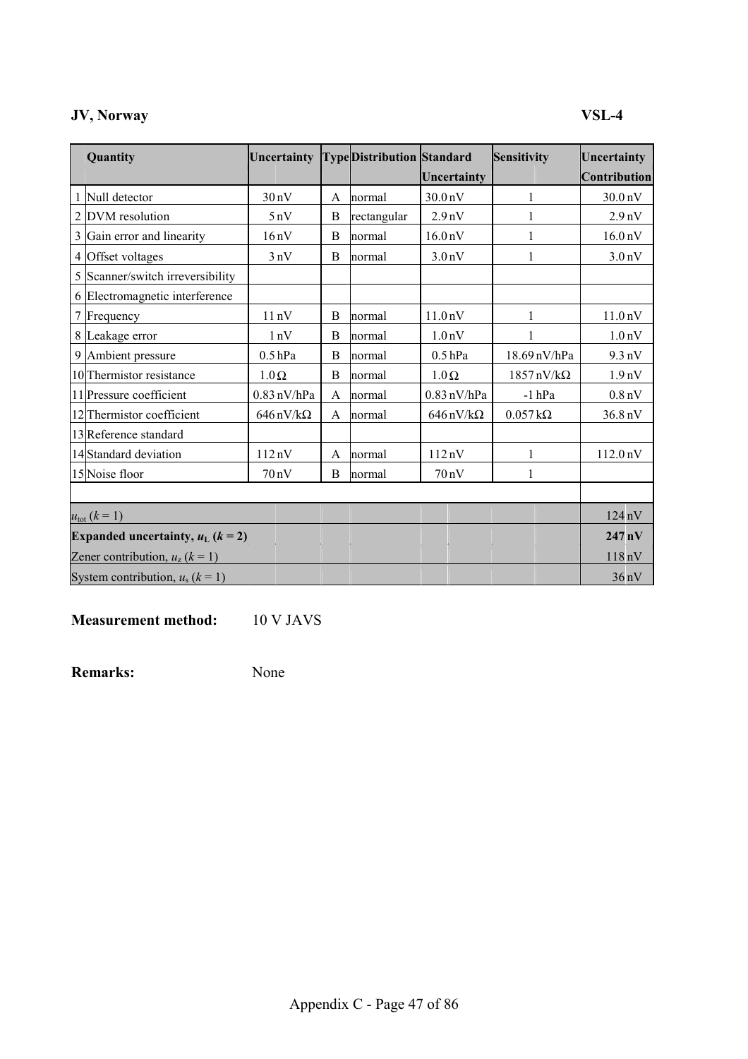**JV, Norway** **VSL-4**

| | Quantity | Uncertainty | Type | Distribution | Standard Uncertainty | Sensitivity | Uncertainty Contribution |
|---|---|---|---|---|---|---|---|
| 1 | Null detector | 30 nV | A | normal | 30.0 nV | 1 | 30.0 nV |
| 2 | DVM resolution | 5 nV | B | rectangular | 2.9 nV | 1 | 2.9 nV |
| 3 | Gain error and linearity | 16 nV | B | normal | 16.0 nV | 1 | 16.0 nV |
| 4 | Offset voltages | 3 nV | B | normal | 3.0 nV | 1 | 3.0 nV |
| 5 | Scanner/switch irreversibility | | | | | | |
| 6 | Electromagnetic interference | | | | | | |
| 7 | Frequency | 11 nV | B | normal | 11.0 nV | 1 | 11.0 nV |
| 8 | Leakage error | 1 nV | B | normal | 1.0 nV | 1 | 1.0 nV |
| 9 | Ambient pressure | 0.5 hPa | B | normal | 0.5 hPa | 18.69 nV/hPa | 9.3 nV |
| 10 | Thermistor resistance | 1.0 Ω | B | normal | 1.0 Ω | 1857 nV/kΩ | 1.9 nV |
| 11 | Pressure coefficient | 0.83 nV/hPa | A | normal | 0.83 nV/hPa | -1 hPa | 0.8 nV |
| 12 | Thermistor coefficient | 646 nV/kΩ | A | normal | 646 nV/kΩ | 0.057 kΩ | 36.8 nV |
| 13 | Reference standard | | | | | | |
| 14 | Standard deviation | 112 nV | A | normal | 112 nV | 1 | 112.0 nV |
| 15 | Noise floor | 70 nV | B | normal | 70 nV | 1 | |
| | | | | | | | |
| $u_{tot}$ ($k$ = 1) | | | | | | | 124 nV |
| **Expanded uncertainty, $u_L$ ($k$ = 2)** | | | | | | | **247 nV** |
| Zener contribution, $u_z$ ($k$ = 1) | | | | | | | 118 nV |
| System contribution, $u_s$ ($k$ = 1) | | | | | | | 36 nV |

**Measurement method:** 10 V JAVS

**Remarks:** None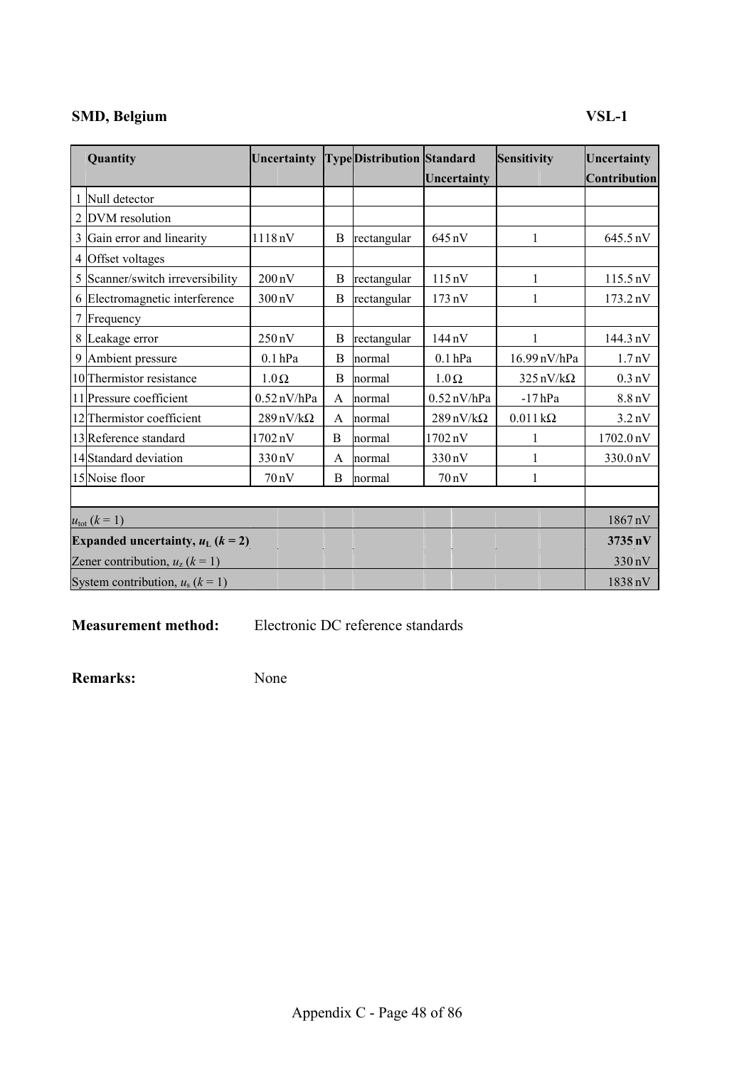**SMD, Belgium** **VSL-1**

| | Quantity | Uncertainty | Type | Distribution | Standard Uncertainty | Sensitivity | Uncertainty Contribution |
|---|---|---|---|---|---|---|---|
| 1 | Null detector | | | | | | |
| 2 | DVM resolution | | | | | | |
| 3 | Gain error and linearity | 1118 nV | B | rectangular | 645 nV | 1 | 645.5 nV |
| 4 | Offset voltages | | | | | | |
| 5 | Scanner/switch irreversibility | 200 nV | B | rectangular | 115 nV | 1 | 115.5 nV |
| 6 | Electromagnetic interference | 300 nV | B | rectangular | 173 nV | 1 | 173.2 nV |
| 7 | Frequency | | | | | | |
| 8 | Leakage error | 250 nV | B | rectangular | 144 nV | 1 | 144.3 nV |
| 9 | Ambient pressure | 0.1 hPa | B | normal | 0.1 hPa | 16.99 nV/hPa | 1.7 nV |
| 10 | Thermistor resistance | 1.0 Ω | B | normal | 1.0 Ω | 325 nV/kΩ | 0.3 nV |
| 11 | Pressure coefficient | 0.52 nV/hPa | A | normal | 0.52 nV/hPa | -17 hPa | 8.8 nV |
| 12 | Thermistor coefficient | 289 nV/kΩ | A | normal | 289 nV/kΩ | 0.011 kΩ | 3.2 nV |
| 13 | Reference standard | 1702 nV | B | normal | 1702 nV | 1 | 1702.0 nV |
| 14 | Standard deviation | 330 nV | A | normal | 330 nV | 1 | 330.0 nV |
| 15 | Noise floor | 70 nV | B | normal | 70 nV | 1 | |
| | | | | | | | |
| $u_{tot}$ ($k = 1$) | | | | | | | 1867 nV |
| **Expanded uncertainty, $u_L$ ($k = 2$)** | | | | | | | **3735 nV** |
| Zener contribution, $u_z$ ($k = 1$) | | | | | | | 330 nV |
| System contribution, $u_s$ ($k = 1$) | | | | | | | 1838 nV |

**Measurement method:** Electronic DC reference standards

**Remarks:** None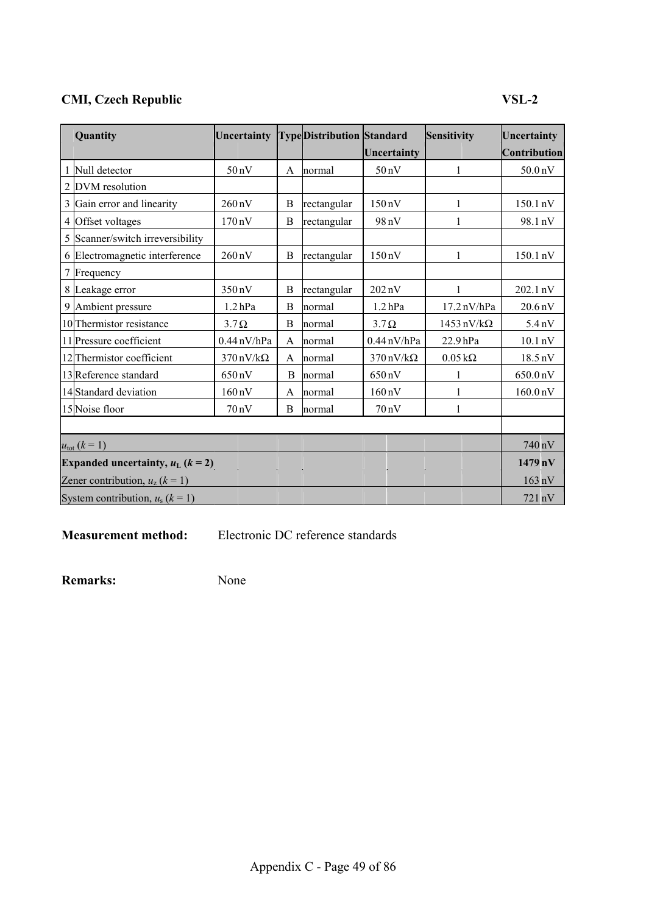**CMI, Czech Republic** **VSL-2**

| | Quantity | Uncertainty | Type | Distribution | Standard Uncertainty | Sensitivity | Uncertainty Contribution |
|---|---|---|---|---|---|---|---|
| 1 | Null detector | 50 nV | A | normal | 50 nV | 1 | 50.0 nV |
| 2 | DVM resolution | | | | | | |
| 3 | Gain error and linearity | 260 nV | B | rectangular | 150 nV | 1 | 150.1 nV |
| 4 | Offset voltages | 170 nV | B | rectangular | 98 nV | 1 | 98.1 nV |
| 5 | Scanner/switch irreversibility | | | | | | |
| 6 | Electromagnetic interference | 260 nV | B | rectangular | 150 nV | 1 | 150.1 nV |
| 7 | Frequency | | | | | | |
| 8 | Leakage error | 350 nV | B | rectangular | 202 nV | 1 | 202.1 nV |
| 9 | Ambient pressure | 1.2 hPa | B | normal | 1.2 hPa | 17.2 nV/hPa | 20.6 nV |
| 10 | Thermistor resistance | 3.7 Ω | B | normal | 3.7 Ω | 1453 nV/kΩ | 5.4 nV |
| 11 | Pressure coefficient | 0.44 nV/hPa | A | normal | 0.44 nV/hPa | 22.9 hPa | 10.1 nV |
| 12 | Thermistor coefficient | 370 nV/kΩ | A | normal | 370 nV/kΩ | 0.05 kΩ | 18.5 nV |
| 13 | Reference standard | 650 nV | B | normal | 650 nV | 1 | 650.0 nV |
| 14 | Standard deviation | 160 nV | A | normal | 160 nV | 1 | 160.0 nV |
| 15 | Noise floor | 70 nV | B | normal | 70 nV | 1 | |
| | | | | | | | |
| $u_{tot}$ ($k = 1$) | | | | | | | 740 nV |
| **Expanded uncertainty, $u_L$ ($k = 2$)** | | | | | | | **1479 nV** |
| Zener contribution, $u_z$ ($k = 1$) | | | | | | | 163 nV |
| System contribution, $u_s$ ($k = 1$) | | | | | | | 721 nV |

**Measurement method:** Electronic DC reference standards

**Remarks:** None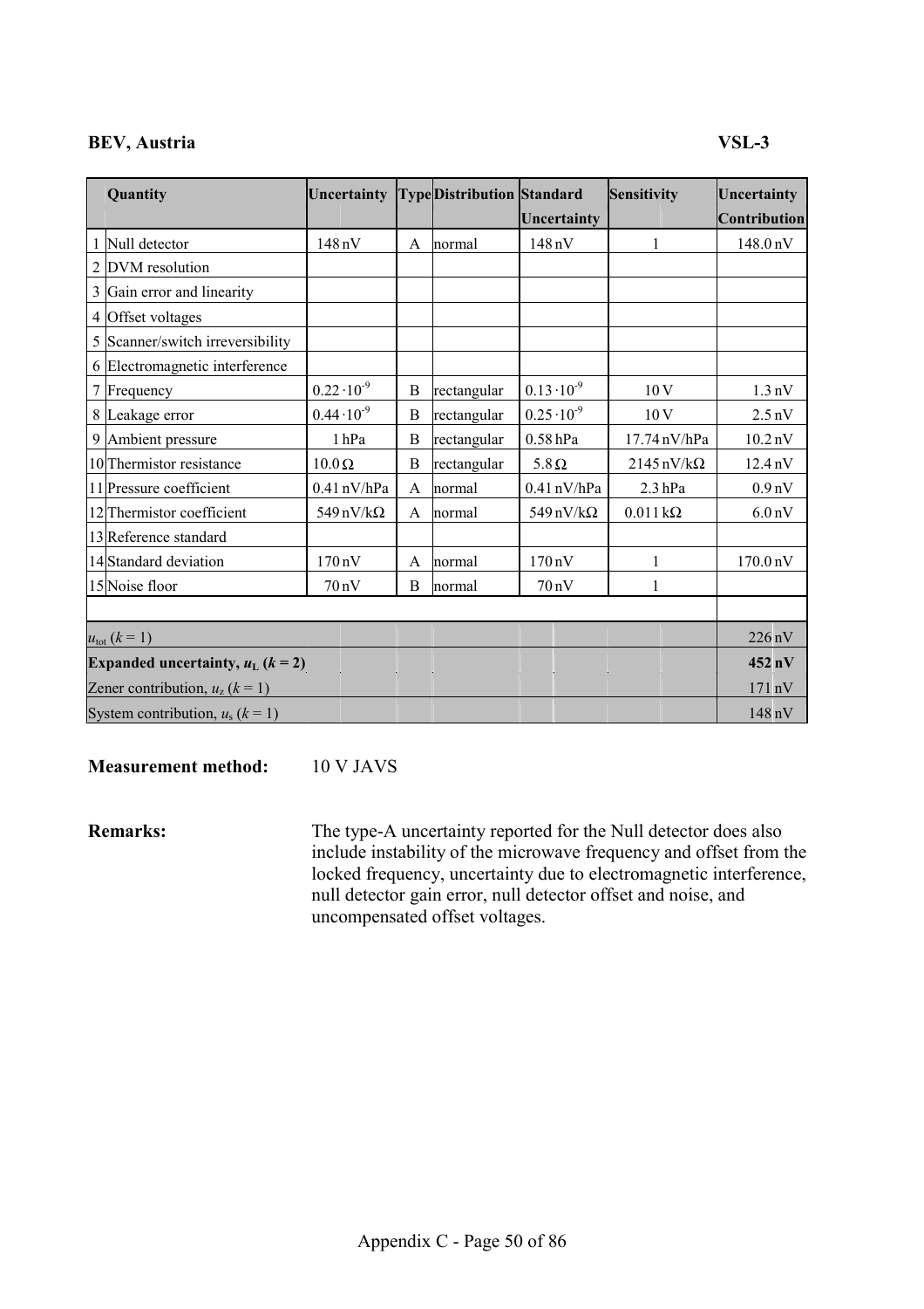**BEV, Austria** **VSL-3**

| | Quantity | Uncertainty | Type | Distribution | Standard Uncertainty | Sensitivity | Uncertainty Contribution |
|---|---|---|---|---|---|---|---|
| 1 | Null detector | 148 nV | A | normal | 148 nV | 1 | 148.0 nV |
| 2 | DVM resolution | | | | | | |
| 3 | Gain error and linearity | | | | | | |
| 4 | Offset voltages | | | | | | |
| 5 | Scanner/switch irreversibility | | | | | | |
| 6 | Electromagnetic interference | | | | | | |
| 7 | Frequency | $0.22 \cdot 10^{-9}$ | B | rectangular | $0.13 \cdot 10^{-9}$ | 10 V | 1.3 nV |
| 8 | Leakage error | $0.44 \cdot 10^{-9}$ | B | rectangular | $0.25 \cdot 10^{-9}$ | 10 V | 2.5 nV |
| 9 | Ambient pressure | 1 hPa | B | rectangular | 0.58 hPa | 17.74 nV/hPa | 10.2 nV |
| 10 | Thermistor resistance | 10.0 Ω | B | rectangular | 5.8 Ω | 2145 nV/kΩ | 12.4 nV |
| 11 | Pressure coefficient | 0.41 nV/hPa | A | normal | 0.41 nV/hPa | 2.3 hPa | 0.9 nV |
| 12 | Thermistor coefficient | 549 nV/kΩ | A | normal | 549 nV/kΩ | 0.011 kΩ | 6.0 nV |
| 13 | Reference standard | | | | | | |
| 14 | Standard deviation | 170 nV | A | normal | 170 nV | 1 | 170.0 nV |
| 15 | Noise floor | 70 nV | B | normal | 70 nV | 1 | |
| | | | | | | | |
| $u_{tot}$ ($k = 1$) | | | | | | | 226 nV |
| **Expanded uncertainty, $u_L$ ($k = 2$)** | | | | | | | **452 nV** |
| Zener contribution, $u_z$ ($k = 1$) | | | | | | | 171 nV |
| System contribution, $u_s$ ($k = 1$) | | | | | | | 148 nV |

**Measurement method:** 10 V JAVS

**Remarks:** The type-A uncertainty reported for the Null detector does also include instability of the microwave frequency and offset from the locked frequency, uncertainty due to electromagnetic interference, null detector gain error, null detector offset and noise, and uncompensated offset voltages.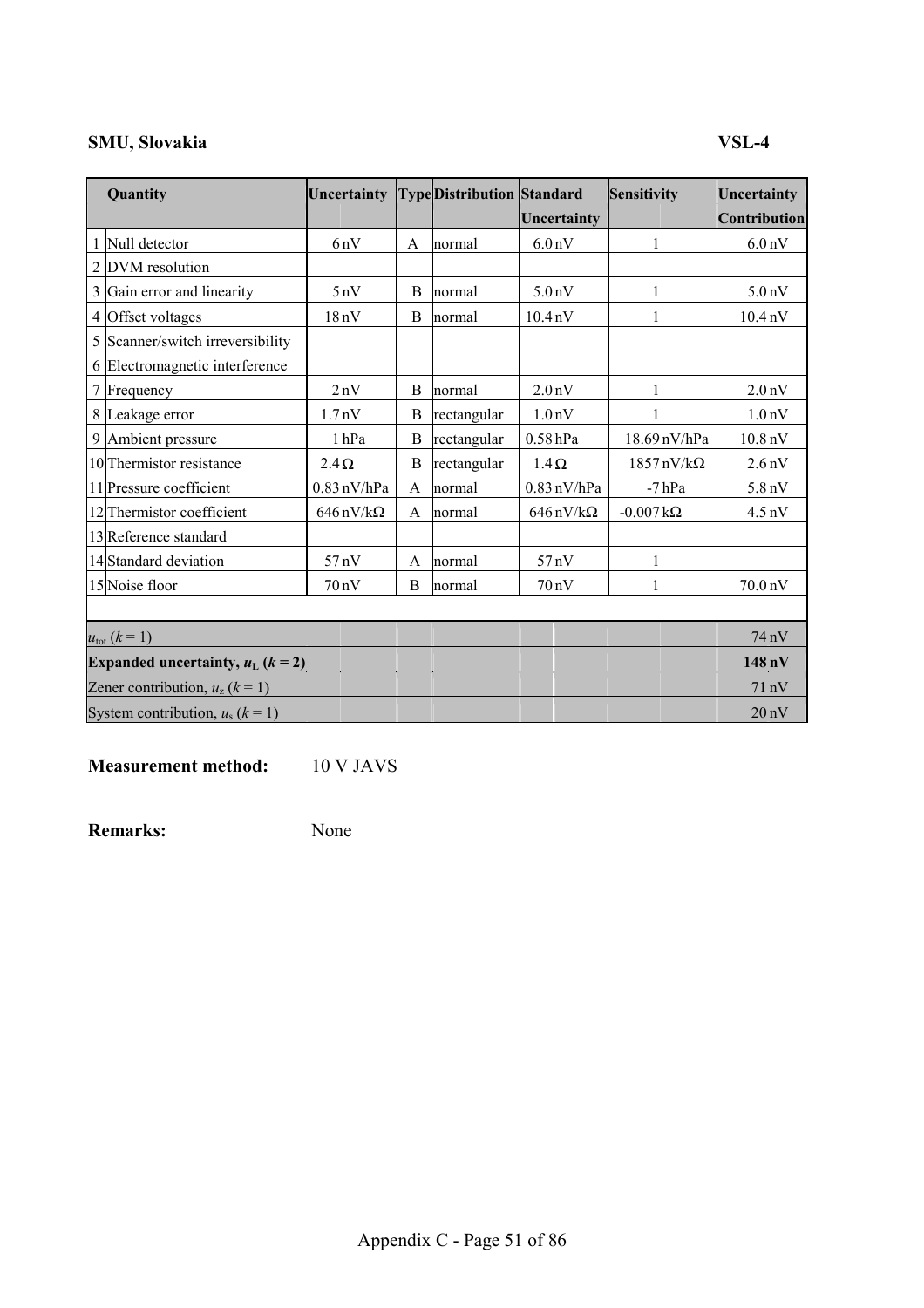**SMU, Slovakia** **VSL-4**

| | Quantity | Uncertainty | Type | Distribution | Standard Uncertainty | Sensitivity | Uncertainty Contribution |
|---|---|---|---|---|---|---|---|
| 1 | Null detector | 6 nV | A | normal | 6.0 nV | 1 | 6.0 nV |
| 2 | DVM resolution | | | | | | |
| 3 | Gain error and linearity | 5 nV | B | normal | 5.0 nV | 1 | 5.0 nV |
| 4 | Offset voltages | 18 nV | B | normal | 10.4 nV | 1 | 10.4 nV |
| 5 | Scanner/switch irreversibility | | | | | | |
| 6 | Electromagnetic interference | | | | | | |
| 7 | Frequency | 2 nV | B | normal | 2.0 nV | 1 | 2.0 nV |
| 8 | Leakage error | 1.7 nV | B | rectangular | 1.0 nV | 1 | 1.0 nV |
| 9 | Ambient pressure | 1 hPa | B | rectangular | 0.58 hPa | 18.69 nV/hPa | 10.8 nV |
| 10 | Thermistor resistance | 2.4 Ω | B | rectangular | 1.4 Ω | 1857 nV/kΩ | 2.6 nV |
| 11 | Pressure coefficient | 0.83 nV/hPa | A | normal | 0.83 nV/hPa | -7 hPa | 5.8 nV |
| 12 | Thermistor coefficient | 646 nV/kΩ | A | normal | 646 nV/kΩ | -0.007 kΩ | 4.5 nV |
| 13 | Reference standard | | | | | | |
| 14 | Standard deviation | 57 nV | A | normal | 57 nV | 1 | |
| 15 | Noise floor | 70 nV | B | normal | 70 nV | 1 | 70.0 nV |
| | | | | | | | |
| $u_{tot}$ ($k = 1$) | | | | | | | 74 nV |
| **Expanded uncertainty, $u_L$ ($k = 2$)** | | | | | | | **148 nV** |
| Zener contribution, $u_z$ ($k = 1$) | | | | | | | 71 nV |
| System contribution, $u_s$ ($k = 1$) | | | | | | | 20 nV |

**Measurement method:** 10 V JAVS

**Remarks:** None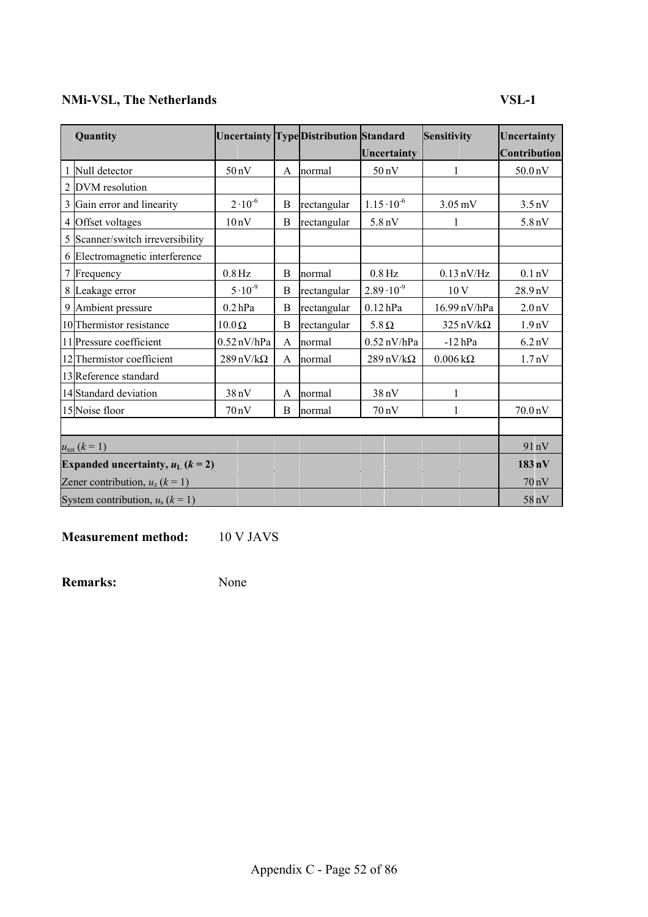**NMi-VSL, The Netherlands** **VSL-1**

| | Quantity | Uncertainty | Type | Distribution | Standard Uncertainty | Sensitivity | Uncertainty Contribution |
|---|---|---|---|---|---|---|---|
| 1 | Null detector | 50 nV | A | normal | 50 nV | 1 | 50.0 nV |
| 2 | DVM resolution | | | | | | |
| 3 | Gain error and linearity | $2 \cdot 10^{-6}$ | B | rectangular | $1.15 \cdot 10^{-6}$ | 3.05 mV | 3.5 nV |
| 4 | Offset voltages | 10 nV | B | rectangular | 5.8 nV | 1 | 5.8 nV |
| 5 | Scanner/switch irreversibility | | | | | | |
| 6 | Electromagnetic interference | | | | | | |
| 7 | Frequency | 0.8 Hz | B | normal | 0.8 Hz | 0.13 nV/Hz | 0.1 nV |
| 8 | Leakage error | $5 \cdot 10^{-9}$ | B | rectangular | $2.89 \cdot 10^{-9}$ | 10 V | 28.9 nV |
| 9 | Ambient pressure | 0.2 hPa | B | rectangular | 0.12 hPa | 16.99 nV/hPa | 2.0 nV |
| 10 | Thermistor resistance | 10.0 Ω | B | rectangular | 5.8 Ω | 325 nV/kΩ | 1.9 nV |
| 11 | Pressure coefficient | 0.52 nV/hPa | A | normal | 0.52 nV/hPa | -12 hPa | 6.2 nV |
| 12 | Thermistor coefficient | 289 nV/kΩ | A | normal | 289 nV/kΩ | 0.006 kΩ | 1.7 nV |
| 13 | Reference standard | | | | | | |
| 14 | Standard deviation | 38 nV | A | normal | 38 nV | 1 | |
| 15 | Noise floor | 70 nV | B | normal | 70 nV | 1 | 70.0 nV |
| | | | | | | | |
| $u_{\text{tot}}$ ($k = 1$) | | | | | | | 91 nV |
| **Expanded uncertainty, $u_{\text{L}}$ ($k = 2$)** | | | | | | | **183 nV** |
| Zener contribution, $u_{\text{z}}$ ($k = 1$) | | | | | | | 70 nV |
| System contribution, $u_{\text{s}}$ ($k = 1$) | | | | | | | 58 nV |

**Measurement method:** 10 V JAVS

**Remarks:** None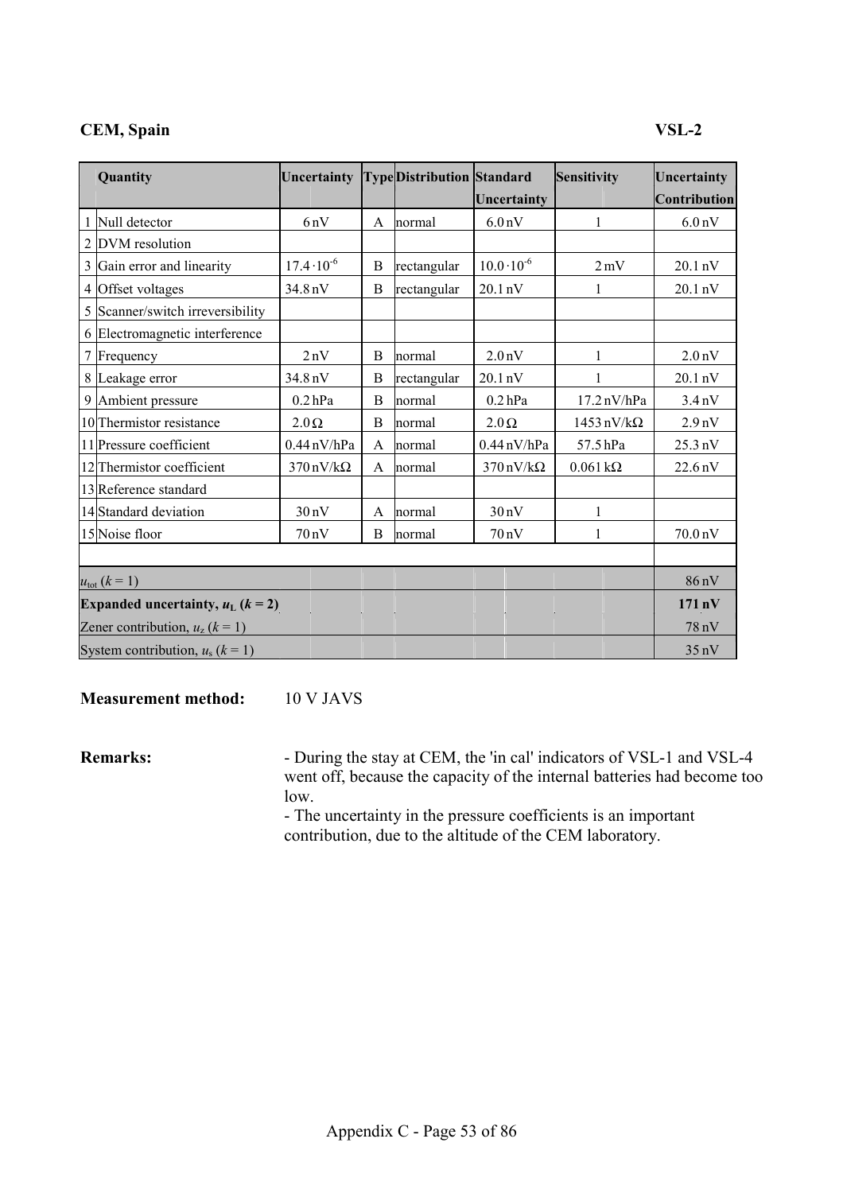**CEM, Spain** **VSL-2**

| | Quantity | Uncertainty | Type | Distribution | Standard Uncertainty | Sensitivity | Uncertainty Contribution |
|---|---|---|---|---|---|---|---|
| 1 | Null detector | 6 nV | A | normal | 6.0 nV | 1 | 6.0 nV |
| 2 | DVM resolution | | | | | | |
| 3 | Gain error and linearity | $17.4 \cdot 10^{-6}$ | B | rectangular | $10.0 \cdot 10^{-6}$ | 2 mV | 20.1 nV |
| 4 | Offset voltages | 34.8 nV | B | rectangular | 20.1 nV | 1 | 20.1 nV |
| 5 | Scanner/switch irreversibility | | | | | | |
| 6 | Electromagnetic interference | | | | | | |
| 7 | Frequency | 2 nV | B | normal | 2.0 nV | 1 | 2.0 nV |
| 8 | Leakage error | 34.8 nV | B | rectangular | 20.1 nV | 1 | 20.1 nV |
| 9 | Ambient pressure | 0.2 hPa | B | normal | 0.2 hPa | 17.2 nV/hPa | 3.4 nV |
| 10 | Thermistor resistance | 2.0 Ω | B | normal | 2.0 Ω | 1453 nV/kΩ | 2.9 nV |
| 11 | Pressure coefficient | 0.44 nV/hPa | A | normal | 0.44 nV/hPa | 57.5 hPa | 25.3 nV |
| 12 | Thermistor coefficient | 370 nV/kΩ | A | normal | 370 nV/kΩ | 0.061 kΩ | 22.6 nV |
| 13 | Reference standard | | | | | | |
| 14 | Standard deviation | 30 nV | A | normal | 30 nV | 1 | |
| 15 | Noise floor | 70 nV | B | normal | 70 nV | 1 | 70.0 nV |
| | | | | | | | |
| $u_{tot}$ ($k = 1$) | | | | | | | 86 nV |
| **Expanded uncertainty, $u_L$ ($k = 2$)** | | | | | | | **171 nV** |
| Zener contribution, $u_z$ ($k = 1$) | | | | | | | 78 nV |
| System contribution, $u_s$ ($k = 1$) | | | | | | | 35 nV |

**Measurement method:** 10 V JAVS

**Remarks:**

- During the stay at CEM, the 'in cal' indicators of VSL-1 and VSL-4 went off, because the capacity of the internal batteries had become too low.
- The uncertainty in the pressure coefficients is an important contribution, due to the altitude of the CEM laboratory.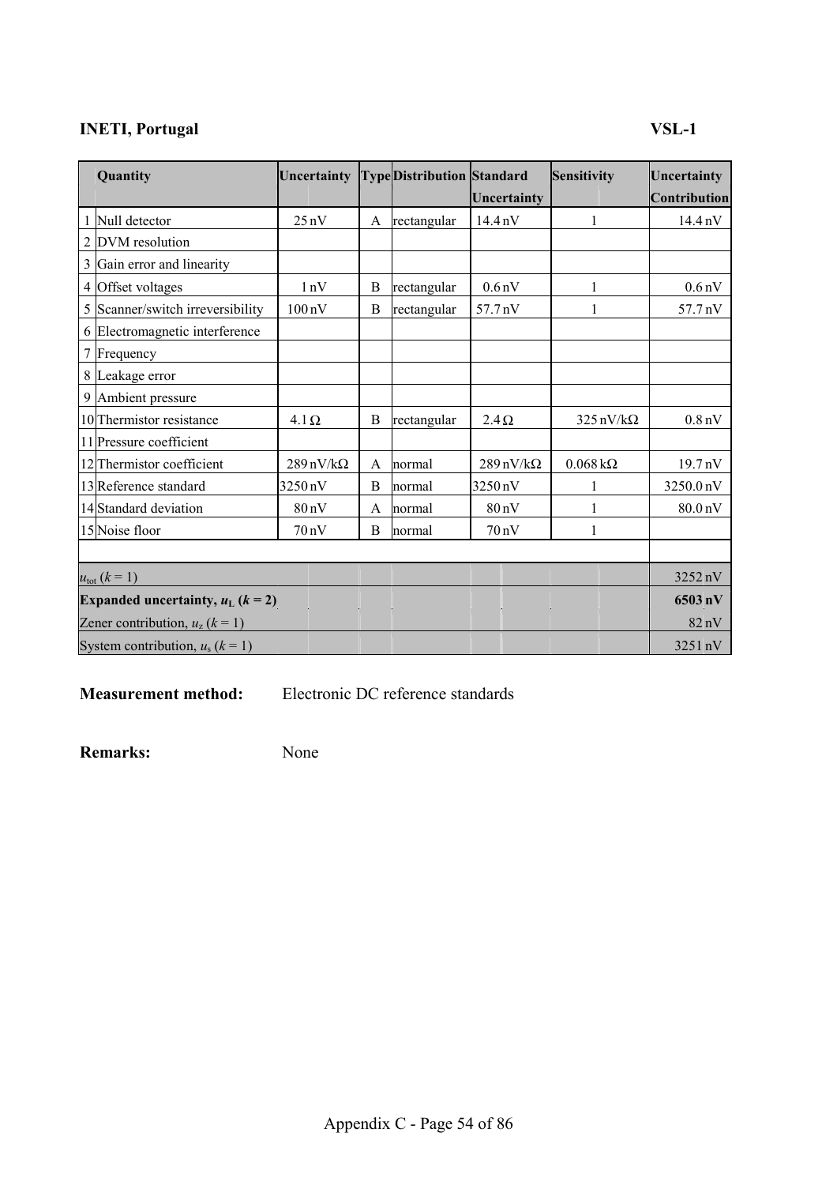**INETI, Portugal** **VSL-1**

| | Quantity | Uncertainty | Type | Distribution | Standard Uncertainty | Sensitivity | Uncertainty Contribution |
|---|---|---|---|---|---|---|---|
| 1 | Null detector | 25 nV | A | rectangular | 14.4 nV | 1 | 14.4 nV |
| 2 | DVM resolution | | | | | | |
| 3 | Gain error and linearity | | | | | | |
| 4 | Offset voltages | 1 nV | B | rectangular | 0.6 nV | 1 | 0.6 nV |
| 5 | Scanner/switch irreversibility | 100 nV | B | rectangular | 57.7 nV | 1 | 57.7 nV |
| 6 | Electromagnetic interference | | | | | | |
| 7 | Frequency | | | | | | |
| 8 | Leakage error | | | | | | |
| 9 | Ambient pressure | | | | | | |
| 10 | Thermistor resistance | 4.1 Ω | B | rectangular | 2.4 Ω | 325 nV/kΩ | 0.8 nV |
| 11 | Pressure coefficient | | | | | | |
| 12 | Thermistor coefficient | 289 nV/kΩ | A | normal | 289 nV/kΩ | 0.068 kΩ | 19.7 nV |
| 13 | Reference standard | 3250 nV | B | normal | 3250 nV | 1 | 3250.0 nV |
| 14 | Standard deviation | 80 nV | A | normal | 80 nV | 1 | 80.0 nV |
| 15 | Noise floor | 70 nV | B | normal | 70 nV | 1 | |
| | | | | | | | |
| $u_{tot}$ ($k$ = 1) | | | | | | | 3252 nV |
| **Expanded uncertainty, $u_L$ ($k$ = 2)** | | | | | | | **6503 nV** |
| Zener contribution, $u_z$ ($k$ = 1) | | | | | | | 82 nV |
| System contribution, $u_s$ ($k$ = 1) | | | | | | | 3251 nV |

**Measurement method:** Electronic DC reference standards

**Remarks:** None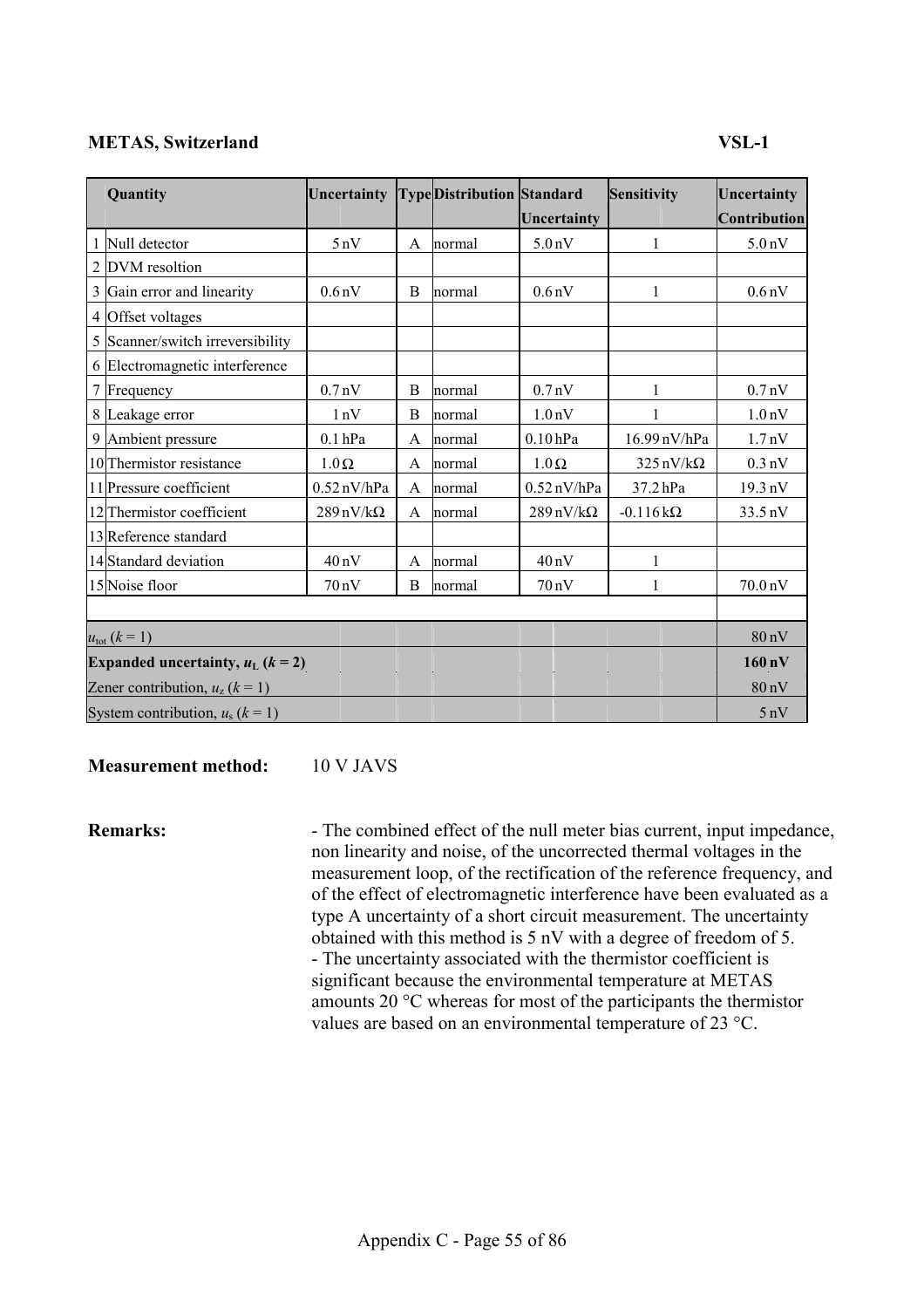**METAS, Switzerland** **VSL-1**

| | Quantity | Uncertainty | Type | Distribution | Standard Uncertainty | Sensitivity | Uncertainty Contribution |
|---|---|---|---|---|---|---|---|
| 1 | Null detector | 5 nV | A | normal | 5.0 nV | 1 | 5.0 nV |
| 2 | DVM resoltion | | | | | | |
| 3 | Gain error and linearity | 0.6 nV | B | normal | 0.6 nV | 1 | 0.6 nV |
| 4 | Offset voltages | | | | | | |
| 5 | Scanner/switch irreversibility | | | | | | |
| 6 | Electromagnetic interference | | | | | | |
| 7 | Frequency | 0.7 nV | B | normal | 0.7 nV | 1 | 0.7 nV |
| 8 | Leakage error | 1 nV | B | normal | 1.0 nV | 1 | 1.0 nV |
| 9 | Ambient pressure | 0.1 hPa | A | normal | 0.10 hPa | 16.99 nV/hPa | 1.7 nV |
| 10 | Thermistor resistance | 1.0 Ω | A | normal | 1.0 Ω | 325 nV/kΩ | 0.3 nV |
| 11 | Pressure coefficient | 0.52 nV/hPa | A | normal | 0.52 nV/hPa | 37.2 hPa | 19.3 nV |
| 12 | Thermistor coefficient | 289 nV/kΩ | A | normal | 289 nV/kΩ | -0.116 kΩ | 33.5 nV |
| 13 | Reference standard | | | | | | |
| 14 | Standard deviation | 40 nV | A | normal | 40 nV | 1 | |
| 15 | Noise floor | 70 nV | B | normal | 70 nV | 1 | 70.0 nV |
| | | | | | | | |
| $u_{tot}$ ($k = 1$) | | | | | | | 80 nV |
| **Expanded uncertainty, $u_L$ ($k = 2$)** | | | | | | | **160 nV** |
| Zener contribution, $u_z$ ($k = 1$) | | | | | | | 80 nV |
| System contribution, $u_s$ ($k = 1$) | | | | | | | 5 nV |

**Measurement method:** 10 V JAVS

**Remarks:**

- The combined effect of the null meter bias current, input impedance, non linearity and noise, of the uncorrected thermal voltages in the measurement loop, of the rectification of the reference frequency, and of the effect of electromagnetic interference have been evaluated as a type A uncertainty of a short circuit measurement. The uncertainty obtained with this method is 5 nV with a degree of freedom of 5.
- The uncertainty associated with the thermistor coefficient is significant because the environmental temperature at METAS amounts 20 °C whereas for most of the participants the thermistor values are based on an environmental temperature of 23 °C.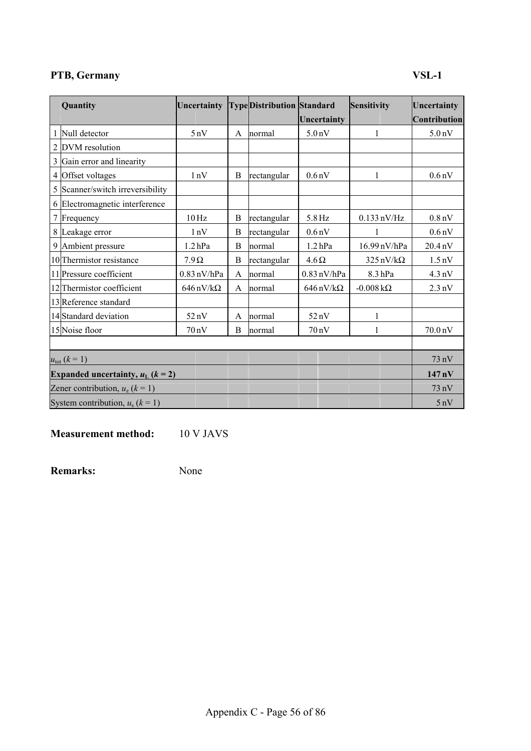**PTB, Germany** **VSL-1**

| | Quantity | Uncertainty | Type | Distribution | Standard Uncertainty | Sensitivity | Uncertainty Contribution |
|---|---|---|---|---|---|---|---|
| 1 | Null detector | 5 nV | A | normal | 5.0 nV | 1 | 5.0 nV |
| 2 | DVM resolution | | | | | | |
| 3 | Gain error and linearity | | | | | | |
| 4 | Offset voltages | 1 nV | B | rectangular | 0.6 nV | 1 | 0.6 nV |
| 5 | Scanner/switch irreversibility | | | | | | |
| 6 | Electromagnetic interference | | | | | | |
| 7 | Frequency | 10 Hz | B | rectangular | 5.8 Hz | 0.133 nV/Hz | 0.8 nV |
| 8 | Leakage error | 1 nV | B | rectangular | 0.6 nV | 1 | 0.6 nV |
| 9 | Ambient pressure | 1.2 hPa | B | normal | 1.2 hPa | 16.99 nV/hPa | 20.4 nV |
| 10 | Thermistor resistance | 7.9 Ω | B | rectangular | 4.6 Ω | 325 nV/kΩ | 1.5 nV |
| 11 | Pressure coefficient | 0.83 nV/hPa | A | normal | 0.83 nV/hPa | 8.3 hPa | 4.3 nV |
| 12 | Thermistor coefficient | 646 nV/kΩ | A | normal | 646 nV/kΩ | -0.008 kΩ | 2.3 nV |
| 13 | Reference standard | | | | | | |
| 14 | Standard deviation | 52 nV | A | normal | 52 nV | 1 | |
| 15 | Noise floor | 70 nV | B | normal | 70 nV | 1 | 70.0 nV |
| | | | | | | | |
| $u_{tot}$ ($k$ = 1) | | | | | | | 73 nV |
| **Expanded uncertainty, $u_L$ ($k$ = 2)** | | | | | | | **147 nV** |
| Zener contribution, $u_z$ ($k$ = 1) | | | | | | | 73 nV |
| System contribution, $u_s$ ($k$ = 1) | | | | | | | 5 nV |

**Measurement method:** 10 V JAVS

**Remarks:** None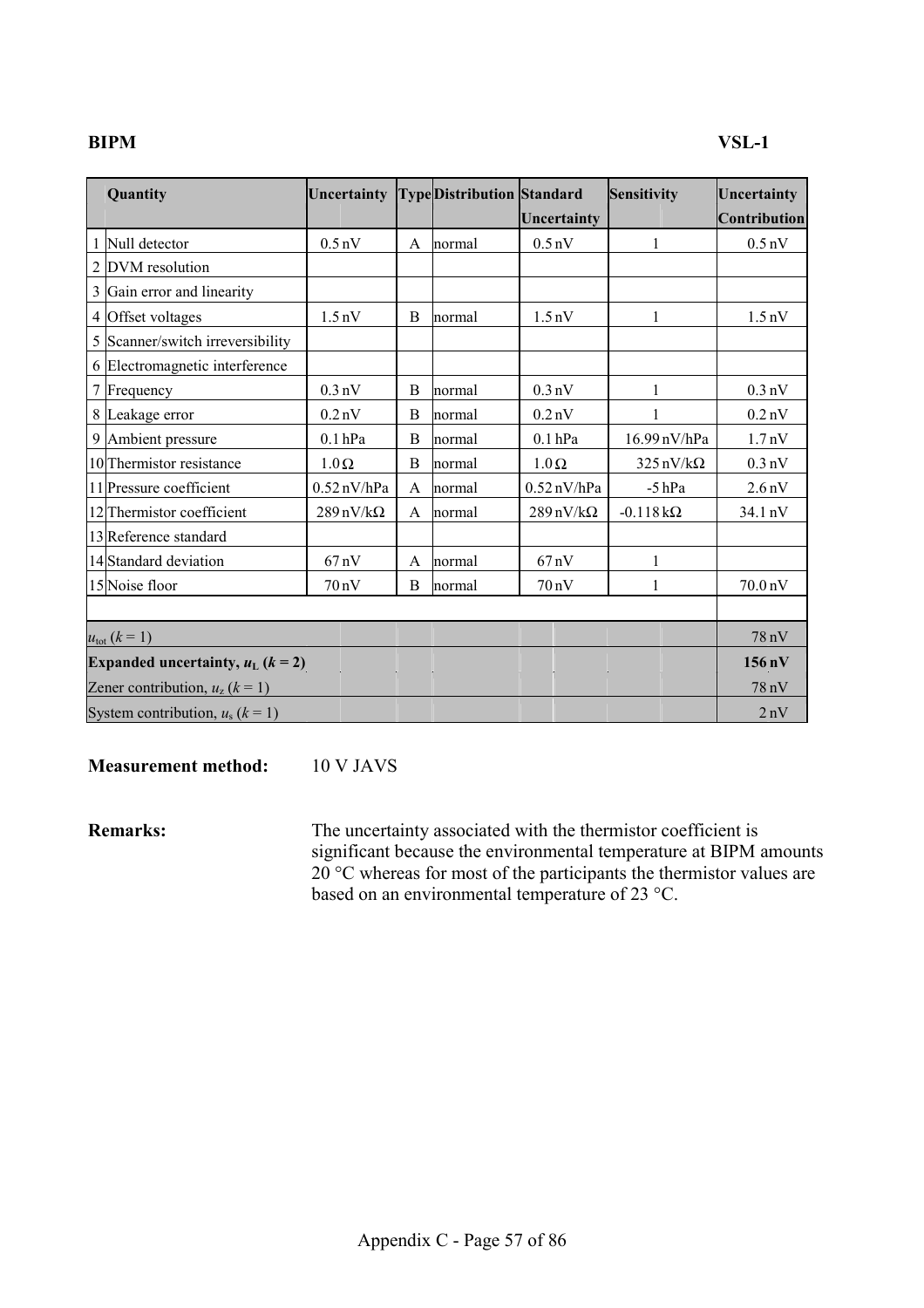**BIPM** **VSL-1**

| | Quantity | Uncertainty | Type | Distribution | Standard Uncertainty | Sensitivity | Uncertainty Contribution |
|---|---|---|---|---|---|---|---|
| 1 | Null detector | 0.5 nV | A | normal | 0.5 nV | 1 | 0.5 nV |
| 2 | DVM resolution | | | | | | |
| 3 | Gain error and linearity | | | | | | |
| 4 | Offset voltages | 1.5 nV | B | normal | 1.5 nV | 1 | 1.5 nV |
| 5 | Scanner/switch irreversibility | | | | | | |
| 6 | Electromagnetic interference | | | | | | |
| 7 | Frequency | 0.3 nV | B | normal | 0.3 nV | 1 | 0.3 nV |
| 8 | Leakage error | 0.2 nV | B | normal | 0.2 nV | 1 | 0.2 nV |
| 9 | Ambient pressure | 0.1 hPa | B | normal | 0.1 hPa | 16.99 nV/hPa | 1.7 nV |
| 10 | Thermistor resistance | 1.0 Ω | B | normal | 1.0 Ω | 325 nV/kΩ | 0.3 nV |
| 11 | Pressure coefficient | 0.52 nV/hPa | A | normal | 0.52 nV/hPa | -5 hPa | 2.6 nV |
| 12 | Thermistor coefficient | 289 nV/kΩ | A | normal | 289 nV/kΩ | -0.118 kΩ | 34.1 nV |
| 13 | Reference standard | | | | | | |
| 14 | Standard deviation | 67 nV | A | normal | 67 nV | 1 | |
| 15 | Noise floor | 70 nV | B | normal | 70 nV | 1 | 70.0 nV |
| | | | | | | | |
| $u_{tot}$ ($k$ = 1) | | | | | | | 78 nV |
| **Expanded uncertainty, $u_L$ ($k$ = 2)** | | | | | | | **156 nV** |
| Zener contribution, $u_z$ ($k$ = 1) | | | | | | | 78 nV |
| System contribution, $u_s$ ($k$ = 1) | | | | | | | 2 nV |

**Measurement method:** 10 V JAVS

**Remarks:** The uncertainty associated with the thermistor coefficient is significant because the environmental temperature at BIPM amounts 20 °C whereas for most of the participants the thermistor values are based on an environmental temperature of 23 °C.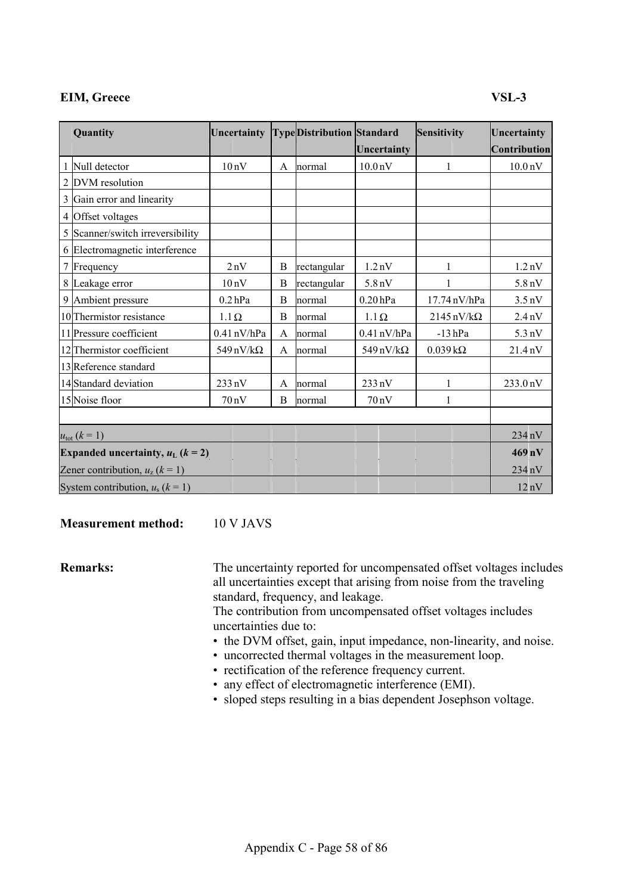**EIM, Greece** **VSL-3**

| | Quantity | Uncertainty | Type | Distribution | Standard Uncertainty | Sensitivity | Uncertainty Contribution |
|---|---|---|---|---|---|---|---|
| 1 | Null detector | 10 nV | A | normal | 10.0 nV | 1 | 10.0 nV |
| 2 | DVM resolution | | | | | | |
| 3 | Gain error and linearity | | | | | | |
| 4 | Offset voltages | | | | | | |
| 5 | Scanner/switch irreversibility | | | | | | |
| 6 | Electromagnetic interference | | | | | | |
| 7 | Frequency | 2 nV | B | rectangular | 1.2 nV | 1 | 1.2 nV |
| 8 | Leakage error | 10 nV | B | rectangular | 5.8 nV | 1 | 5.8 nV |
| 9 | Ambient pressure | 0.2 hPa | B | normal | 0.20 hPa | 17.74 nV/hPa | 3.5 nV |
| 10 | Thermistor resistance | 1.1 Ω | B | normal | 1.1 Ω | 2145 nV/kΩ | 2.4 nV |
| 11 | Pressure coefficient | 0.41 nV/hPa | A | normal | 0.41 nV/hPa | -13 hPa | 5.3 nV |
| 12 | Thermistor coefficient | 549 nV/kΩ | A | normal | 549 nV/kΩ | 0.039 kΩ | 21.4 nV |
| 13 | Reference standard | | | | | | |
| 14 | Standard deviation | 233 nV | A | normal | 233 nV | 1 | 233.0 nV |
| 15 | Noise floor | 70 nV | B | normal | 70 nV | 1 | |
| | | | | | | | |
| | $u_{tot}$ ($k = 1$) | | | | | | 234 nV |
| | **Expanded uncertainty, $u_L$ ($k = 2$)** | | | | | | **469 nV** |
| | Zener contribution, $u_z$ ($k = 1$) | | | | | | 234 nV |
| | System contribution, $u_s$ ($k = 1$) | | | | | | 12 nV |

**Measurement method:** 10 V JAVS

**Remarks:** The uncertainty reported for uncompensated offset voltages includes all uncertainties except that arising from noise from the traveling standard, frequency, and leakage.
The contribution from uncompensated offset voltages includes uncertainties due to:

- the DVM offset, gain, input impedance, non-linearity, and noise.
- uncorrected thermal voltages in the measurement loop.
- rectification of the reference frequency current.
- any effect of electromagnetic interference (EMI).
- sloped steps resulting in a bias dependent Josephson voltage.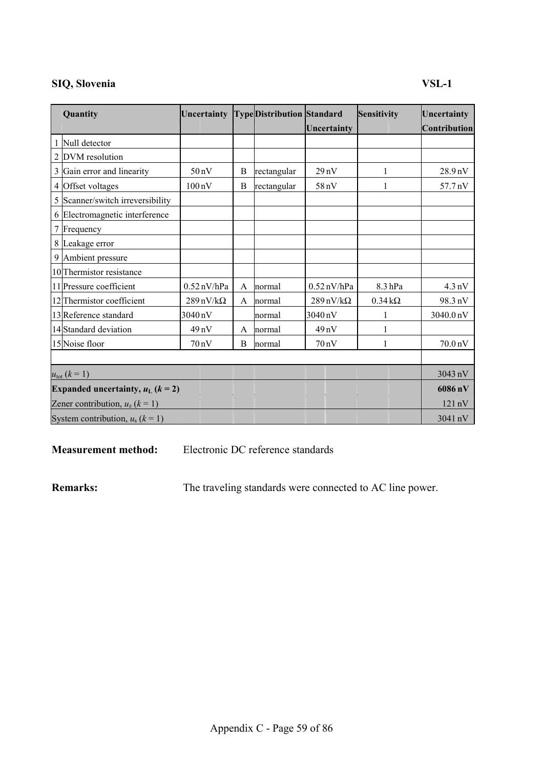**SIQ, Slovenia** **VSL-1**

| | Quantity | Uncertainty | Type | Distribution | Standard Uncertainty | Sensitivity | Uncertainty Contribution |
|---|---|---|---|---|---|---|---|
| 1 | Null detector | | | | | | |
| 2 | DVM resolution | | | | | | |
| 3 | Gain error and linearity | 50 nV | B | rectangular | 29 nV | 1 | 28.9 nV |
| 4 | Offset voltages | 100 nV | B | rectangular | 58 nV | 1 | 57.7 nV |
| 5 | Scanner/switch irreversibility | | | | | | |
| 6 | Electromagnetic interference | | | | | | |
| 7 | Frequency | | | | | | |
| 8 | Leakage error | | | | | | |
| 9 | Ambient pressure | | | | | | |
| 10 | Thermistor resistance | | | | | | |
| 11 | Pressure coefficient | 0.52 nV/hPa | A | normal | 0.52 nV/hPa | 8.3 hPa | 4.3 nV |
| 12 | Thermistor coefficient | 289 nV/kΩ | A | normal | 289 nV/kΩ | 0.34 kΩ | 98.3 nV |
| 13 | Reference standard | 3040 nV | | normal | 3040 nV | 1 | 3040.0 nV |
| 14 | Standard deviation | 49 nV | A | normal | 49 nV | 1 | |
| 15 | Noise floor | 70 nV | B | normal | 70 nV | 1 | 70.0 nV |
| | | | | | | | |
| $u_{tot}$ ($k$ = 1) | | | | | | | 3043 nV |
| **Expanded uncertainty, $u_L$ ($k$ = 2)** | | | | | | | **6086 nV** |
| Zener contribution, $u_z$ ($k$ = 1) | | | | | | | 121 nV |
| System contribution, $u_s$ ($k$ = 1) | | | | | | | 3041 nV |

**Measurement method:** Electronic DC reference standards

**Remarks:** The traveling standards were connected to AC line power.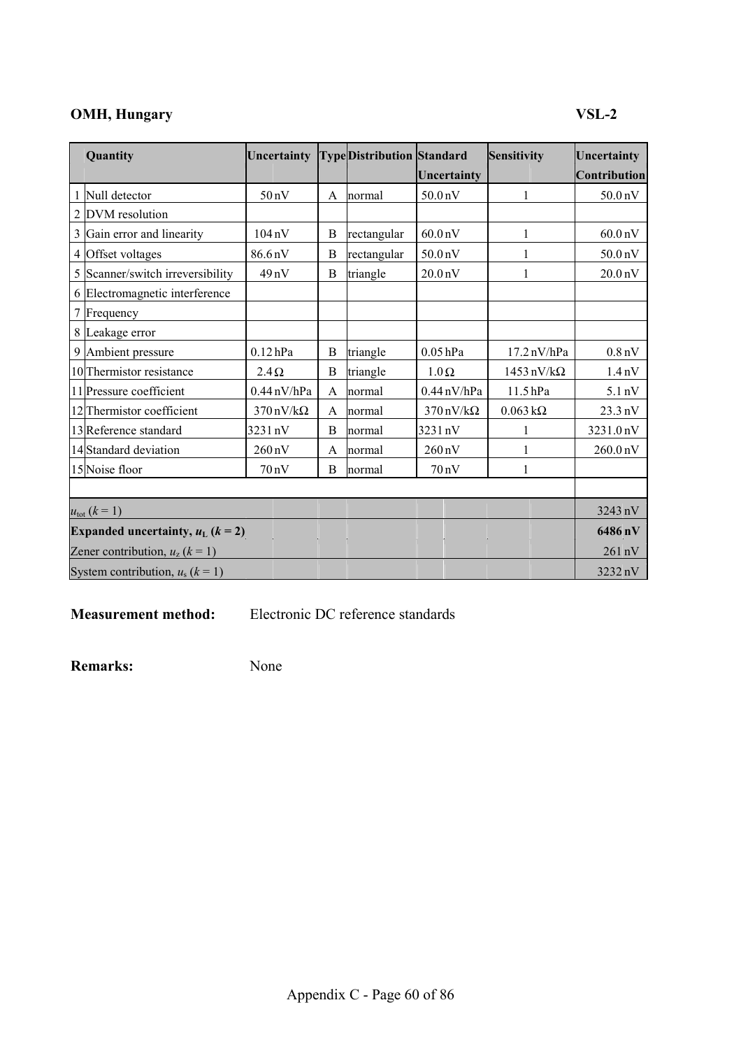**OMH, Hungary** **VSL-2**

| | Quantity | Uncertainty | Type | Distribution | Standard Uncertainty | Sensitivity | Uncertainty Contribution |
|---|---|---|---|---|---|---|---|
| 1 | Null detector | 50 nV | A | normal | 50.0 nV | 1 | 50.0 nV |
| 2 | DVM resolution | | | | | | |
| 3 | Gain error and linearity | 104 nV | B | rectangular | 60.0 nV | 1 | 60.0 nV |
| 4 | Offset voltages | 86.6 nV | B | rectangular | 50.0 nV | 1 | 50.0 nV |
| 5 | Scanner/switch irreversibility | 49 nV | B | triangle | 20.0 nV | 1 | 20.0 nV |
| 6 | Electromagnetic interference | | | | | | |
| 7 | Frequency | | | | | | |
| 8 | Leakage error | | | | | | |
| 9 | Ambient pressure | 0.12 hPa | B | triangle | 0.05 hPa | 17.2 nV/hPa | 0.8 nV |
| 10 | Thermistor resistance | 2.4 Ω | B | triangle | 1.0 Ω | 1453 nV/kΩ | 1.4 nV |
| 11 | Pressure coefficient | 0.44 nV/hPa | A | normal | 0.44 nV/hPa | 11.5 hPa | 5.1 nV |
| 12 | Thermistor coefficient | 370 nV/kΩ | A | normal | 370 nV/kΩ | 0.063 kΩ | 23.3 nV |
| 13 | Reference standard | 3231 nV | B | normal | 3231 nV | 1 | 3231.0 nV |
| 14 | Standard deviation | 260 nV | A | normal | 260 nV | 1 | 260.0 nV |
| 15 | Noise floor | 70 nV | B | normal | 70 nV | 1 | |
| | | | | | | | |
| $u_{tot}$ ($k$ = 1) | | | | | | | 3243 nV |
| **Expanded uncertainty, $u_L$ ($k$ = 2)** | | | | | | | **6486 nV** |
| Zener contribution, $u_z$ ($k$ = 1) | | | | | | | 261 nV |
| System contribution, $u_s$ ($k$ = 1) | | | | | | | 3232 nV |

**Measurement method:** Electronic DC reference standards

**Remarks:** None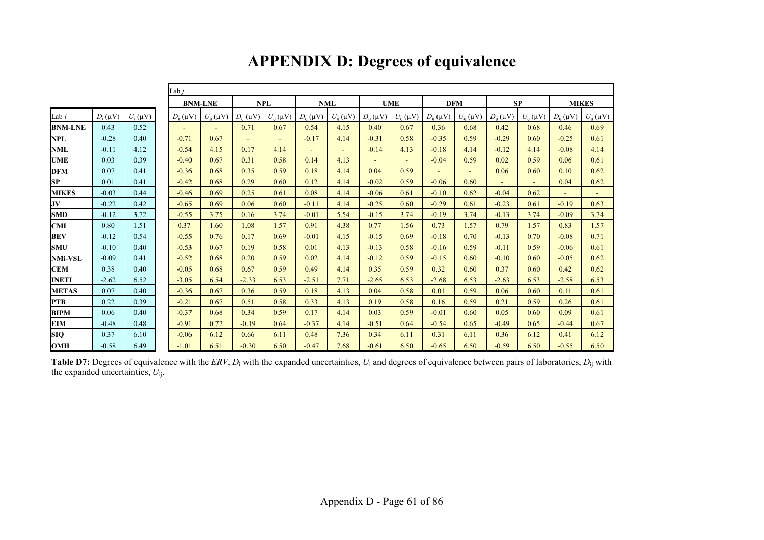# APPENDIX D: Degrees of equivalence

| | | | Lab *j* | | | | | | | | | | | | | |
|---|---|---|---|---|---|---|---|---|---|---|---|---|---|---|---|---|
| | | | **BNM-LNE** | | **NPL** | | **NML** | | **UME** | | **DFM** | | **SP** | | **MIKES** | |
| Lab *i* | $D_i$ (μV) | $U_i$ (μV) | $D_{ij}$ (μV) | $U_{ij}$ (μV) | $D_{ij}$ (μV) | $U_{ij}$ (μV) | $D_{ij}$ (μV) | $U_{ij}$ (μV) | $D_{ij}$ (μV) | $U_{ij}$ (μV) | $D_{ij}$ (μV) | $U_{ij}$ (μV) | $D_{ij}$ (μV) | $U_{ij}$ (μV) | $D_{ij}$ (μV) | $U_{ij}$ (μV) |
| **BNM-LNE** | 0.43 | 0.52 | - | - | 0.71 | 0.67 | 0.54 | 4.15 | 0.40 | 0.67 | 0.36 | 0.68 | 0.42 | 0.68 | 0.46 | 0.69 |
| **NPL** | -0.28 | 0.40 | -0.71 | 0.67 | - | - | -0.17 | 4.14 | -0.31 | 0.58 | -0.35 | 0.59 | -0.29 | 0.60 | -0.25 | 0.61 |
| **NML** | -0.11 | 4.12 | -0.54 | 4.15 | 0.17 | 4.14 | - | - | -0.14 | 4.13 | -0.18 | 4.14 | -0.12 | 4.14 | -0.08 | 4.14 |
| **UME** | 0.03 | 0.39 | -0.40 | 0.67 | 0.31 | 0.58 | 0.14 | 4.13 | - | - | -0.04 | 0.59 | 0.02 | 0.59 | 0.06 | 0.61 |
| **DFM** | 0.07 | 0.41 | -0.36 | 0.68 | 0.35 | 0.59 | 0.18 | 4.14 | 0.04 | 0.59 | - | - | 0.06 | 0.60 | 0.10 | 0.62 |
| **SP** | 0.01 | 0.41 | -0.42 | 0.68 | 0.29 | 0.60 | 0.12 | 4.14 | -0.02 | 0.59 | -0.06 | 0.60 | - | - | 0.04 | 0.62 |
| **MIKES** | -0.03 | 0.44 | -0.46 | 0.69 | 0.25 | 0.61 | 0.08 | 4.14 | -0.06 | 0.61 | -0.10 | 0.62 | -0.04 | 0.62 | - | - |
| **JV** | -0.22 | 0.42 | -0.65 | 0.69 | 0.06 | 0.60 | -0.11 | 4.14 | -0.25 | 0.60 | -0.29 | 0.61 | -0.23 | 0.61 | -0.19 | 0.63 |
| **SMD** | -0.12 | 3.72 | -0.55 | 3.75 | 0.16 | 3.74 | -0.01 | 5.54 | -0.15 | 3.74 | -0.19 | 3.74 | -0.13 | 3.74 | -0.09 | 3.74 |
| **CMI** | 0.80 | 1.51 | 0.37 | 1.60 | 1.08 | 1.57 | 0.91 | 4.38 | 0.77 | 1.56 | 0.73 | 1.57 | 0.79 | 1.57 | 0.83 | 1.57 |
| **BEV** | -0.12 | 0.54 | -0.55 | 0.76 | 0.17 | 0.69 | -0.01 | 4.15 | -0.15 | 0.69 | -0.18 | 0.70 | -0.13 | 0.70 | -0.08 | 0.71 |
| **SMU** | -0.10 | 0.40 | -0.53 | 0.67 | 0.19 | 0.58 | 0.01 | 4.13 | -0.13 | 0.58 | -0.16 | 0.59 | -0.11 | 0.59 | -0.06 | 0.61 |
| **NMi-VSL** | -0.09 | 0.41 | -0.52 | 0.68 | 0.20 | 0.59 | 0.02 | 4.14 | -0.12 | 0.59 | -0.15 | 0.60 | -0.10 | 0.60 | -0.05 | 0.62 |
| **CEM** | 0.38 | 0.40 | -0.05 | 0.68 | 0.67 | 0.59 | 0.49 | 4.14 | 0.35 | 0.59 | 0.32 | 0.60 | 0.37 | 0.60 | 0.42 | 0.62 |
| **INETI** | -2.62 | 6.52 | -3.05 | 6.54 | -2.33 | 6.53 | -2.51 | 7.71 | -2.65 | 6.53 | -2.68 | 6.53 | -2.63 | 6.53 | -2.58 | 6.53 |
| **METAS** | 0.07 | 0.40 | -0.36 | 0.67 | 0.36 | 0.59 | 0.18 | 4.13 | 0.04 | 0.58 | 0.01 | 0.59 | 0.06 | 0.60 | 0.11 | 0.61 |
| **PTB** | 0.22 | 0.39 | -0.21 | 0.67 | 0.51 | 0.58 | 0.33 | 4.13 | 0.19 | 0.58 | 0.16 | 0.59 | 0.21 | 0.59 | 0.26 | 0.61 |
| **BIPM** | 0.06 | 0.40 | -0.37 | 0.68 | 0.34 | 0.59 | 0.17 | 4.14 | 0.03 | 0.59 | -0.01 | 0.60 | 0.05 | 0.60 | 0.09 | 0.61 |
| **EIM** | -0.48 | 0.48 | -0.91 | 0.72 | -0.19 | 0.64 | -0.37 | 4.14 | -0.51 | 0.64 | -0.54 | 0.65 | -0.49 | 0.65 | -0.44 | 0.67 |
| **SIQ** | 0.37 | 6.10 | -0.06 | 6.12 | 0.66 | 6.11 | 0.48 | 7.36 | 0.34 | 6.11 | 0.31 | 6.11 | 0.36 | 6.12 | 0.41 | 6.12 |
| **OMH** | -0.58 | 6.49 | -1.01 | 6.51 | -0.30 | 6.50 | -0.47 | 7.68 | -0.61 | 6.50 | -0.65 | 6.50 | -0.59 | 6.50 | -0.55 | 6.50 |

**Table D7:** Degrees of equivalence with the *ERV*, $D_i$ with the expanded uncertainties, $U_i$ and degrees of equivalence between pairs of laboratories, $D_{ij}$ with the expanded uncertainties, $U_{ij}$.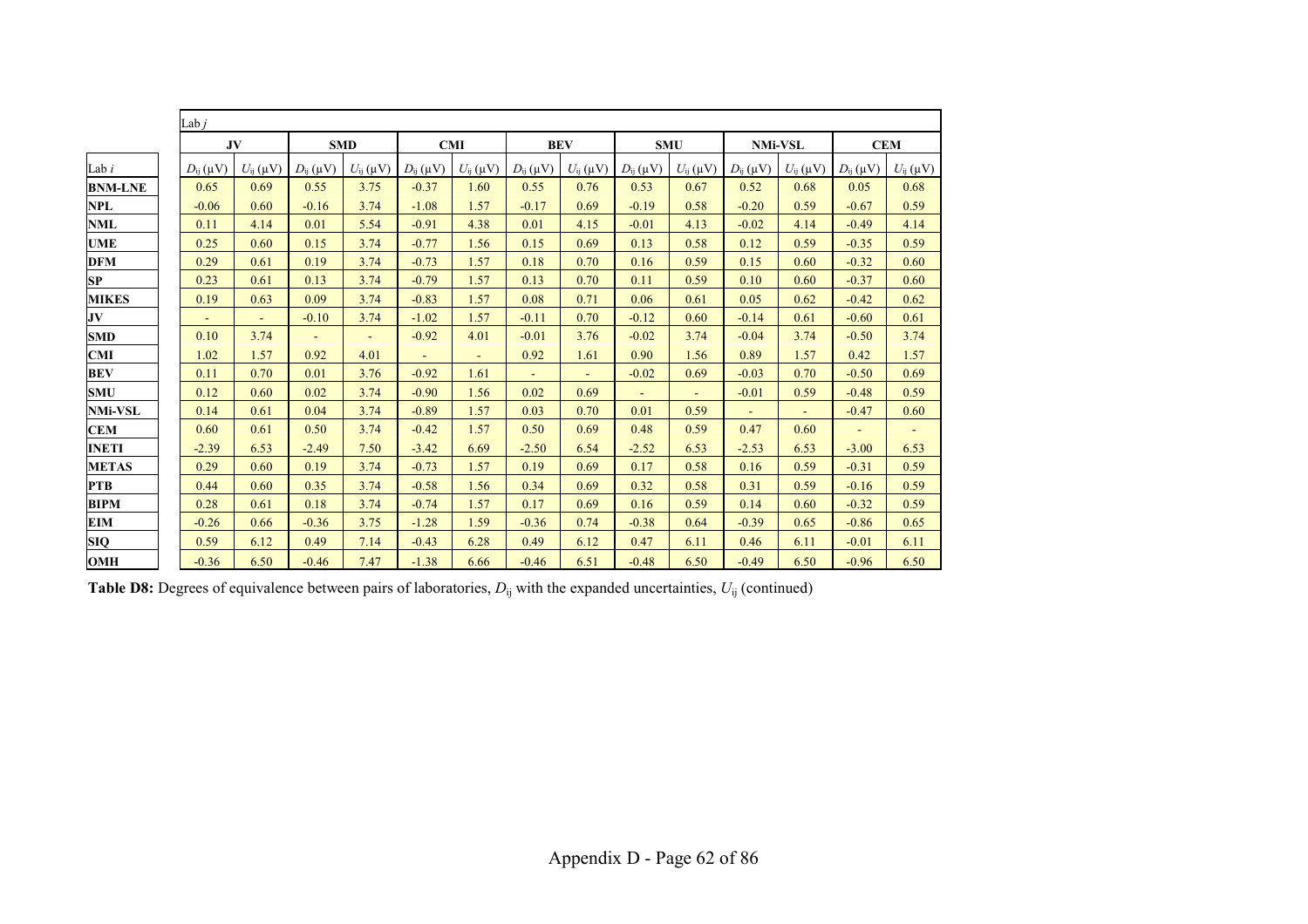| | Lab *j* | | | | | | | | | | | | | |
|---|---|---|---|---|---|---|---|---|---|---|---|---|---|---|
| | **JV** | | **SMD** | | **CMI** | | **BEV** | | **SMU** | | **NMi-VSL** | | **CEM** | |
| Lab *i* | $D_{ij}$ (μV) | $U_{ij}$ (μV) | $D_{ij}$ (μV) | $U_{ij}$ (μV) | $D_{ij}$ (μV) | $U_{ij}$ (μV) | $D_{ij}$ (μV) | $U_{ij}$ (μV) | $D_{ij}$ (μV) | $U_{ij}$ (μV) | $D_{ij}$ (μV) | $U_{ij}$ (μV) | $D_{ij}$ (μV) | $U_{ij}$ (μV) |
| **BNM-LNE** | 0.65 | 0.69 | 0.55 | 3.75 | -0.37 | 1.60 | 0.55 | 0.76 | 0.53 | 0.67 | 0.52 | 0.68 | 0.05 | 0.68 |
| **NPL** | -0.06 | 0.60 | -0.16 | 3.74 | -1.08 | 1.57 | -0.17 | 0.69 | -0.19 | 0.58 | -0.20 | 0.59 | -0.67 | 0.59 |
| **NML** | 0.11 | 4.14 | 0.01 | 5.54 | -0.91 | 4.38 | 0.01 | 4.15 | -0.01 | 4.13 | -0.02 | 4.14 | -0.49 | 4.14 |
| **UME** | 0.25 | 0.60 | 0.15 | 3.74 | -0.77 | 1.56 | 0.15 | 0.69 | 0.13 | 0.58 | 0.12 | 0.59 | -0.35 | 0.59 |
| **DFM** | 0.29 | 0.61 | 0.19 | 3.74 | -0.73 | 1.57 | 0.18 | 0.70 | 0.16 | 0.59 | 0.15 | 0.60 | -0.32 | 0.60 |
| **SP** | 0.23 | 0.61 | 0.13 | 3.74 | -0.79 | 1.57 | 0.13 | 0.70 | 0.11 | 0.59 | 0.10 | 0.60 | -0.37 | 0.60 |
| **MIKES** | 0.19 | 0.63 | 0.09 | 3.74 | -0.83 | 1.57 | 0.08 | 0.71 | 0.06 | 0.61 | 0.05 | 0.62 | -0.42 | 0.62 |
| **JV** | - | - | -0.10 | 3.74 | -1.02 | 1.57 | -0.11 | 0.70 | -0.12 | 0.60 | -0.14 | 0.61 | -0.60 | 0.61 |
| **SMD** | 0.10 | 3.74 | - | - | -0.92 | 4.01 | -0.01 | 3.76 | -0.02 | 3.74 | -0.04 | 3.74 | -0.50 | 3.74 |
| **CMI** | 1.02 | 1.57 | 0.92 | 4.01 | - | - | 0.92 | 1.61 | 0.90 | 1.56 | 0.89 | 1.57 | 0.42 | 1.57 |
| **BEV** | 0.11 | 0.70 | 0.01 | 3.76 | -0.92 | 1.61 | - | - | -0.02 | 0.69 | -0.03 | 0.70 | -0.50 | 0.69 |
| **SMU** | 0.12 | 0.60 | 0.02 | 3.74 | -0.90 | 1.56 | 0.02 | 0.69 | - | - | -0.01 | 0.59 | -0.48 | 0.59 |
| **NMi-VSL** | 0.14 | 0.61 | 0.04 | 3.74 | -0.89 | 1.57 | 0.03 | 0.70 | 0.01 | 0.59 | - | - | -0.47 | 0.60 |
| **CEM** | 0.60 | 0.61 | 0.50 | 3.74 | -0.42 | 1.57 | 0.50 | 0.69 | 0.48 | 0.59 | 0.47 | 0.60 | - | - |
| **INETI** | -2.39 | 6.53 | -2.49 | 7.50 | -3.42 | 6.69 | -2.50 | 6.54 | -2.52 | 6.53 | -2.53 | 6.53 | -3.00 | 6.53 |
| **METAS** | 0.29 | 0.60 | 0.19 | 3.74 | -0.73 | 1.57 | 0.19 | 0.69 | 0.17 | 0.58 | 0.16 | 0.59 | -0.31 | 0.59 |
| **PTB** | 0.44 | 0.60 | 0.35 | 3.74 | -0.58 | 1.56 | 0.34 | 0.69 | 0.32 | 0.58 | 0.31 | 0.59 | -0.16 | 0.59 |
| **BIPM** | 0.28 | 0.61 | 0.18 | 3.74 | -0.74 | 1.57 | 0.17 | 0.69 | 0.16 | 0.59 | 0.14 | 0.60 | -0.32 | 0.59 |
| **EIM** | -0.26 | 0.66 | -0.36 | 3.75 | -1.28 | 1.59 | -0.36 | 0.74 | -0.38 | 0.64 | -0.39 | 0.65 | -0.86 | 0.65 |
| **SIQ** | 0.59 | 6.12 | 0.49 | 7.14 | -0.43 | 6.28 | 0.49 | 6.12 | 0.47 | 6.11 | 0.46 | 6.11 | -0.01 | 6.11 |
| **OMH** | -0.36 | 6.50 | -0.46 | 7.47 | -1.38 | 6.66 | -0.46 | 6.51 | -0.48 | 6.50 | -0.49 | 6.50 | -0.96 | 6.50 |

**Table D8:** Degrees of equivalence between pairs of laboratories, $D_{ij}$ with the expanded uncertainties, $U_{ij}$ (continued)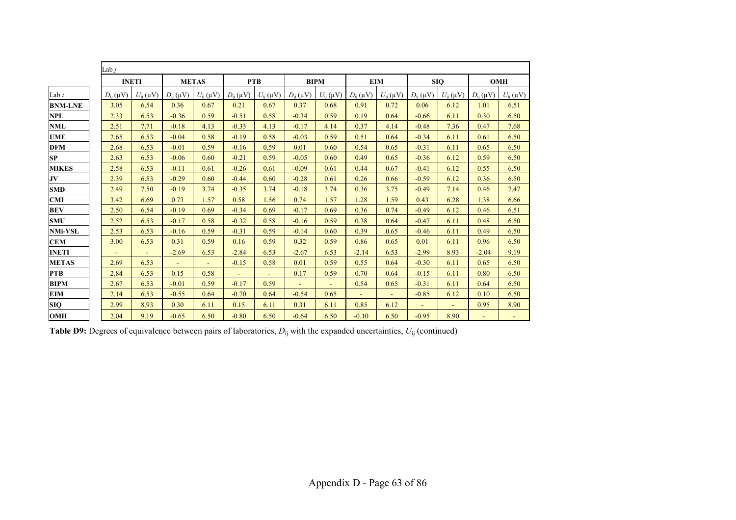| | Lab *j* | | | | | | | | | | | | | |
|---|---|---|---|---|---|---|---|---|---|---|---|---|---|---|
| | **INETI** | | **METAS** | | **PTB** | | **BIPM** | | **EIM** | | **SIQ** | | **OMH** | |
| Lab *i* | $D_{ij}$ (μV) | $U_{ij}$ (μV) | $D_{ij}$ (μV) | $U_{ij}$ (μV) | $D_{ij}$ (μV) | $U_{ij}$ (μV) | $D_{ij}$ (μV) | $U_{ij}$ (μV) | $D_{ij}$ (μV) | $U_{ij}$ (μV) | $D_{ij}$ (μV) | $U_{ij}$ (μV) | $D_{ij}$ (μV) | $U_{ij}$ (μV) |
| **BNM-LNE** | 3.05 | 6.54 | 0.36 | 0.67 | 0.21 | 0.67 | 0.37 | 0.68 | 0.91 | 0.72 | 0.06 | 6.12 | 1.01 | 6.51 |
| **NPL** | 2.33 | 6.53 | -0.36 | 0.59 | -0.51 | 0.58 | -0.34 | 0.59 | 0.19 | 0.64 | -0.66 | 6.11 | 0.30 | 6.50 |
| **NML** | 2.51 | 7.71 | -0.18 | 4.13 | -0.33 | 4.13 | -0.17 | 4.14 | 0.37 | 4.14 | -0.48 | 7.36 | 0.47 | 7.68 |
| **UME** | 2.65 | 6.53 | -0.04 | 0.58 | -0.19 | 0.58 | -0.03 | 0.59 | 0.51 | 0.64 | -0.34 | 6.11 | 0.61 | 6.50 |
| **DFM** | 2.68 | 6.53 | -0.01 | 0.59 | -0.16 | 0.59 | 0.01 | 0.60 | 0.54 | 0.65 | -0.31 | 6.11 | 0.65 | 6.50 |
| **SP** | 2.63 | 6.53 | -0.06 | 0.60 | -0.21 | 0.59 | -0.05 | 0.60 | 0.49 | 0.65 | -0.36 | 6.12 | 0.59 | 6.50 |
| **MIKES** | 2.58 | 6.53 | -0.11 | 0.61 | -0.26 | 0.61 | -0.09 | 0.61 | 0.44 | 0.67 | -0.41 | 6.12 | 0.55 | 6.50 |
| **JV** | 2.39 | 6.53 | -0.29 | 0.60 | -0.44 | 0.60 | -0.28 | 0.61 | 0.26 | 0.66 | -0.59 | 6.12 | 0.36 | 6.50 |
| **SMD** | 2.49 | 7.50 | -0.19 | 3.74 | -0.35 | 3.74 | -0.18 | 3.74 | 0.36 | 3.75 | -0.49 | 7.14 | 0.46 | 7.47 |
| **CMI** | 3.42 | 6.69 | 0.73 | 1.57 | 0.58 | 1.56 | 0.74 | 1.57 | 1.28 | 1.59 | 0.43 | 6.28 | 1.38 | 6.66 |
| **BEV** | 2.50 | 6.54 | -0.19 | 0.69 | -0.34 | 0.69 | -0.17 | 0.69 | 0.36 | 0.74 | -0.49 | 6.12 | 0.46 | 6.51 |
| **SMU** | 2.52 | 6.53 | -0.17 | 0.58 | -0.32 | 0.58 | -0.16 | 0.59 | 0.38 | 0.64 | -0.47 | 6.11 | 0.48 | 6.50 |
| **NMi-VSL** | 2.53 | 6.53 | -0.16 | 0.59 | -0.31 | 0.59 | -0.14 | 0.60 | 0.39 | 0.65 | -0.46 | 6.11 | 0.49 | 6.50 |
| **CEM** | 3.00 | 6.53 | 0.31 | 0.59 | 0.16 | 0.59 | 0.32 | 0.59 | 0.86 | 0.65 | 0.01 | 6.11 | 0.96 | 6.50 |
| **INETI** | - | - | -2.69 | 6.53 | -2.84 | 6.53 | -2.67 | 6.53 | -2.14 | 6.53 | -2.99 | 8.93 | -2.04 | 9.19 |
| **METAS** | 2.69 | 6.53 | - | - | -0.15 | 0.58 | 0.01 | 0.59 | 0.55 | 0.64 | -0.30 | 6.11 | 0.65 | 6.50 |
| **PTB** | 2.84 | 6.53 | 0.15 | 0.58 | - | - | 0.17 | 0.59 | 0.70 | 0.64 | -0.15 | 6.11 | 0.80 | 6.50 |
| **BIPM** | 2.67 | 6.53 | -0.01 | 0.59 | -0.17 | 0.59 | - | - | 0.54 | 0.65 | -0.31 | 6.11 | 0.64 | 6.50 |
| **EIM** | 2.14 | 6.53 | -0.55 | 0.64 | -0.70 | 0.64 | -0.54 | 0.65 | - | - | -0.85 | 6.12 | 0.10 | 6.50 |
| **SIQ** | 2.99 | 8.93 | 0.30 | 6.11 | 0.15 | 6.11 | 0.31 | 6.11 | 0.85 | 6.12 | - | - | 0.95 | 8.90 |
| **OMH** | 2.04 | 9.19 | -0.65 | 6.50 | -0.80 | 6.50 | -0.64 | 6.50 | -0.10 | 6.50 | -0.95 | 8.90 | - | - |

**Table D9:** Degrees of equivalence between pairs of laboratories, $D_{ij}$ with the expanded uncertainties, $U_{ij}$ (continued)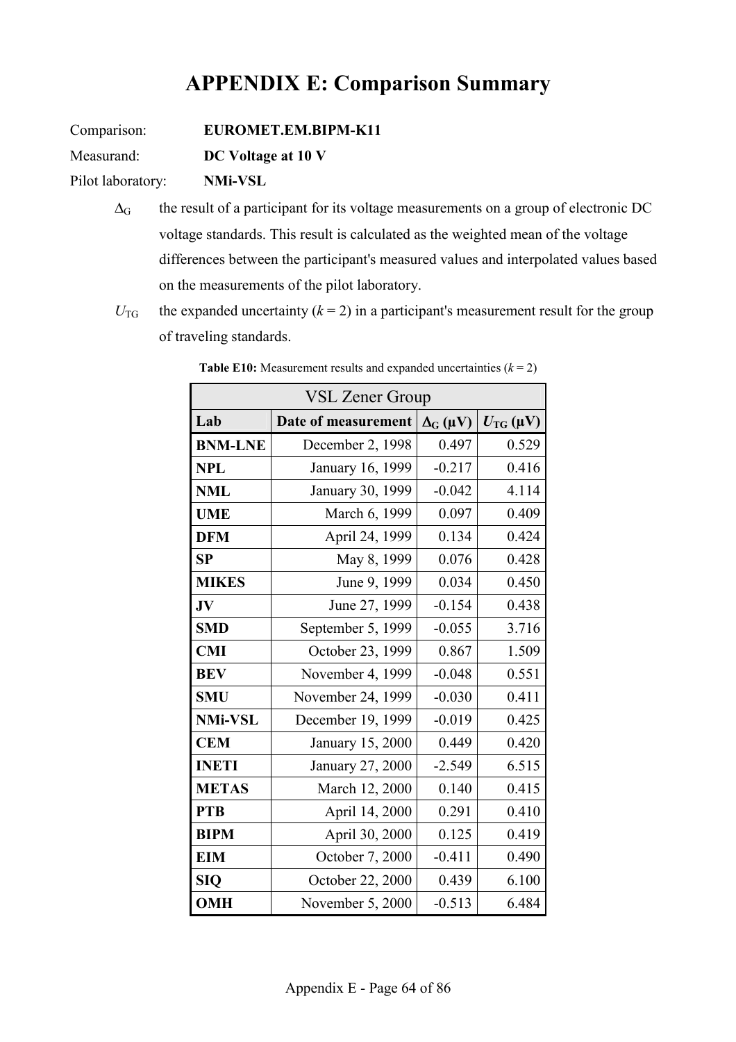# APPENDIX E: Comparison Summary

Comparison: **EUROMET.EM.BIPM-K11**

Measurand: **DC Voltage at 10 V**

Pilot laboratory: **NMi-VSL**

$\Delta_G$ the result of a participant for its voltage measurements on a group of electronic DC voltage standards. This result is calculated as the weighted mean of the voltage differences between the participant's measured values and interpolated values based on the measurements of the pilot laboratory.

$U_{TG}$ the expanded uncertainty ($k = 2$) in a participant's measurement result for the group of traveling standards.

**Table E10:** Measurement results and expanded uncertainties ($k = 2$)

| VSL Zener Group | | | |
|---|---|---|---|
| **Lab** | **Date of measurement** | **$\Delta_G$ (μV)** | **$U_{TG}$ (μV)** |
| **BNM-LNE** | December 2, 1998 | 0.497 | 0.529 |
| **NPL** | January 16, 1999 | -0.217 | 0.416 |
| **NML** | January 30, 1999 | -0.042 | 4.114 |
| **UME** | March 6, 1999 | 0.097 | 0.409 |
| **DFM** | April 24, 1999 | 0.134 | 0.424 |
| **SP** | May 8, 1999 | 0.076 | 0.428 |
| **MIKES** | June 9, 1999 | 0.034 | 0.450 |
| **JV** | June 27, 1999 | -0.154 | 0.438 |
| **SMD** | September 5, 1999 | -0.055 | 3.716 |
| **CMI** | October 23, 1999 | 0.867 | 1.509 |
| **BEV** | November 4, 1999 | -0.048 | 0.551 |
| **SMU** | November 24, 1999 | -0.030 | 0.411 |
| **NMi-VSL** | December 19, 1999 | -0.019 | 0.425 |
| **CEM** | January 15, 2000 | 0.449 | 0.420 |
| **INETI** | January 27, 2000 | -2.549 | 6.515 |
| **METAS** | March 12, 2000 | 0.140 | 0.415 |
| **PTB** | April 14, 2000 | 0.291 | 0.410 |
| **BIPM** | April 30, 2000 | 0.125 | 0.419 |
| **EIM** | October 7, 2000 | -0.411 | 0.490 |
| **SIQ** | October 22, 2000 | 0.439 | 6.100 |
| **OMH** | November 5, 2000 | -0.513 | 6.484 |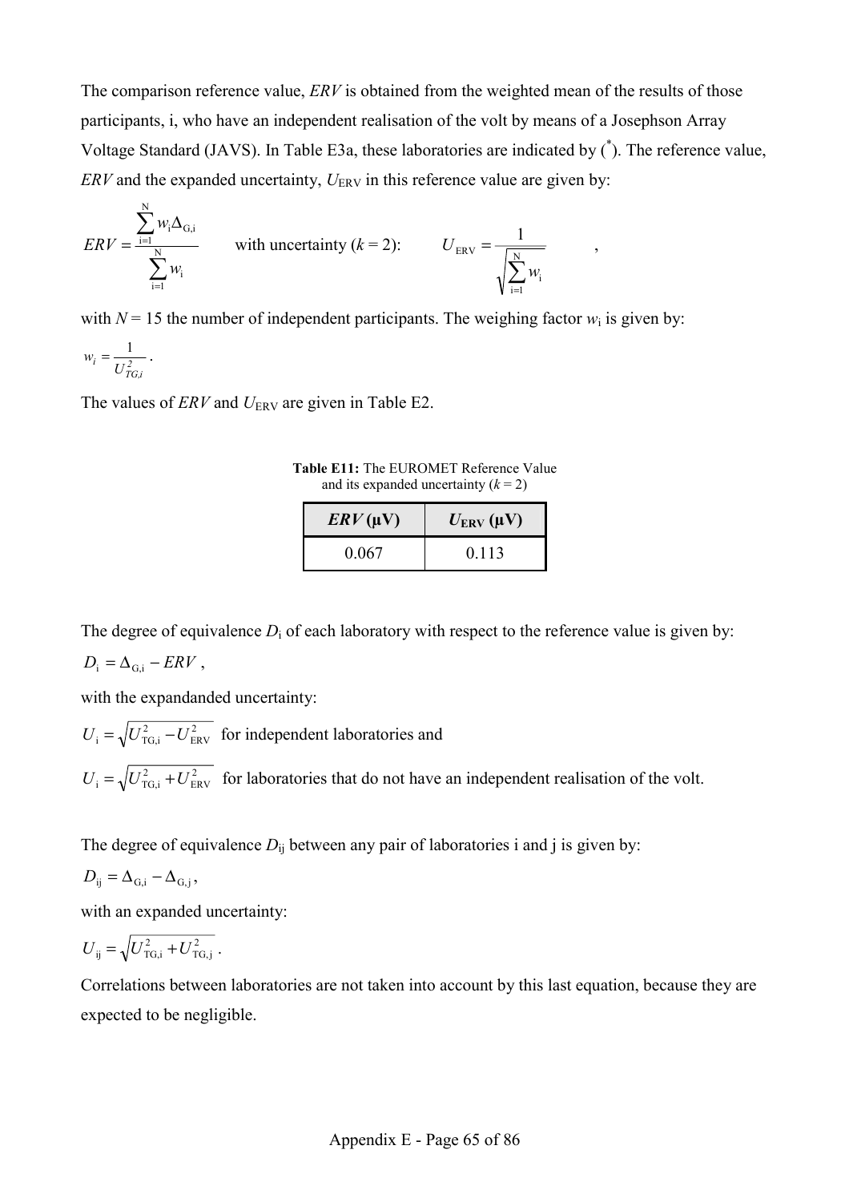The comparison reference value, *ERV* is obtained from the weighted mean of the results of those participants, i, who have an independent realisation of the volt by means of a Josephson Array Voltage Standard (JAVS). In Table E3a, these laboratories are indicated by (*). The reference value, *ERV* and the expanded uncertainty, $U_{ERV}$ in this reference value are given by:

$$ERV = \frac{\sum_{i=1}^{N} w_i \Delta_{G,i}}{\sum_{i=1}^{N} w_i} \qquad \text{with uncertainty } (k = 2): \qquad U_{ERV} = \frac{1}{\sqrt{\sum_{i=1}^{N} w_i}} \qquad ,$$

with $N = 15$ the number of independent participants. The weighing factor $w_i$ is given by:

$$w_i = \frac{1}{U_{TG,i}^2} \; .$$

The values of *ERV* and $U_{ERV}$ are given in Table E2.

**Table E11:** The EUROMET Reference Value and its expanded uncertainty ($k = 2$)

| ***ERV* (μV)** | **$U_{ERV}$ (μV)** |
|---|---|
| 0.067 | 0.113 |

The degree of equivalence $D_i$ of each laboratory with respect to the reference value is given by:

$$D_i = \Delta_{G,i} - ERV \; ,$$

with the expandanded uncertainty:

$U_i = \sqrt{U_{TG,i}^2 - U_{ERV}^2}$ for independent laboratories and

$U_i = \sqrt{U_{TG,i}^2 + U_{ERV}^2}$ for laboratories that do not have an independent realisation of the volt.

The degree of equivalence $D_{ij}$ between any pair of laboratories i and j is given by:

$$D_{ij} = \Delta_{G,i} - \Delta_{G,j} \; ,$$

with an expanded uncertainty:

$$U_{ij} = \sqrt{U_{TG,i}^2 + U_{TG,j}^2} \; .$$

Correlations between laboratories are not taken into account by this last equation, because they are expected to be negligible.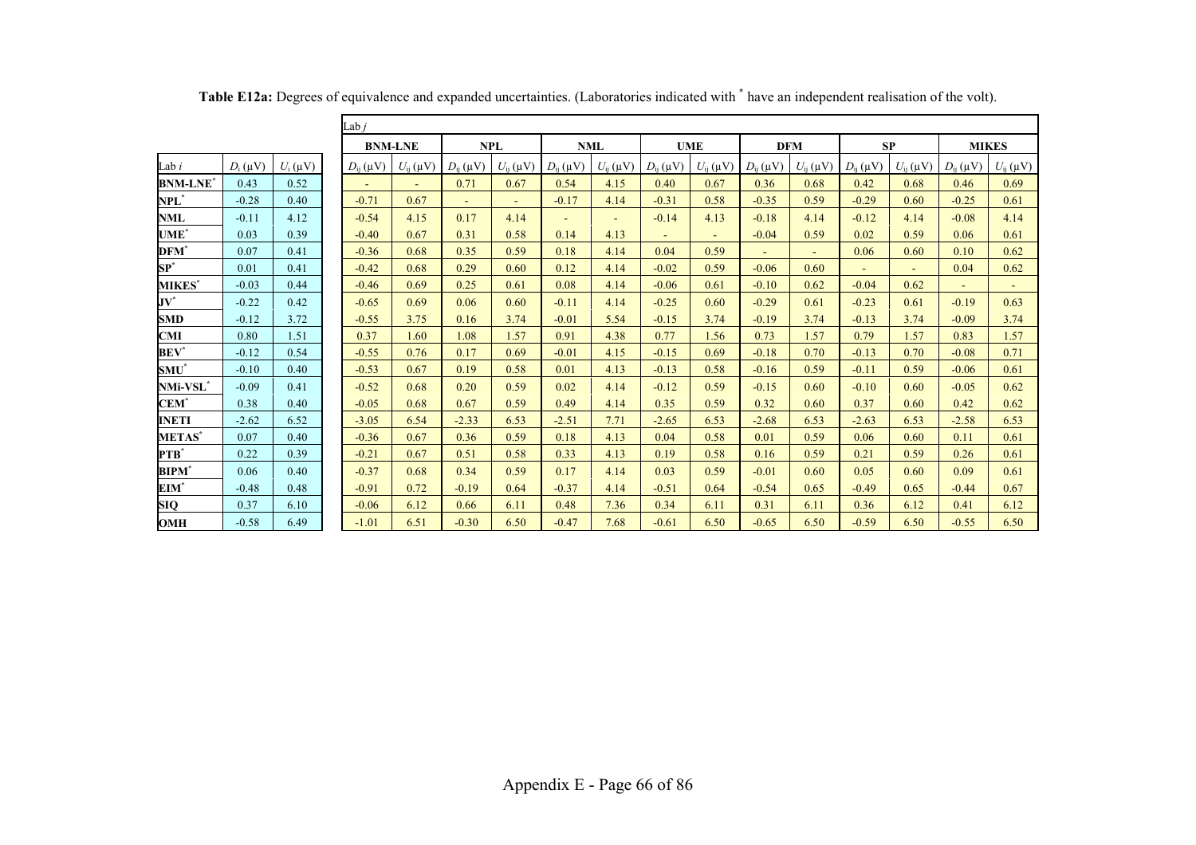**Table E12a:** Degrees of equivalence and expanded uncertainties. (Laboratories indicated with * have an independent realisation of the volt).

| | | | Lab *j* | | | | | | | | | | | | | |
|---|---|---|---|---|---|---|---|---|---|---|---|---|---|---|---|---|
| | | | BNM-LNE | | NPL | | NML | | UME | | DFM | | SP | | MIKES | |
| Lab *i* | $D_i$ (μV) | $U_i$ (μV) | $D_{ij}$ (μV) | $U_{ij}$ (μV) | $D_{ij}$ (μV) | $U_{ij}$ (μV) | $D_{ij}$ (μV) | $U_{ij}$ (μV) | $D_{ij}$ (μV) | $U_{ij}$ (μV) | $D_{ij}$ (μV) | $U_{ij}$ (μV) | $D_{ij}$ (μV) | $U_{ij}$ (μV) | $D_{ij}$ (μV) | $U_{ij}$ (μV) |
| **BNM-LNE*** | 0.43 | 0.52 | - | - | 0.71 | 0.67 | 0.54 | 4.15 | 0.40 | 0.67 | 0.36 | 0.68 | 0.42 | 0.68 | 0.46 | 0.69 |
| **NPL*** | -0.28 | 0.40 | -0.71 | 0.67 | - | - | -0.17 | 4.14 | -0.31 | 0.58 | -0.35 | 0.59 | -0.29 | 0.60 | -0.25 | 0.61 |
| **NML** | -0.11 | 4.12 | -0.54 | 4.15 | 0.17 | 4.14 | - | - | -0.14 | 4.13 | -0.18 | 4.14 | -0.12 | 4.14 | -0.08 | 4.14 |
| **UME*** | 0.03 | 0.39 | -0.40 | 0.67 | 0.31 | 0.58 | 0.14 | 4.13 | - | - | -0.04 | 0.59 | 0.02 | 0.59 | 0.06 | 0.61 |
| **DFM*** | 0.07 | 0.41 | -0.36 | 0.68 | 0.35 | 0.59 | 0.18 | 4.14 | 0.04 | 0.59 | - | - | 0.06 | 0.60 | 0.10 | 0.62 |
| **SP*** | 0.01 | 0.41 | -0.42 | 0.68 | 0.29 | 0.60 | 0.12 | 4.14 | -0.02 | 0.59 | -0.06 | 0.60 | - | - | 0.04 | 0.62 |
| **MIKES*** | -0.03 | 0.44 | -0.46 | 0.69 | 0.25 | 0.61 | 0.08 | 4.14 | -0.06 | 0.61 | -0.10 | 0.62 | -0.04 | 0.62 | - | - |
| **JV*** | -0.22 | 0.42 | -0.65 | 0.69 | 0.06 | 0.60 | -0.11 | 4.14 | -0.25 | 0.60 | -0.29 | 0.61 | -0.23 | 0.61 | -0.19 | 0.63 |
| **SMD** | -0.12 | 3.72 | -0.55 | 3.75 | 0.16 | 3.74 | -0.01 | 5.54 | -0.15 | 3.74 | -0.19 | 3.74 | -0.13 | 3.74 | -0.09 | 3.74 |
| **CMI** | 0.80 | 1.51 | 0.37 | 1.60 | 1.08 | 1.57 | 0.91 | 4.38 | 0.77 | 1.56 | 0.73 | 1.57 | 0.79 | 1.57 | 0.83 | 1.57 |
| **BEV*** | -0.12 | 0.54 | -0.55 | 0.76 | 0.17 | 0.69 | -0.01 | 4.15 | -0.15 | 0.69 | -0.18 | 0.70 | -0.13 | 0.70 | -0.08 | 0.71 |
| **SMU*** | -0.10 | 0.40 | -0.53 | 0.67 | 0.19 | 0.58 | 0.01 | 4.13 | -0.13 | 0.58 | -0.16 | 0.59 | -0.11 | 0.59 | -0.06 | 0.61 |
| **NMi-VSL*** | -0.09 | 0.41 | -0.52 | 0.68 | 0.20 | 0.59 | 0.02 | 4.14 | -0.12 | 0.59 | -0.15 | 0.60 | -0.10 | 0.60 | -0.05 | 0.62 |
| **CEM*** | 0.38 | 0.40 | -0.05 | 0.68 | 0.67 | 0.59 | 0.49 | 4.14 | 0.35 | 0.59 | 0.32 | 0.60 | 0.37 | 0.60 | 0.42 | 0.62 |
| **INETI** | -2.62 | 6.52 | -3.05 | 6.54 | -2.33 | 6.53 | -2.51 | 7.71 | -2.65 | 6.53 | -2.68 | 6.53 | -2.63 | 6.53 | -2.58 | 6.53 |
| **METAS*** | 0.07 | 0.40 | -0.36 | 0.67 | 0.36 | 0.59 | 0.18 | 4.13 | 0.04 | 0.58 | 0.01 | 0.59 | 0.06 | 0.60 | 0.11 | 0.61 |
| **PTB*** | 0.22 | 0.39 | -0.21 | 0.67 | 0.51 | 0.58 | 0.33 | 4.13 | 0.19 | 0.58 | 0.16 | 0.59 | 0.21 | 0.59 | 0.26 | 0.61 |
| **BIPM*** | 0.06 | 0.40 | -0.37 | 0.68 | 0.34 | 0.59 | 0.17 | 4.14 | 0.03 | 0.59 | -0.01 | 0.60 | 0.05 | 0.60 | 0.09 | 0.61 |
| **EIM*** | -0.48 | 0.48 | -0.91 | 0.72 | -0.19 | 0.64 | -0.37 | 4.14 | -0.51 | 0.64 | -0.54 | 0.65 | -0.49 | 0.65 | -0.44 | 0.67 |
| **SIQ** | 0.37 | 6.10 | -0.06 | 6.12 | 0.66 | 6.11 | 0.48 | 7.36 | 0.34 | 6.11 | 0.31 | 6.11 | 0.36 | 6.12 | 0.41 | 6.12 |
| **OMH** | -0.58 | 6.49 | -1.01 | 6.51 | -0.30 | 6.50 | -0.47 | 7.68 | -0.61 | 6.50 | -0.65 | 6.50 | -0.59 | 6.50 | -0.55 | 6.50 |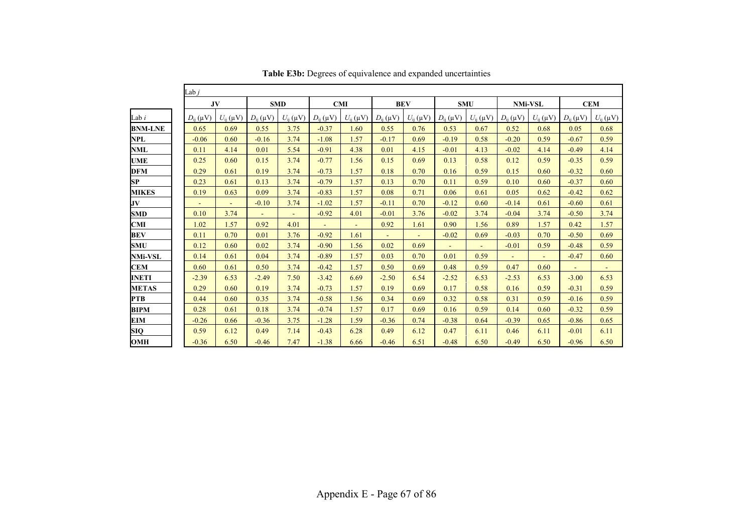**Table E3b:** Degrees of equivalence and expanded uncertainties

| | Lab $j$ | | | | | | | | | | | | | |
|---|---|---|---|---|---|---|---|---|---|---|---|---|---|---|
| | JV | | SMD | | CMI | | BEV | | SMU | | NMi-VSL | | CEM | |
| Lab $i$ | $D_{ij}$ (μV) | $U_{ij}$ (μV) | $D_{ij}$ (μV) | $U_{ij}$ (μV) | $D_{ij}$ (μV) | $U_{ij}$ (μV) | $D_{ij}$ (μV) | $U_{ij}$ (μV) | $D_{ij}$ (μV) | $U_{ij}$ (μV) | $D_{ij}$ (μV) | $U_{ij}$ (μV) | $D_{ij}$ (μV) | $U_{ij}$ (μV) |
| **BNM-LNE** | 0.65 | 0.69 | 0.55 | 3.75 | -0.37 | 1.60 | 0.55 | 0.76 | 0.53 | 0.67 | 0.52 | 0.68 | 0.05 | 0.68 |
| **NPL** | -0.06 | 0.60 | -0.16 | 3.74 | -1.08 | 1.57 | -0.17 | 0.69 | -0.19 | 0.58 | -0.20 | 0.59 | -0.67 | 0.59 |
| **NML** | 0.11 | 4.14 | 0.01 | 5.54 | -0.91 | 4.38 | 0.01 | 4.15 | -0.01 | 4.13 | -0.02 | 4.14 | -0.49 | 4.14 |
| **UME** | 0.25 | 0.60 | 0.15 | 3.74 | -0.77 | 1.56 | 0.15 | 0.69 | 0.13 | 0.58 | 0.12 | 0.59 | -0.35 | 0.59 |
| **DFM** | 0.29 | 0.61 | 0.19 | 3.74 | -0.73 | 1.57 | 0.18 | 0.70 | 0.16 | 0.59 | 0.15 | 0.60 | -0.32 | 0.60 |
| **SP** | 0.23 | 0.61 | 0.13 | 3.74 | -0.79 | 1.57 | 0.13 | 0.70 | 0.11 | 0.59 | 0.10 | 0.60 | -0.37 | 0.60 |
| **MIKES** | 0.19 | 0.63 | 0.09 | 3.74 | -0.83 | 1.57 | 0.08 | 0.71 | 0.06 | 0.61 | 0.05 | 0.62 | -0.42 | 0.62 |
| **JV** | - | - | -0.10 | 3.74 | -1.02 | 1.57 | -0.11 | 0.70 | -0.12 | 0.60 | -0.14 | 0.61 | -0.60 | 0.61 |
| **SMD** | 0.10 | 3.74 | - | - | -0.92 | 4.01 | -0.01 | 3.76 | -0.02 | 3.74 | -0.04 | 3.74 | -0.50 | 3.74 |
| **CMI** | 1.02 | 1.57 | 0.92 | 4.01 | - | - | 0.92 | 1.61 | 0.90 | 1.56 | 0.89 | 1.57 | 0.42 | 1.57 |
| **BEV** | 0.11 | 0.70 | 0.01 | 3.76 | -0.92 | 1.61 | - | - | -0.02 | 0.69 | -0.03 | 0.70 | -0.50 | 0.69 |
| **SMU** | 0.12 | 0.60 | 0.02 | 3.74 | -0.90 | 1.56 | 0.02 | 0.69 | - | - | -0.01 | 0.59 | -0.48 | 0.59 |
| **NMi-VSL** | 0.14 | 0.61 | 0.04 | 3.74 | -0.89 | 1.57 | 0.03 | 0.70 | 0.01 | 0.59 | - | - | -0.47 | 0.60 |
| **CEM** | 0.60 | 0.61 | 0.50 | 3.74 | -0.42 | 1.57 | 0.50 | 0.69 | 0.48 | 0.59 | 0.47 | 0.60 | - | - |
| **INETI** | -2.39 | 6.53 | -2.49 | 7.50 | -3.42 | 6.69 | -2.50 | 6.54 | -2.52 | 6.53 | -2.53 | 6.53 | -3.00 | 6.53 |
| **METAS** | 0.29 | 0.60 | 0.19 | 3.74 | -0.73 | 1.57 | 0.19 | 0.69 | 0.17 | 0.58 | 0.16 | 0.59 | -0.31 | 0.59 |
| **PTB** | 0.44 | 0.60 | 0.35 | 3.74 | -0.58 | 1.56 | 0.34 | 0.69 | 0.32 | 0.58 | 0.31 | 0.59 | -0.16 | 0.59 |
| **BIPM** | 0.28 | 0.61 | 0.18 | 3.74 | -0.74 | 1.57 | 0.17 | 0.69 | 0.16 | 0.59 | 0.14 | 0.60 | -0.32 | 0.59 |
| **EIM** | -0.26 | 0.66 | -0.36 | 3.75 | -1.28 | 1.59 | -0.36 | 0.74 | -0.38 | 0.64 | -0.39 | 0.65 | -0.86 | 0.65 |
| **SIQ** | 0.59 | 6.12 | 0.49 | 7.14 | -0.43 | 6.28 | 0.49 | 6.12 | 0.47 | 6.11 | 0.46 | 6.11 | -0.01 | 6.11 |
| **OMH** | -0.36 | 6.50 | -0.46 | 7.47 | -1.38 | 6.66 | -0.46 | 6.51 | -0.48 | 6.50 | -0.49 | 6.50 | -0.96 | 6.50 |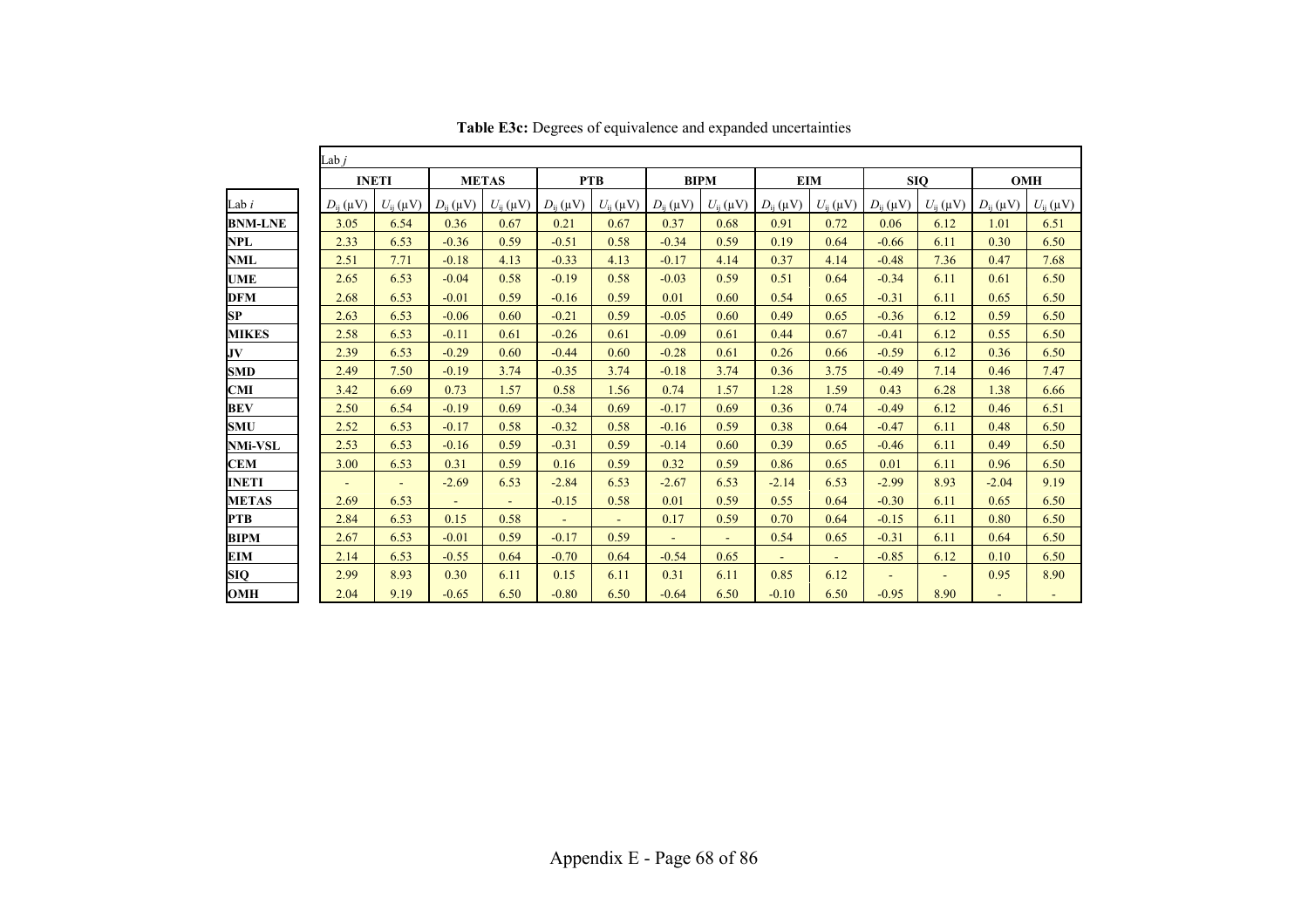**Table E3c:** Degrees of equivalence and expanded uncertainties

| Lab *i* \ Lab *j* | INETI | | METAS | | PTB | | BIPM | | EIM | | SIQ | | OMH | |
|---|---|---|---|---|---|---|---|---|---|---|---|---|---|---|
| | $D_{ij}$ (µV) | $U_{ij}$ (µV) | $D_{ij}$ (µV) | $U_{ij}$ (µV) | $D_{ij}$ (µV) | $U_{ij}$ (µV) | $D_{ij}$ (µV) | $U_{ij}$ (µV) | $D_{ij}$ (µV) | $U_{ij}$ (µV) | $D_{ij}$ (µV) | $U_{ij}$ (µV) | $D_{ij}$ (µV) | $U_{ij}$ (µV) |
| **BNM-LNE** | 3.05 | 6.54 | 0.36 | 0.67 | 0.21 | 0.67 | 0.37 | 0.68 | 0.91 | 0.72 | 0.06 | 6.12 | 1.01 | 6.51 |
| **NPL** | 2.33 | 6.53 | -0.36 | 0.59 | -0.51 | 0.58 | -0.34 | 0.59 | 0.19 | 0.64 | -0.66 | 6.11 | 0.30 | 6.50 |
| **NML** | 2.51 | 7.71 | -0.18 | 4.13 | -0.33 | 4.13 | -0.17 | 4.14 | 0.37 | 4.14 | -0.48 | 7.36 | 0.47 | 7.68 |
| **UME** | 2.65 | 6.53 | -0.04 | 0.58 | -0.19 | 0.58 | -0.03 | 0.59 | 0.51 | 0.64 | -0.34 | 6.11 | 0.61 | 6.50 |
| **DFM** | 2.68 | 6.53 | -0.01 | 0.59 | -0.16 | 0.59 | 0.01 | 0.60 | 0.54 | 0.65 | -0.31 | 6.11 | 0.65 | 6.50 |
| **SP** | 2.63 | 6.53 | -0.06 | 0.60 | -0.21 | 0.59 | -0.05 | 0.60 | 0.49 | 0.65 | -0.36 | 6.12 | 0.59 | 6.50 |
| **MIKES** | 2.58 | 6.53 | -0.11 | 0.61 | -0.26 | 0.61 | -0.09 | 0.61 | 0.44 | 0.67 | -0.41 | 6.12 | 0.55 | 6.50 |
| **JV** | 2.39 | 6.53 | -0.29 | 0.60 | -0.44 | 0.60 | -0.28 | 0.61 | 0.26 | 0.66 | -0.59 | 6.12 | 0.36 | 6.50 |
| **SMD** | 2.49 | 7.50 | -0.19 | 3.74 | -0.35 | 3.74 | -0.18 | 3.74 | 0.36 | 3.75 | -0.49 | 7.14 | 0.46 | 7.47 |
| **CMI** | 3.42 | 6.69 | 0.73 | 1.57 | 0.58 | 1.56 | 0.74 | 1.57 | 1.28 | 1.59 | 0.43 | 6.28 | 1.38 | 6.66 |
| **BEV** | 2.50 | 6.54 | -0.19 | 0.69 | -0.34 | 0.69 | -0.17 | 0.69 | 0.36 | 0.74 | -0.49 | 6.12 | 0.46 | 6.51 |
| **SMU** | 2.52 | 6.53 | -0.17 | 0.58 | -0.32 | 0.58 | -0.16 | 0.59 | 0.38 | 0.64 | -0.47 | 6.11 | 0.48 | 6.50 |
| **NMi-VSL** | 2.53 | 6.53 | -0.16 | 0.59 | -0.31 | 0.59 | -0.14 | 0.60 | 0.39 | 0.65 | -0.46 | 6.11 | 0.49 | 6.50 |
| **CEM** | 3.00 | 6.53 | 0.31 | 0.59 | 0.16 | 0.59 | 0.32 | 0.59 | 0.86 | 0.65 | 0.01 | 6.11 | 0.96 | 6.50 |
| **INETI** | - | - | -2.69 | 6.53 | -2.84 | 6.53 | -2.67 | 6.53 | -2.14 | 6.53 | -2.99 | 8.93 | -2.04 | 9.19 |
| **METAS** | 2.69 | 6.53 | - | - | -0.15 | 0.58 | 0.01 | 0.59 | 0.55 | 0.64 | -0.30 | 6.11 | 0.65 | 6.50 |
| **PTB** | 2.84 | 6.53 | 0.15 | 0.58 | - | - | 0.17 | 0.59 | 0.70 | 0.64 | -0.15 | 6.11 | 0.80 | 6.50 |
| **BIPM** | 2.67 | 6.53 | -0.01 | 0.59 | -0.17 | 0.59 | - | - | 0.54 | 0.65 | -0.31 | 6.11 | 0.64 | 6.50 |
| **EIM** | 2.14 | 6.53 | -0.55 | 0.64 | -0.70 | 0.64 | -0.54 | 0.65 | - | - | -0.85 | 6.12 | 0.10 | 6.50 |
| **SIQ** | 2.99 | 8.93 | 0.30 | 6.11 | 0.15 | 6.11 | 0.31 | 6.11 | 0.85 | 6.12 | - | - | 0.95 | 8.90 |
| **OMH** | 2.04 | 9.19 | -0.65 | 6.50 | -0.80 | 6.50 | -0.64 | 6.50 | -0.10 | 6.50 | -0.95 | 8.90 | - | - |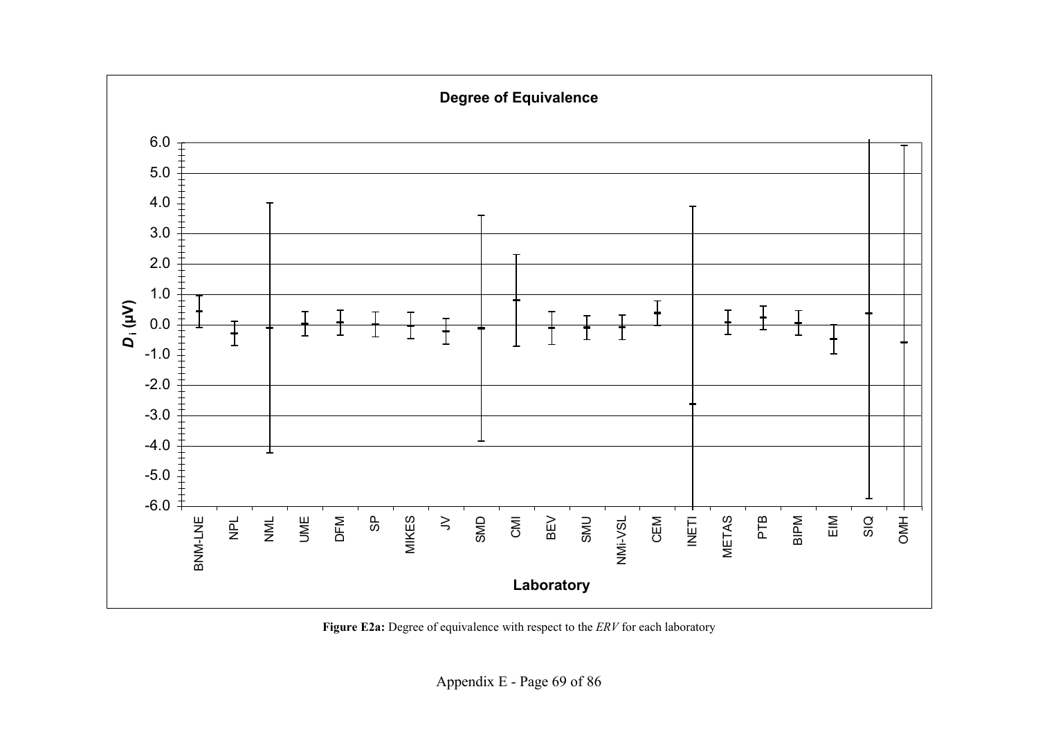**Figure E2a:** Degree of equivalence with respect to the *ERV* for each laboratory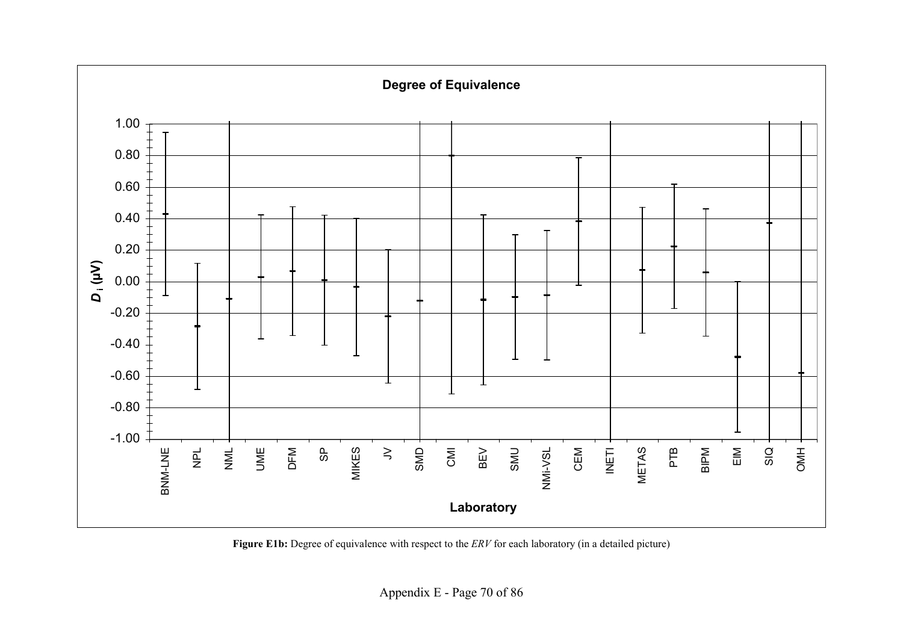**Degree of Equivalence**

| Laboratory | $D_i$ (µV) |
|---|---|
| BNM-LNE | |
| NPL | |
| NML | |
| UME | |
| DFM | |
| SP | |
| MIKES | |
| JV | |
| SMD | |
| CMI | |
| BEV | |
| SMU | |
| NMi-VSL | |
| CEM | |
| INETI | |
| METAS | |
| PTB | |
| BIPM | |
| EIM | |
| SIQ | |
| OMH | |

**Figure E1b:** Degree of equivalence with respect to the *ERV* for each laboratory (in a detailed picture)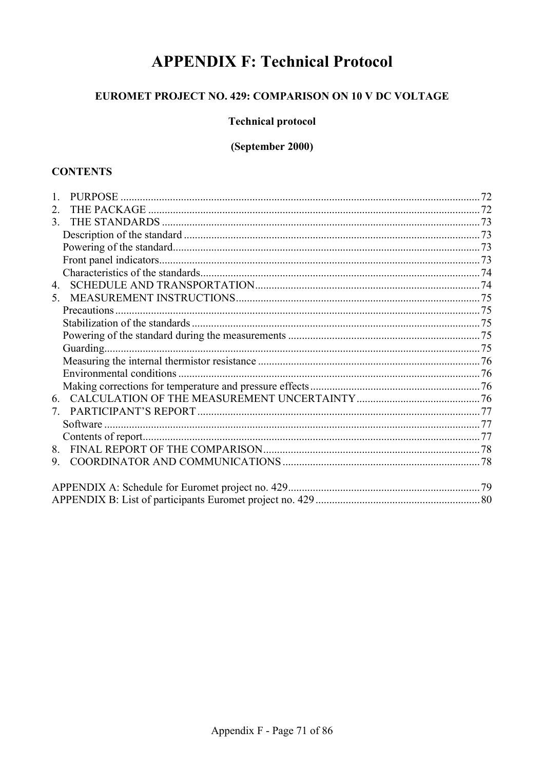# APPENDIX F: Technical Protocol

**EUROMET PROJECT NO. 429: COMPARISON ON 10 V DC VOLTAGE**

**Technical protocol**

**(September 2000)**

**CONTENTS**

1. PURPOSE .......... 72
2. THE PACKAGE .......... 72
3. THE STANDARDS .......... 73
   - Description of the standard .......... 73
   - Powering of the standard .......... 73
   - Front panel indicators .......... 73
   - Characteristics of the standards .......... 74
4. SCHEDULE AND TRANSPORTATION .......... 74
5. MEASUREMENT INSTRUCTIONS .......... 75
   - Precautions .......... 75
   - Stabilization of the standards .......... 75
   - Powering of the standard during the measurements .......... 75
   - Guarding .......... 75
   - Measuring the internal thermistor resistance .......... 76
   - Environmental conditions .......... 76
   - Making corrections for temperature and pressure effects .......... 76
6. CALCULATION OF THE MEASUREMENT UNCERTAINTY .......... 76
7. PARTICIPANT'S REPORT .......... 77
   - Software .......... 77
   - Contents of report .......... 77
8. FINAL REPORT OF THE COMPARISON .......... 78
9. COORDINATOR AND COMMUNICATIONS .......... 78

APPENDIX A: Schedule for Euromet project no. 429 .......... 79

APPENDIX B: List of participants Euromet project no. 429 .......... 80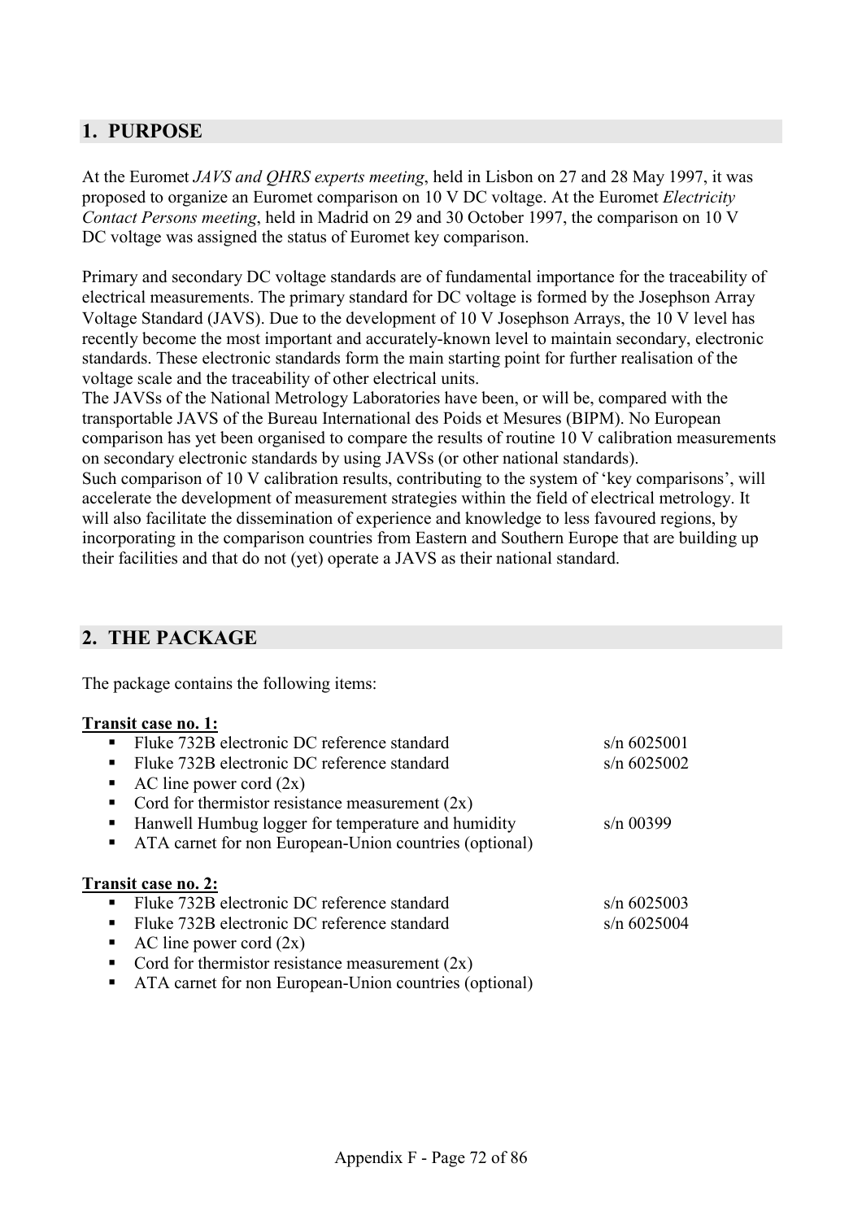## 1. PURPOSE

At the Euromet *JAVS and QHRS experts meeting*, held in Lisbon on 27 and 28 May 1997, it was proposed to organize an Euromet comparison on 10 V DC voltage. At the Euromet *Electricity Contact Persons meeting*, held in Madrid on 29 and 30 October 1997, the comparison on 10 V DC voltage was assigned the status of Euromet key comparison.

Primary and secondary DC voltage standards are of fundamental importance for the traceability of electrical measurements. The primary standard for DC voltage is formed by the Josephson Array Voltage Standard (JAVS). Due to the development of 10 V Josephson Arrays, the 10 V level has recently become the most important and accurately-known level to maintain secondary, electronic standards. These electronic standards form the main starting point for further realisation of the voltage scale and the traceability of other electrical units.
The JAVSs of the National Metrology Laboratories have been, or will be, compared with the transportable JAVS of the Bureau International des Poids et Mesures (BIPM). No European comparison has yet been organised to compare the results of routine 10 V calibration measurements on secondary electronic standards by using JAVSs (or other national standards).
Such comparison of 10 V calibration results, contributing to the system of 'key comparisons', will accelerate the development of measurement strategies within the field of electrical metrology. It will also facilitate the dissemination of experience and knowledge to less favoured regions, by incorporating in the comparison countries from Eastern and Southern Europe that are building up their facilities and that do not (yet) operate a JAVS as their national standard.

## 2. THE PACKAGE

The package contains the following items:

**Transit case no. 1:**

- Fluke 732B electronic DC reference standard — s/n 6025001
- Fluke 732B electronic DC reference standard — s/n 6025002
- AC line power cord (2x)
- Cord for thermistor resistance measurement (2x)
- Hanwell Humbug logger for temperature and humidity — s/n 00399
- ATA carnet for non European-Union countries (optional)

**Transit case no. 2:**

- Fluke 732B electronic DC reference standard — s/n 6025003
- Fluke 732B electronic DC reference standard — s/n 6025004
- AC line power cord (2x)
- Cord for thermistor resistance measurement (2x)
- ATA carnet for non European-Union countries (optional)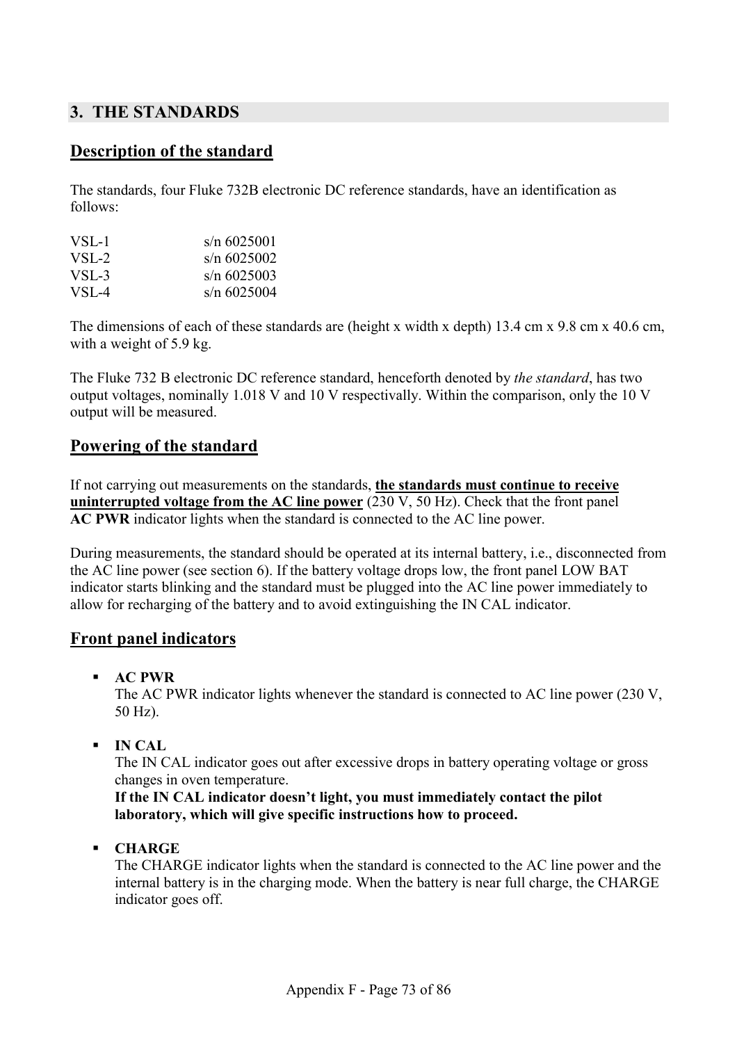## 3. THE STANDARDS

### Description of the standard

The standards, four Fluke 732B electronic DC reference standards, have an identification as follows:

| | |
|---|---|
| VSL-1 | s/n 6025001 |
| VSL-2 | s/n 6025002 |
| VSL-3 | s/n 6025003 |
| VSL-4 | s/n 6025004 |

The dimensions of each of these standards are (height x width x depth) 13.4 cm x 9.8 cm x 40.6 cm, with a weight of 5.9 kg.

The Fluke 732 B electronic DC reference standard, henceforth denoted by *the standard*, has two output voltages, nominally 1.018 V and 10 V respectivally. Within the comparison, only the 10 V output will be measured.

### Powering of the standard

If not carrying out measurements on the standards, **the standards must continue to receive uninterrupted voltage from the AC line power** (230 V, 50 Hz). Check that the front panel **AC PWR** indicator lights when the standard is connected to the AC line power.

During measurements, the standard should be operated at its internal battery, i.e., disconnected from the AC line power (see section 6). If the battery voltage drops low, the front panel LOW BAT indicator starts blinking and the standard must be plugged into the AC line power immediately to allow for recharging of the battery and to avoid extinguishing the IN CAL indicator.

### Front panel indicators

- **AC PWR**
  The AC PWR indicator lights whenever the standard is connected to AC line power (230 V, 50 Hz).

- **IN CAL**
  The IN CAL indicator goes out after excessive drops in battery operating voltage or gross changes in oven temperature.
  **If the IN CAL indicator doesn't light, you must immediately contact the pilot laboratory, which will give specific instructions how to proceed.**

- **CHARGE**
  The CHARGE indicator lights when the standard is connected to the AC line power and the internal battery is in the charging mode. When the battery is near full charge, the CHARGE indicator goes off.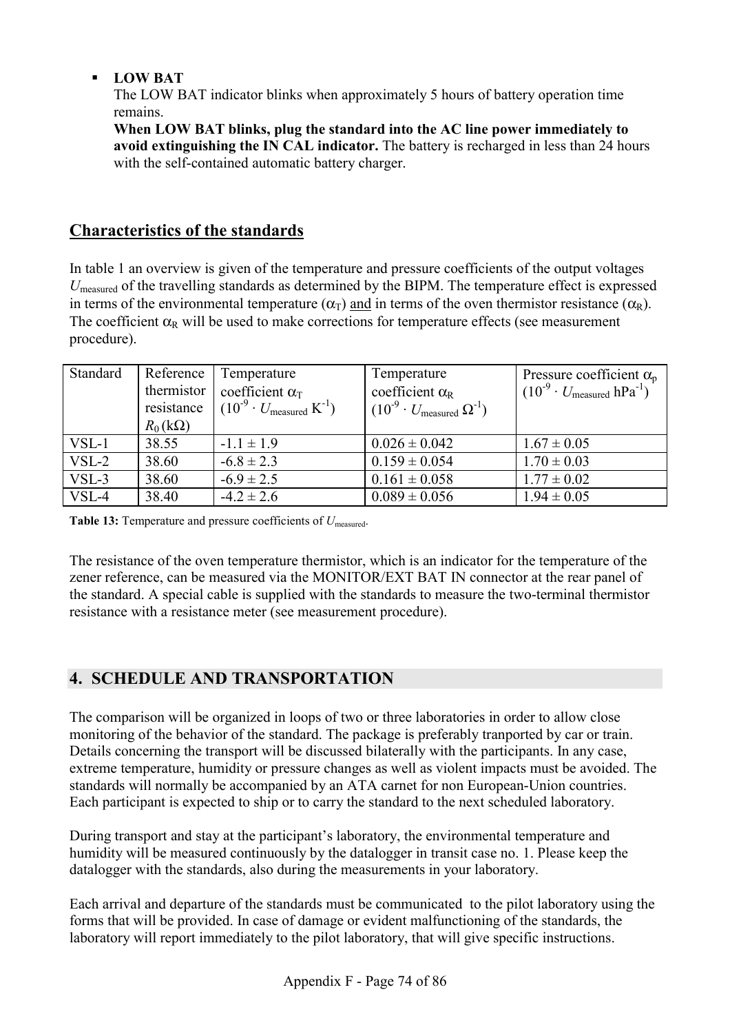- **LOW BAT**
  The LOW BAT indicator blinks when approximately 5 hours of battery operation time remains.
  **When LOW BAT blinks, plug the standard into the AC line power immediately to avoid extinguishing the IN CAL indicator.** The battery is recharged in less than 24 hours with the self-contained automatic battery charger.

## Characteristics of the standards

In table 1 an overview is given of the temperature and pressure coefficients of the output voltages $U_{\text{measured}}$ of the travelling standards as determined by the BIPM. The temperature effect is expressed in terms of the environmental temperature ($\alpha_T$) and in terms of the oven thermistor resistance ($\alpha_R$). The coefficient $\alpha_R$ will be used to make corrections for temperature effects (see measurement procedure).

| Standard | Reference thermistor resistance $R_0$ (kΩ) | Temperature coefficient $\alpha_T$ ($10^{-9} \cdot U_{\text{measured}}$ K$^{-1}$) | Temperature coefficient $\alpha_R$ ($10^{-9} \cdot U_{\text{measured}}$ $\Omega^{-1}$) | Pressure coefficient $\alpha_p$ ($10^{-9} \cdot U_{\text{measured}}$ hPa$^{-1}$) |
|---|---|---|---|---|
| VSL-1 | 38.55 | -1.1 ± 1.9 | 0.026 ± 0.042 | 1.67 ± 0.05 |
| VSL-2 | 38.60 | -6.8 ± 2.3 | 0.159 ± 0.054 | 1.70 ± 0.03 |
| VSL-3 | 38.60 | -6.9 ± 2.5 | 0.161 ± 0.058 | 1.77 ± 0.02 |
| VSL-4 | 38.40 | -4.2 ± 2.6 | 0.089 ± 0.056 | 1.94 ± 0.05 |

**Table 13:** Temperature and pressure coefficients of $U_{\text{measured}}$.

The resistance of the oven temperature thermistor, which is an indicator for the temperature of the zener reference, can be measured via the MONITOR/EXT BAT IN connector at the rear panel of the standard. A special cable is supplied with the standards to measure the two-terminal thermistor resistance with a resistance meter (see measurement procedure).

## 4. SCHEDULE AND TRANSPORTATION

The comparison will be organized in loops of two or three laboratories in order to allow close monitoring of the behavior of the standard. The package is preferably tranported by car or train. Details concerning the transport will be discussed bilaterally with the participants. In any case, extreme temperature, humidity or pressure changes as well as violent impacts must be avoided. The standards will normally be accompanied by an ATA carnet for non European-Union countries. Each participant is expected to ship or to carry the standard to the next scheduled laboratory.

During transport and stay at the participant's laboratory, the environmental temperature and humidity will be measured continuously by the datalogger in transit case no. 1. Please keep the datalogger with the standards, also during the measurements in your laboratory.

Each arrival and departure of the standards must be communicated to the pilot laboratory using the forms that will be provided. In case of damage or evident malfunctioning of the standards, the laboratory will report immediately to the pilot laboratory, that will give specific instructions.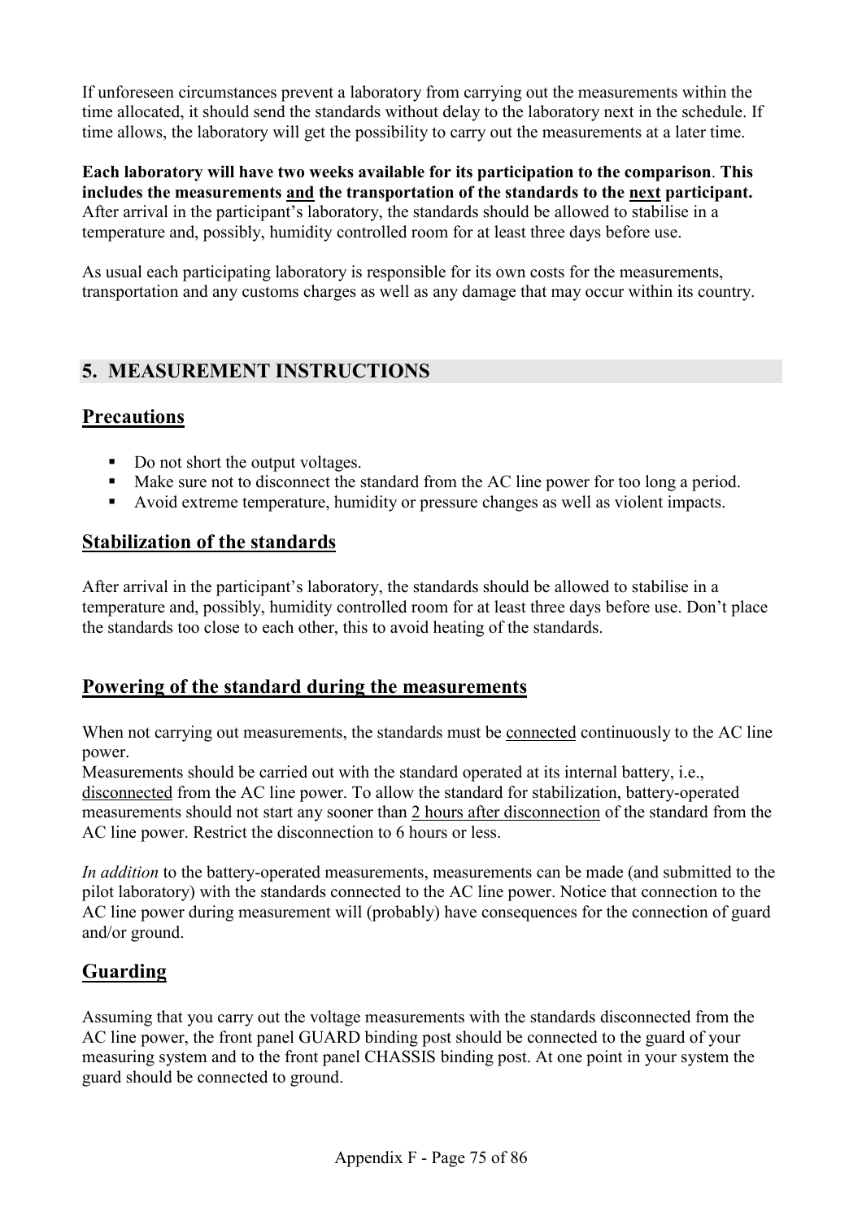If unforeseen circumstances prevent a laboratory from carrying out the measurements within the time allocated, it should send the standards without delay to the laboratory next in the schedule. If time allows, the laboratory will get the possibility to carry out the measurements at a later time.

**Each laboratory will have two weeks available for its participation to the comparison**. **This includes the measurements <u>and</u> the transportation of the standards to the <u>next</u> participant.** After arrival in the participant's laboratory, the standards should be allowed to stabilise in a temperature and, possibly, humidity controlled room for at least three days before use.

As usual each participating laboratory is responsible for its own costs for the measurements, transportation and any customs charges as well as any damage that may occur within its country.

## 5. MEASUREMENT INSTRUCTIONS

### Precautions

- Do not short the output voltages.
- Make sure not to disconnect the standard from the AC line power for too long a period.
- Avoid extreme temperature, humidity or pressure changes as well as violent impacts.

### Stabilization of the standards

After arrival in the participant's laboratory, the standards should be allowed to stabilise in a temperature and, possibly, humidity controlled room for at least three days before use. Don't place the standards too close to each other, this to avoid heating of the standards.

### Powering of the standard during the measurements

When not carrying out measurements, the standards must be <u>connected</u> continuously to the AC line power.
Measurements should be carried out with the standard operated at its internal battery, i.e., <u>disconnected</u> from the AC line power. To allow the standard for stabilization, battery-operated measurements should not start any sooner than <u>2 hours after disconnection</u> of the standard from the AC line power. Restrict the disconnection to 6 hours or less.

*In addition* to the battery-operated measurements, measurements can be made (and submitted to the pilot laboratory) with the standards connected to the AC line power. Notice that connection to the AC line power during measurement will (probably) have consequences for the connection of guard and/or ground.

### Guarding

Assuming that you carry out the voltage measurements with the standards disconnected from the AC line power, the front panel GUARD binding post should be connected to the guard of your measuring system and to the front panel CHASSIS binding post. At one point in your system the guard should be connected to ground.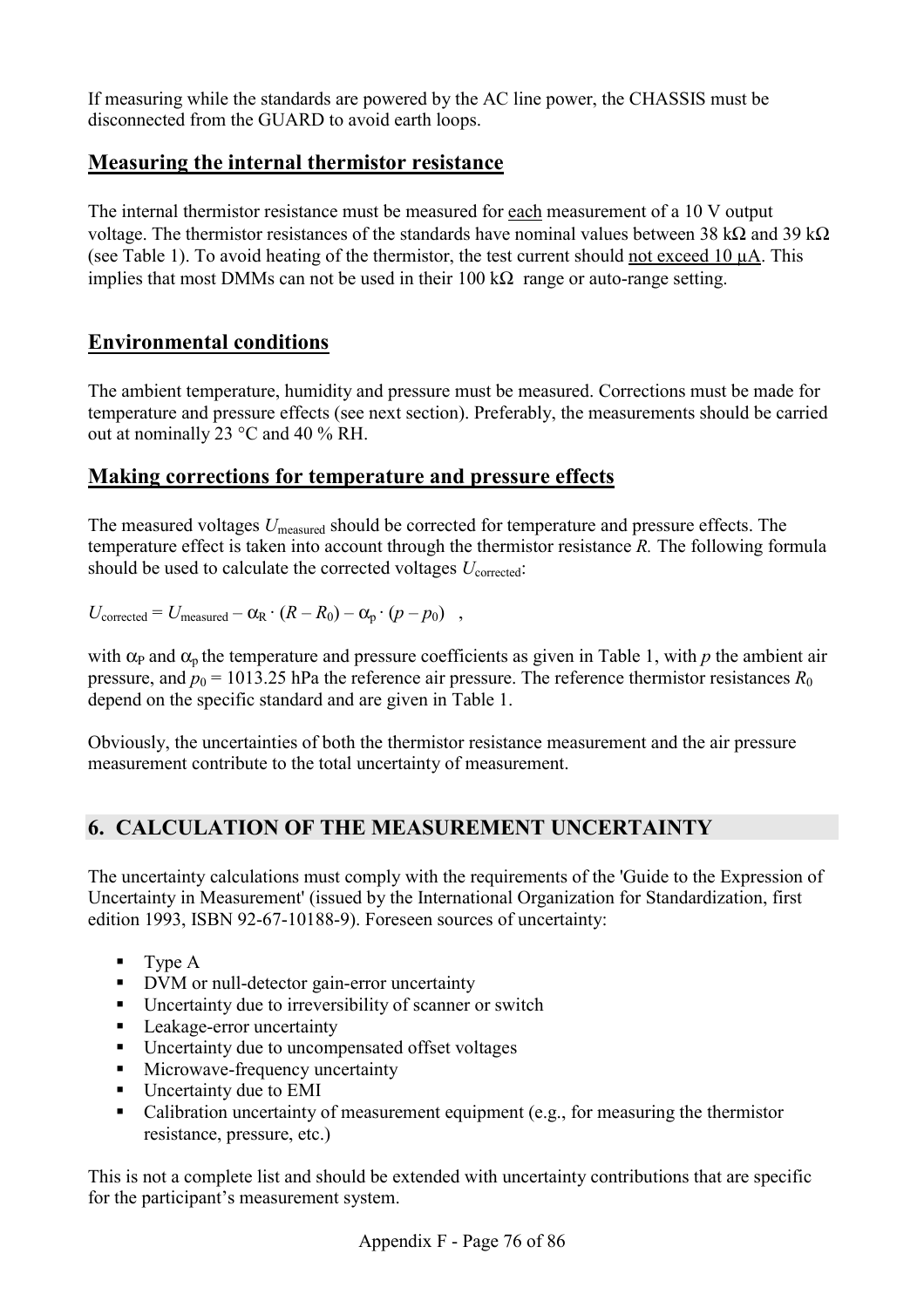If measuring while the standards are powered by the AC line power, the CHASSIS must be disconnected from the GUARD to avoid earth loops.

## Measuring the internal thermistor resistance

The internal thermistor resistance must be measured for each measurement of a 10 V output voltage. The thermistor resistances of the standards have nominal values between 38 kΩ and 39 kΩ (see Table 1). To avoid heating of the thermistor, the test current should not exceed 10 μA. This implies that most DMMs can not be used in their 100 kΩ range or auto-range setting.

## Environmental conditions

The ambient temperature, humidity and pressure must be measured. Corrections must be made for temperature and pressure effects (see next section). Preferably, the measurements should be carried out at nominally 23 °C and 40 % RH.

## Making corrections for temperature and pressure effects

The measured voltages $U_{\text{measured}}$ should be corrected for temperature and pressure effects. The temperature effect is taken into account through the thermistor resistance $R$. The following formula should be used to calculate the corrected voltages $U_{\text{corrected}}$:

$$U_{\text{corrected}} = U_{\text{measured}} - \alpha_R \cdot (R - R_0) - \alpha_p \cdot (p - p_0) \quad ,$$

with $\alpha_P$ and $\alpha_p$ the temperature and pressure coefficients as given in Table 1, with $p$ the ambient air pressure, and $p_0$ = 1013.25 hPa the reference air pressure. The reference thermistor resistances $R_0$ depend on the specific standard and are given in Table 1.

Obviously, the uncertainties of both the thermistor resistance measurement and the air pressure measurement contribute to the total uncertainty of measurement.

# 6. CALCULATION OF THE MEASUREMENT UNCERTAINTY

The uncertainty calculations must comply with the requirements of the 'Guide to the Expression of Uncertainty in Measurement' (issued by the International Organization for Standardization, first edition 1993, ISBN 92-67-10188-9). Foreseen sources of uncertainty:

- Type A
- DVM or null-detector gain-error uncertainty
- Uncertainty due to irreversibility of scanner or switch
- Leakage-error uncertainty
- Uncertainty due to uncompensated offset voltages
- Microwave-frequency uncertainty
- Uncertainty due to EMI
- Calibration uncertainty of measurement equipment (e.g., for measuring the thermistor resistance, pressure, etc.)

This is not a complete list and should be extended with uncertainty contributions that are specific for the participant's measurement system.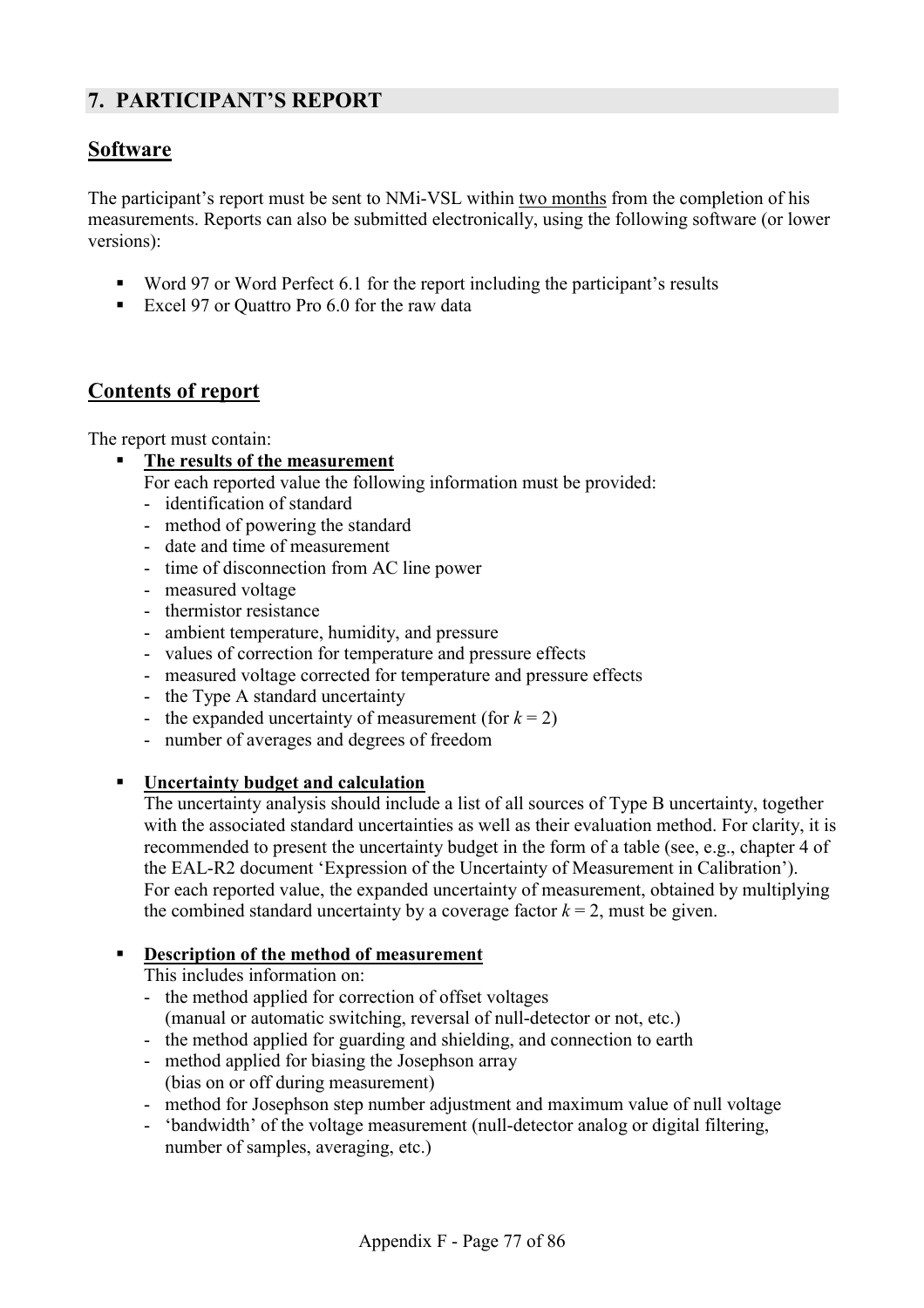## 7. PARTICIPANT'S REPORT

### Software

The participant's report must be sent to NMi-VSL within two months from the completion of his measurements. Reports can also be submitted electronically, using the following software (or lower versions):

- Word 97 or Word Perfect 6.1 for the report including the participant's results
- Excel 97 or Quattro Pro 6.0 for the raw data

### Contents of report

The report must contain:

- **The results of the measurement**
  For each reported value the following information must be provided:
  - identification of standard
  - method of powering the standard
  - date and time of measurement
  - time of disconnection from AC line power
  - measured voltage
  - thermistor resistance
  - ambient temperature, humidity, and pressure
  - values of correction for temperature and pressure effects
  - measured voltage corrected for temperature and pressure effects
  - the Type A standard uncertainty
  - the expanded uncertainty of measurement (for $k = 2$)
  - number of averages and degrees of freedom

- **Uncertainty budget and calculation**
  The uncertainty analysis should include a list of all sources of Type B uncertainty, together with the associated standard uncertainties as well as their evaluation method. For clarity, it is recommended to present the uncertainty budget in the form of a table (see, e.g., chapter 4 of the EAL-R2 document 'Expression of the Uncertainty of Measurement in Calibration'). For each reported value, the expanded uncertainty of measurement, obtained by multiplying the combined standard uncertainty by a coverage factor $k = 2$, must be given.

- **Description of the method of measurement**
  This includes information on:
  - the method applied for correction of offset voltages (manual or automatic switching, reversal of null-detector or not, etc.)
  - the method applied for guarding and shielding, and connection to earth
  - method applied for biasing the Josephson array (bias on or off during measurement)
  - method for Josephson step number adjustment and maximum value of null voltage
  - 'bandwidth' of the voltage measurement (null-detector analog or digital filtering, number of samples, averaging, etc.)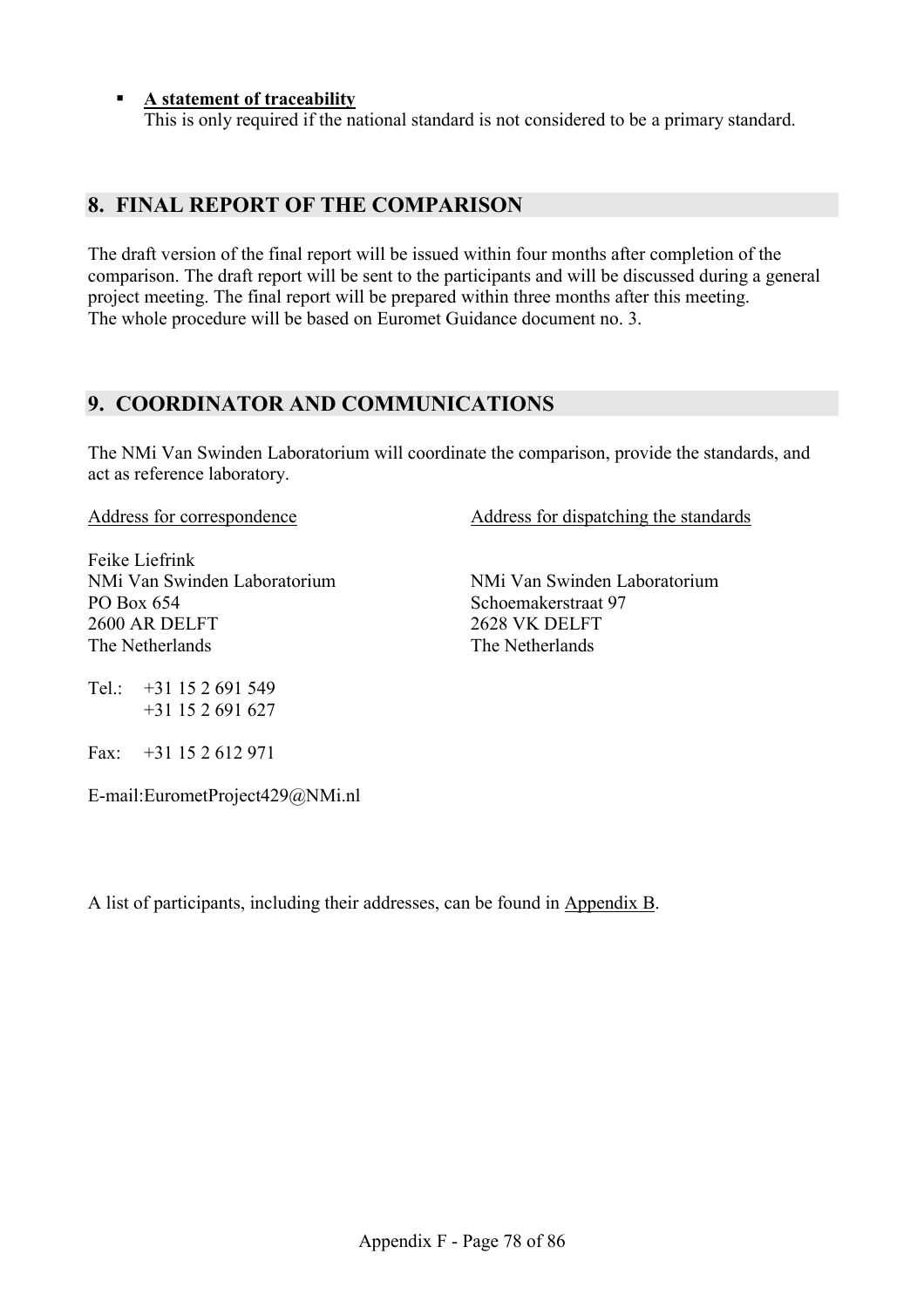- **A statement of traceability**
  This is only required if the national standard is not considered to be a primary standard.

## 8. FINAL REPORT OF THE COMPARISON

The draft version of the final report will be issued within four months after completion of the comparison. The draft report will be sent to the participants and will be discussed during a general project meeting. The final report will be prepared within three months after this meeting.
The whole procedure will be based on Euromet Guidance document no. 3.

## 9. COORDINATOR AND COMMUNICATIONS

The NMi Van Swinden Laboratorium will coordinate the comparison, provide the standards, and act as reference laboratory.

Address for correspondence

Feike Liefrink
NMi Van Swinden Laboratorium
PO Box 654
2600 AR DELFT
The Netherlands

Tel.: +31 15 2 691 549
+31 15 2 691 627

Fax: +31 15 2 612 971

E-mail:EurometProject429@NMi.nl

Address for dispatching the standards

NMi Van Swinden Laboratorium
Schoemakerstraat 97
2628 VK DELFT
The Netherlands

A list of participants, including their addresses, can be found in Appendix B.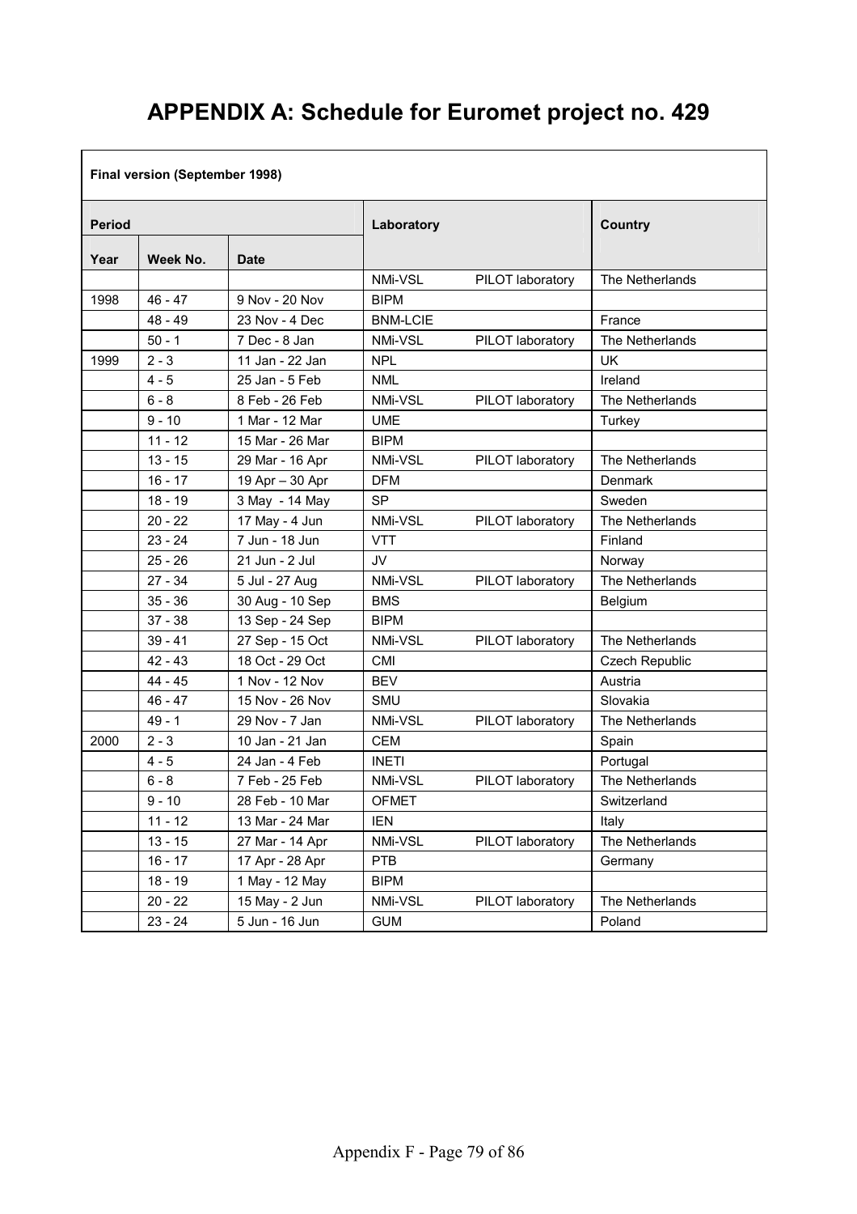# APPENDIX A: Schedule for Euromet project no. 429

| Final version (September 1998) | | | | | |
|---|---|---|---|---|---|
| **Period** | | | **Laboratory** | | **Country** |
| **Year** | **Week No.** | **Date** | | | |
| | | | NMi-VSL | PILOT laboratory | The Netherlands |
| 1998 | 46 - 47 | 9 Nov - 20 Nov | BIPM | | |
| | 48 - 49 | 23 Nov - 4 Dec | BNM-LCIE | | France |
| | 50 - 1 | 7 Dec - 8 Jan | NMi-VSL | PILOT laboratory | The Netherlands |
| 1999 | 2 - 3 | 11 Jan - 22 Jan | NPL | | UK |
| | 4 - 5 | 25 Jan - 5 Feb | NML | | Ireland |
| | 6 - 8 | 8 Feb - 26 Feb | NMi-VSL | PILOT laboratory | The Netherlands |
| | 9 - 10 | 1 Mar - 12 Mar | UME | | Turkey |
| | 11 - 12 | 15 Mar - 26 Mar | BIPM | | |
| | 13 - 15 | 29 Mar - 16 Apr | NMi-VSL | PILOT laboratory | The Netherlands |
| | 16 - 17 | 19 Apr – 30 Apr | DFM | | Denmark |
| | 18 - 19 | 3 May - 14 May | SP | | Sweden |
| | 20 - 22 | 17 May - 4 Jun | NMi-VSL | PILOT laboratory | The Netherlands |
| | 23 - 24 | 7 Jun - 18 Jun | VTT | | Finland |
| | 25 - 26 | 21 Jun - 2 Jul | JV | | Norway |
| | 27 - 34 | 5 Jul - 27 Aug | NMi-VSL | PILOT laboratory | The Netherlands |
| | 35 - 36 | 30 Aug - 10 Sep | BMS | | Belgium |
| | 37 - 38 | 13 Sep - 24 Sep | BIPM | | |
| | 39 - 41 | 27 Sep - 15 Oct | NMi-VSL | PILOT laboratory | The Netherlands |
| | 42 - 43 | 18 Oct - 29 Oct | CMI | | Czech Republic |
| | 44 - 45 | 1 Nov - 12 Nov | BEV | | Austria |
| | 46 - 47 | 15 Nov - 26 Nov | SMU | | Slovakia |
| | 49 - 1 | 29 Nov - 7 Jan | NMi-VSL | PILOT laboratory | The Netherlands |
| 2000 | 2 - 3 | 10 Jan - 21 Jan | CEM | | Spain |
| | 4 - 5 | 24 Jan - 4 Feb | INETI | | Portugal |
| | 6 - 8 | 7 Feb - 25 Feb | NMi-VSL | PILOT laboratory | The Netherlands |
| | 9 - 10 | 28 Feb - 10 Mar | OFMET | | Switzerland |
| | 11 - 12 | 13 Mar - 24 Mar | IEN | | Italy |
| | 13 - 15 | 27 Mar - 14 Apr | NMi-VSL | PILOT laboratory | The Netherlands |
| | 16 - 17 | 17 Apr - 28 Apr | PTB | | Germany |
| | 18 - 19 | 1 May - 12 May | BIPM | | |
| | 20 - 22 | 15 May - 2 Jun | NMi-VSL | PILOT laboratory | The Netherlands |
| | 23 - 24 | 5 Jun - 16 Jun | GUM | | Poland |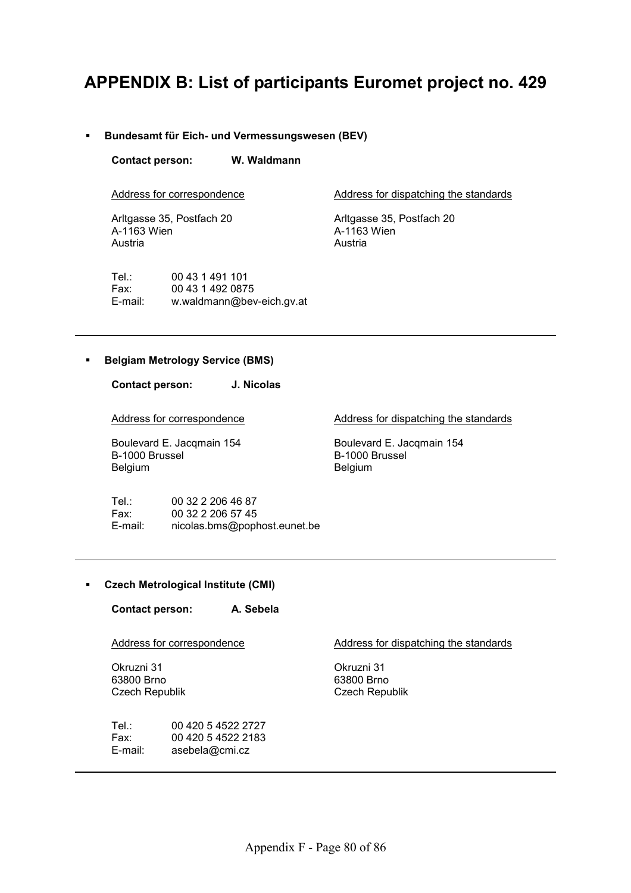# APPENDIX B: List of participants Euromet project no. 429

- **Bundesamt für Eich- und Vermessungswesen (BEV)**

**Contact person:** **W. Waldmann**

Address for correspondence

Arltgasse 35, Postfach 20
A-1163 Wien
Austria

Address for dispatching the standards

Arltgasse 35, Postfach 20
A-1163 Wien
Austria

Tel.: 00 43 1 491 101
Fax: 00 43 1 492 0875
E-mail: w.waldmann@bev-eich.gv.at

---

- **Belgiam Metrology Service (BMS)**

**Contact person:** **J. Nicolas**

Address for correspondence

Boulevard E. Jacqmain 154
B-1000 Brussel
Belgium

Address for dispatching the standards

Boulevard E. Jacqmain 154
B-1000 Brussel
Belgium

Tel.: 00 32 2 206 46 87
Fax: 00 32 2 206 57 45
E-mail: nicolas.bms@pophost.eunet.be

---

- **Czech Metrological Institute (CMI)**

**Contact person:** **A. Sebela**

Address for correspondence

Okruzni 31
63800 Brno
Czech Republik

Address for dispatching the standards

Okruzni 31
63800 Brno
Czech Republik

Tel.: 00 420 5 4522 2727
Fax: 00 420 5 4522 2183
E-mail: asebela@cmi.cz

---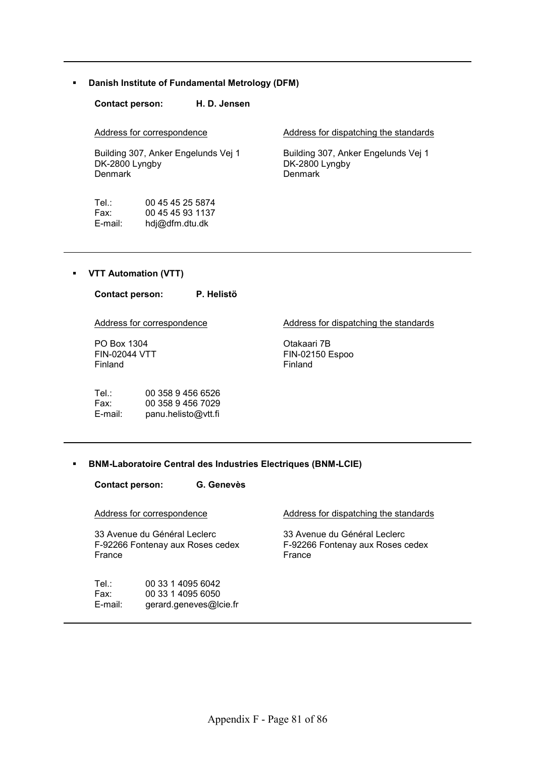- **Danish Institute of Fundamental Metrology (DFM)**

**Contact person:** **H. D. Jensen**

Address for correspondence

Building 307, Anker Engelunds Vej 1
DK-2800 Lyngby
Denmark

Address for dispatching the standards

Building 307, Anker Engelunds Vej 1
DK-2800 Lyngby
Denmark

Tel.: 00 45 45 25 5874
Fax: 00 45 45 93 1137
E-mail: hdj@dfm.dtu.dk

---

- **VTT Automation (VTT)**

**Contact person:** **P. Helistö**

Address for correspondence

PO Box 1304
FIN-02044 VTT
Finland

Address for dispatching the standards

Otakaari 7B
FIN-02150 Espoo
Finland

Tel.: 00 358 9 456 6526
Fax: 00 358 9 456 7029
E-mail: panu.helisto@vtt.fi

---

- **BNM-Laboratoire Central des Industries Electriques (BNM-LCIE)**

**Contact person:** **G. Genevès**

Address for correspondence

33 Avenue du Général Leclerc
F-92266 Fontenay aux Roses cedex
France

Address for dispatching the standards

33 Avenue du Général Leclerc
F-92266 Fontenay aux Roses cedex
France

Tel.: 00 33 1 4095 6042
Fax: 00 33 1 4095 6050
E-mail: gerard.geneves@lcie.fr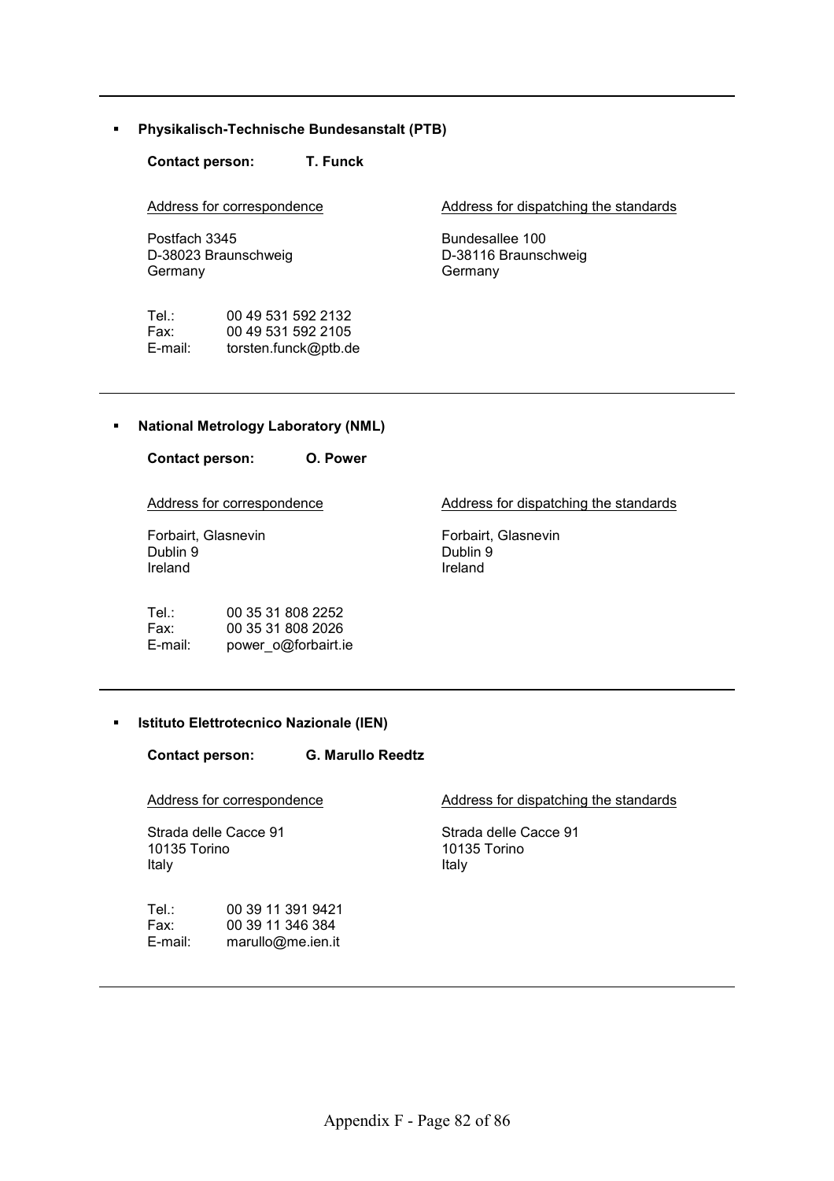---

- **Physikalisch-Technische Bundesanstalt (PTB)**

  **Contact person:** **T. Funck**

  Address for correspondence

  Postfach 3345
  D-38023 Braunschweig
  Germany

  Address for dispatching the standards

  Bundesallee 100
  D-38116 Braunschweig
  Germany

  Tel.: 00 49 531 592 2132
  Fax: 00 49 531 592 2105
  E-mail: torsten.funck@ptb.de

---

- **National Metrology Laboratory (NML)**

  **Contact person:** **O. Power**

  Address for correspondence

  Forbairt, Glasnevin
  Dublin 9
  Ireland

  Address for dispatching the standards

  Forbairt, Glasnevin
  Dublin 9
  Ireland

  Tel.: 00 35 31 808 2252
  Fax: 00 35 31 808 2026
  E-mail: power_o@forbairt.ie

---

- **Istituto Elettrotecnico Nazionale (IEN)**

  **Contact person:** **G. Marullo Reedtz**

  Address for correspondence

  Strada delle Cacce 91
  10135 Torino
  Italy

  Address for dispatching the standards

  Strada delle Cacce 91
  10135 Torino
  Italy

  Tel.: 00 39 11 391 9421
  Fax: 00 39 11 346 384
  E-mail: marullo@me.ien.it

---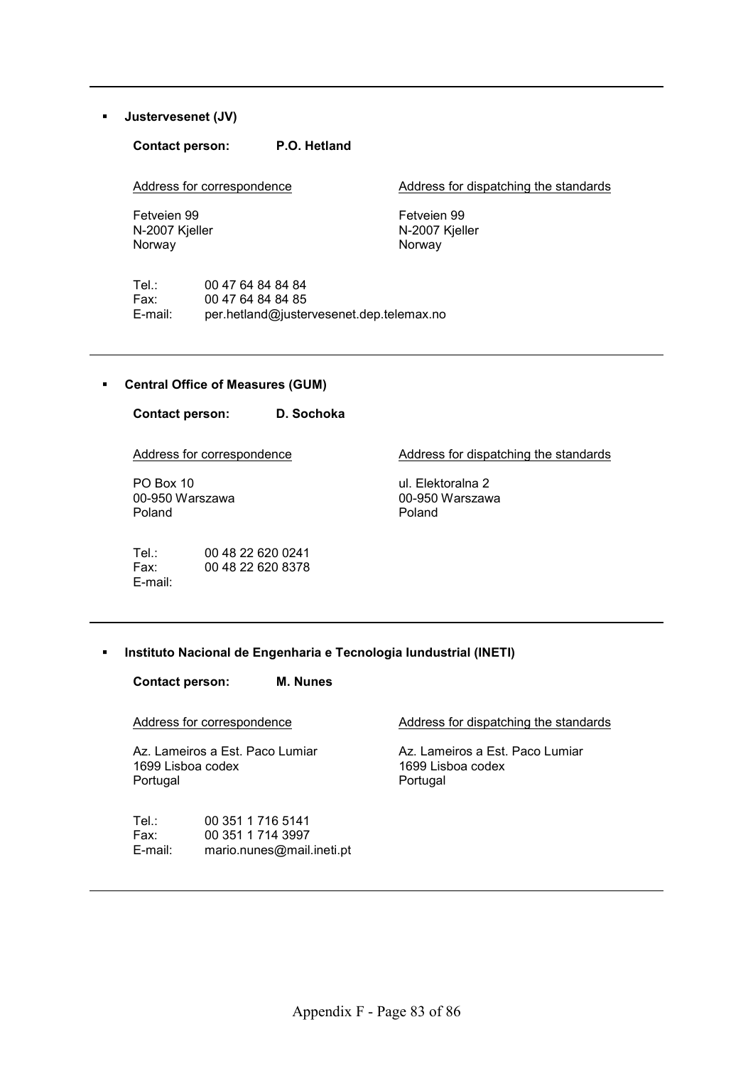- **Justervesenet (JV)**

  **Contact person:** **P.O. Hetland**

  Address for correspondence

  Fetveien 99
  N-2007 Kjeller
  Norway

  Address for dispatching the standards

  Fetveien 99
  N-2007 Kjeller
  Norway

  Tel.: 00 47 64 84 84 84
  Fax: 00 47 64 84 84 85
  E-mail: per.hetland@justervesenet.dep.telemax.no

---

- **Central Office of Measures (GUM)**

  **Contact person:** **D. Sochoka**

  Address for correspondence

  PO Box 10
  00-950 Warszawa
  Poland

  Address for dispatching the standards

  ul. Elektoralna 2
  00-950 Warszawa
  Poland

  Tel.: 00 48 22 620 0241
  Fax: 00 48 22 620 8378
  E-mail:

---

- **Instituto Nacional de Engenharia e Tecnologia Iundustrial (INETI)**

  **Contact person:** **M. Nunes**

  Address for correspondence

  Az. Lameiros a Est. Paco Lumiar
  1699 Lisboa codex
  Portugal

  Address for dispatching the standards

  Az. Lameiros a Est. Paco Lumiar
  1699 Lisboa codex
  Portugal

  Tel.: 00 351 1 716 5141
  Fax: 00 351 1 714 3997
  E-mail: mario.nunes@mail.ineti.pt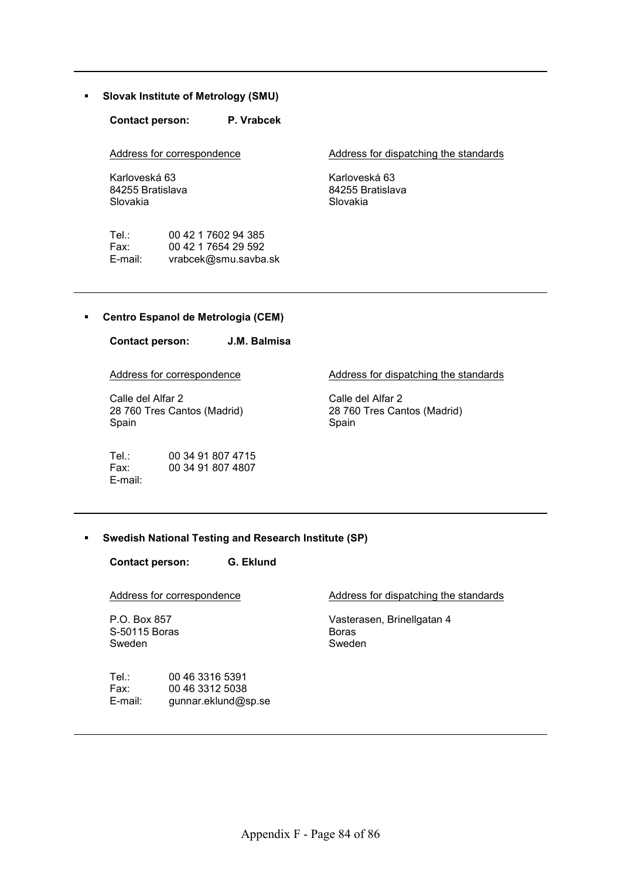---

- **Slovak Institute of Metrology (SMU)**

  **Contact person:** **P. Vrabcek**

| Address for correspondence | Address for dispatching the standards |
|---|---|
| Karloveská 63<br>84255 Bratislava<br>Slovakia | Karloveská 63<br>84255 Bratislava<br>Slovakia |

Tel.: 00 42 1 7602 94 385
Fax: 00 42 1 7654 29 592
E-mail: vrabcek@smu.savba.sk

---

- **Centro Espanol de Metrologia (CEM)**

  **Contact person:** **J.M. Balmisa**

| Address for correspondence | Address for dispatching the standards |
|---|---|
| Calle del Alfar 2<br>28 760 Tres Cantos (Madrid)<br>Spain | Calle del Alfar 2<br>28 760 Tres Cantos (Madrid)<br>Spain |

Tel.: 00 34 91 807 4715
Fax: 00 34 91 807 4807
E-mail:

---

- **Swedish National Testing and Research Institute (SP)**

  **Contact person:** **G. Eklund**

| Address for correspondence | Address for dispatching the standards |
|---|---|
| P.O. Box 857<br>S-50115 Boras<br>Sweden | Vasterasen, Brinellgatan 4<br>Boras<br>Sweden |

Tel.: 00 46 3316 5391
Fax: 00 46 3312 5038
E-mail: gunnar.eklund@sp.se

---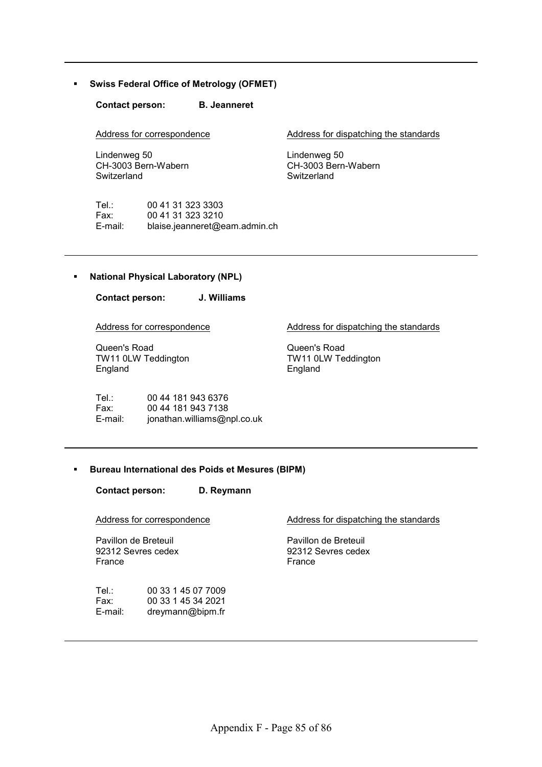---

- **Swiss Federal Office of Metrology (OFMET)**

  **Contact person: B. Jeanneret**

  Address for correspondence

  Lindenweg 50
  CH-3003 Bern-Wabern
  Switzerland

  Address for dispatching the standards

  Lindenweg 50
  CH-3003 Bern-Wabern
  Switzerland

  Tel.: 00 41 31 323 3303
  Fax: 00 41 31 323 3210
  E-mail: blaise.jeanneret@eam.admin.ch

---

- **National Physical Laboratory (NPL)**

  **Contact person: J. Williams**

  Address for correspondence

  Queen's Road
  TW11 0LW Teddington
  England

  Address for dispatching the standards

  Queen's Road
  TW11 0LW Teddington
  England

  Tel.: 00 44 181 943 6376
  Fax: 00 44 181 943 7138
  E-mail: jonathan.williams@npl.co.uk

---

- **Bureau International des Poids et Mesures (BIPM)**

  **Contact person: D. Reymann**

  Address for correspondence

  Pavillon de Breteuil
  92312 Sevres cedex
  France

  Address for dispatching the standards

  Pavillon de Breteuil
  92312 Sevres cedex
  France

  Tel.: 00 33 1 45 07 7009
  Fax: 00 33 1 45 34 2021
  E-mail: dreymann@bipm.fr

---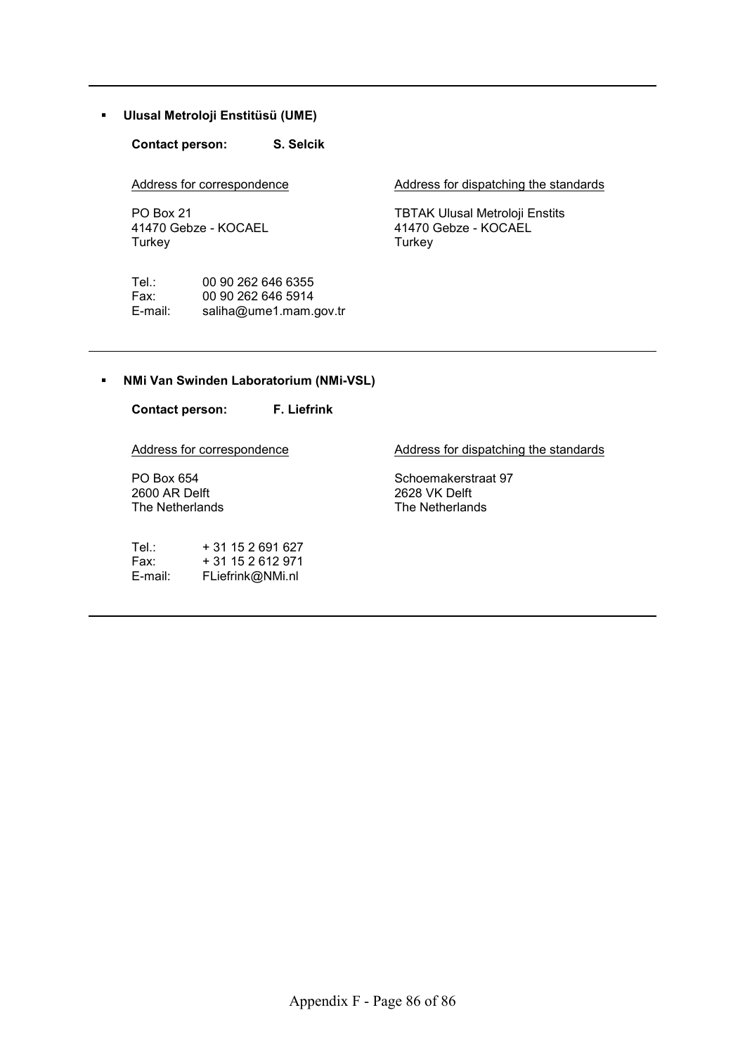- **Ulusal Metroloji Enstitüsü (UME)**

  **Contact person:** **S. Selcik**

  Address for correspondence

  PO Box 21
  41470 Gebze - KOCAEL
  Turkey

  Address for dispatching the standards

  TBTAK Ulusal Metroloji Enstits
  41470 Gebze - KOCAEL
  Turkey

  Tel.: 00 90 262 646 6355
  Fax: 00 90 262 646 5914
  E-mail: saliha@ume1.mam.gov.tr

---

- **NMi Van Swinden Laboratorium (NMi-VSL)**

  **Contact person:** **F. Liefrink**

  Address for correspondence

  PO Box 654
  2600 AR Delft
  The Netherlands

  Address for dispatching the standards

  Schoemakerstraat 97
  2628 VK Delft
  The Netherlands

  Tel.: + 31 15 2 691 627
  Fax: + 31 15 2 612 971
  E-mail: FLiefrink@NMi.nl